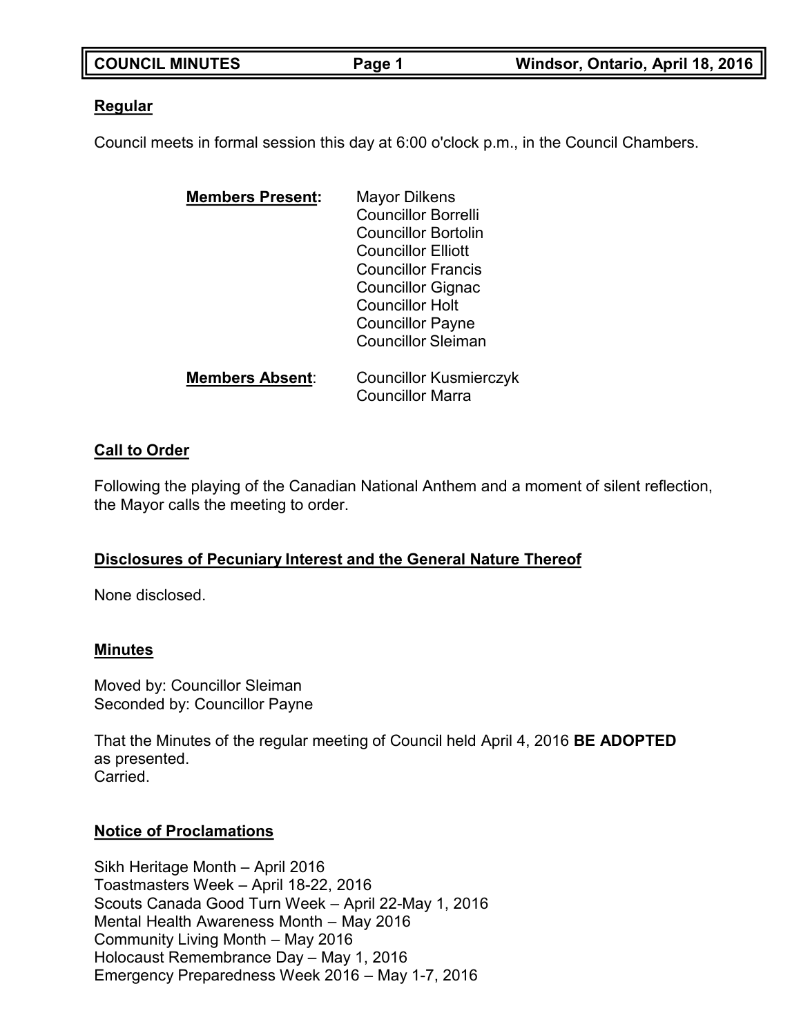## Regular

Council meets in formal session this day at 6:00 o'clock p.m., in the Council Chambers.

**Members Present:**
Mayor Dilkens
Councillor Borrelli
Councillor Bortolin
Councillor Elliott
Councillor Francis
Councillor Gignac
Councillor Holt
Councillor Payne
Councillor Sleiman

**Members Absent:**
Councillor Kusmierczyk
Councillor Marra

## Call to Order

Following the playing of the Canadian National Anthem and a moment of silent reflection, the Mayor calls the meeting to order.

## Disclosures of Pecuniary Interest and the General Nature Thereof

None disclosed.

## Minutes

Moved by: Councillor Sleiman
Seconded by: Councillor Payne

That the Minutes of the regular meeting of Council held April 4, 2016 **BE ADOPTED** as presented.
Carried.

## Notice of Proclamations

Sikh Heritage Month – April 2016
Toastmasters Week – April 18-22, 2016
Scouts Canada Good Turn Week – April 22-May 1, 2016
Mental Health Awareness Month – May 2016
Community Living Month – May 2016
Holocaust Remembrance Day – May 1, 2016
Emergency Preparedness Week 2016 – May 1-7, 2016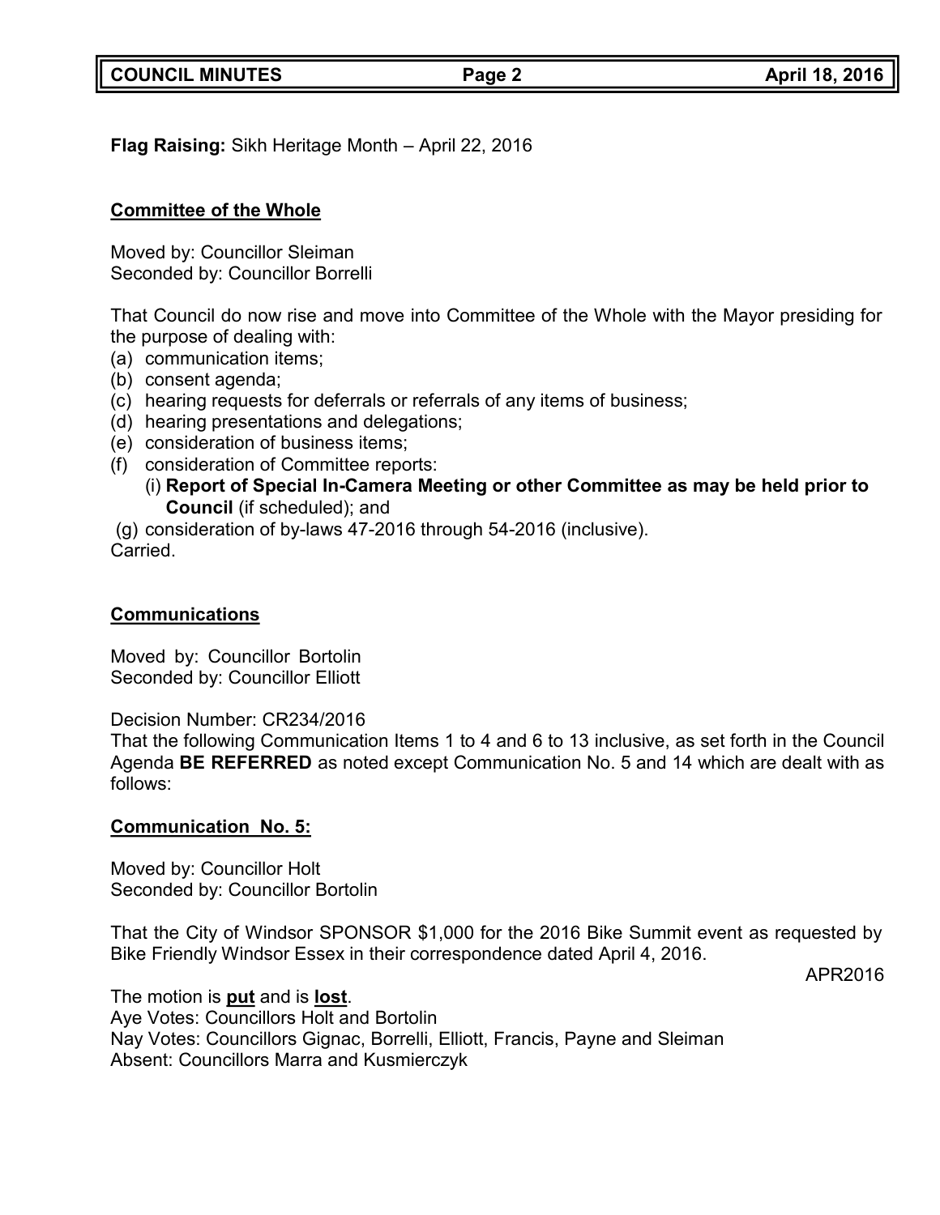**Flag Raising:** Sikh Heritage Month – April 22, 2016

## Committee of the Whole

Moved by: Councillor Sleiman
Seconded by: Councillor Borrelli

That Council do now rise and move into Committee of the Whole with the Mayor presiding for the purpose of dealing with:

(a) communication items;
(b) consent agenda;
(c) hearing requests for deferrals or referrals of any items of business;
(d) hearing presentations and delegations;
(e) consideration of business items;
(f) consideration of Committee reports:
  (i) **Report of Special In-Camera Meeting or other Committee as may be held prior to Council** (if scheduled); and
(g) consideration of by-laws 47-2016 through 54-2016 (inclusive).

Carried.

## Communications

Moved by: Councillor Bortolin
Seconded by: Councillor Elliott

Decision Number: CR234/2016
That the following Communication Items 1 to 4 and 6 to 13 inclusive, as set forth in the Council Agenda **BE REFERRED** as noted except Communication No. 5 and 14 which are dealt with as follows:

### Communication No. 5:

Moved by: Councillor Holt
Seconded by: Councillor Bortolin

That the City of Windsor SPONSOR $1,000 for the 2016 Bike Summit event as requested by Bike Friendly Windsor Essex in their correspondence dated April 4, 2016.

APR2016

The motion is **put** and is **lost**.
Aye Votes: Councillors Holt and Bortolin
Nay Votes: Councillors Gignac, Borrelli, Elliott, Francis, Payne and Sleiman
Absent: Councillors Marra and Kusmierczyk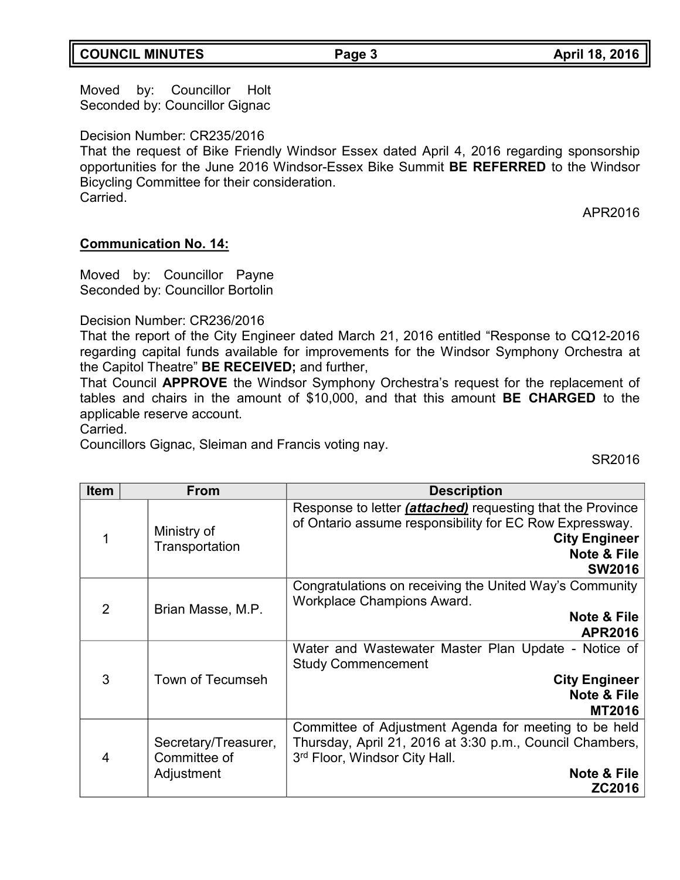Moved by: Councillor Holt
Seconded by: Councillor Gignac

Decision Number: CR235/2016
That the request of Bike Friendly Windsor Essex dated April 4, 2016 regarding sponsorship opportunities for the June 2016 Windsor-Essex Bike Summit **BE REFERRED** to the Windsor Bicycling Committee for their consideration.
Carried.

APR2016

**Communication No. 14:**

Moved by: Councillor Payne
Seconded by: Councillor Bortolin

Decision Number: CR236/2016
That the report of the City Engineer dated March 21, 2016 entitled "Response to CQ12-2016 regarding capital funds available for improvements for the Windsor Symphony Orchestra at the Capitol Theatre" **BE RECEIVED;** and further,
That Council **APPROVE** the Windsor Symphony Orchestra's request for the replacement of tables and chairs in the amount of $10,000, and that this amount **BE CHARGED** to the applicable reserve account.
Carried.
Councillors Gignac, Sleiman and Francis voting nay.

SR2016

| Item | From | Description |
|---|---|---|
| 1 | Ministry of Transportation | Response to letter ***(attached)*** requesting that the Province of Ontario assume responsibility for EC Row Expressway. **City Engineer** **Note & File** **SW2016** |
| 2 | Brian Masse, M.P. | Congratulations on receiving the United Way's Community Workplace Champions Award. **Note & File** **APR2016** |
| 3 | Town of Tecumseh | Water and Wastewater Master Plan Update - Notice of Study Commencement **City Engineer** **Note & File** **MT2016** |
| 4 | Secretary/Treasurer, Committee of Adjustment | Committee of Adjustment Agenda for meeting to be held Thursday, April 21, 2016 at 3:30 p.m., Council Chambers, 3rd Floor, Windsor City Hall. **Note & File** **ZC2016** |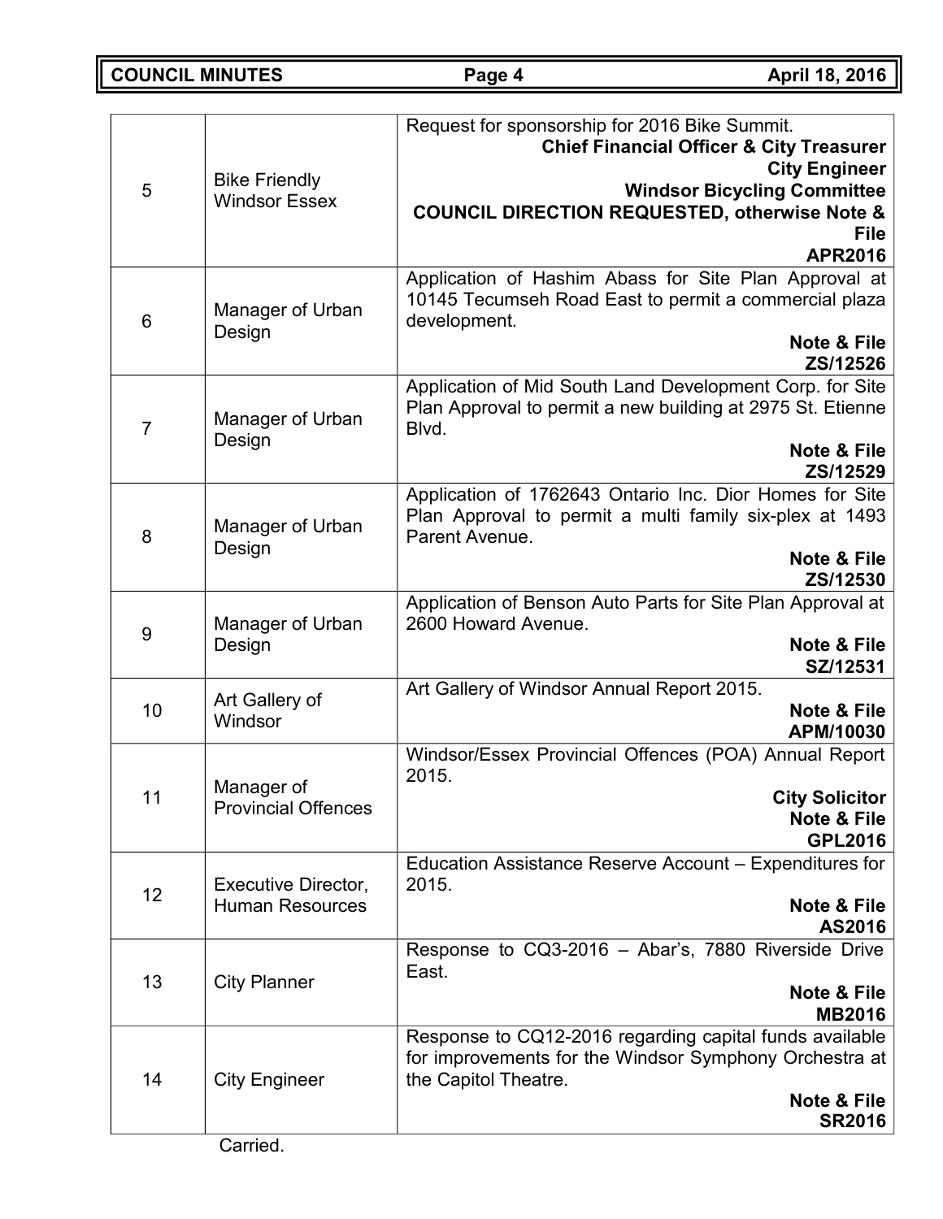| | | |
|---|---|---|
| 5 | Bike Friendly Windsor Essex | Request for sponsorship for 2016 Bike Summit.<br>**Chief Financial Officer & City Treasurer**<br>**City Engineer**<br>**Windsor Bicycling Committee**<br>**COUNCIL DIRECTION REQUESTED, otherwise Note & File**<br>**APR2016** |
| 6 | Manager of Urban Design | Application of Hashim Abass for Site Plan Approval at 10145 Tecumseh Road East to permit a commercial plaza development.<br>**Note & File**<br>**ZS/12526** |
| 7 | Manager of Urban Design | Application of Mid South Land Development Corp. for Site Plan Approval to permit a new building at 2975 St. Etienne Blvd.<br>**Note & File**<br>**ZS/12529** |
| 8 | Manager of Urban Design | Application of 1762643 Ontario Inc. Dior Homes for Site Plan Approval to permit a multi family six-plex at 1493 Parent Avenue.<br>**Note & File**<br>**ZS/12530** |
| 9 | Manager of Urban Design | Application of Benson Auto Parts for Site Plan Approval at 2600 Howard Avenue.<br>**Note & File**<br>**SZ/12531** |
| 10 | Art Gallery of Windsor | Art Gallery of Windsor Annual Report 2015.<br>**Note & File**<br>**APM/10030** |
| 11 | Manager of Provincial Offences | Windsor/Essex Provincial Offences (POA) Annual Report 2015.<br>**City Solicitor**<br>**Note & File**<br>**GPL2016** |
| 12 | Executive Director, Human Resources | Education Assistance Reserve Account – Expenditures for 2015.<br>**Note & File**<br>**AS2016** |
| 13 | City Planner | Response to CQ3-2016 – Abar's, 7880 Riverside Drive East.<br>**Note & File**<br>**MB2016** |
| 14 | City Engineer | Response to CQ12-2016 regarding capital funds available for improvements for the Windsor Symphony Orchestra at the Capitol Theatre.<br>**Note & File**<br>**SR2016** |

Carried.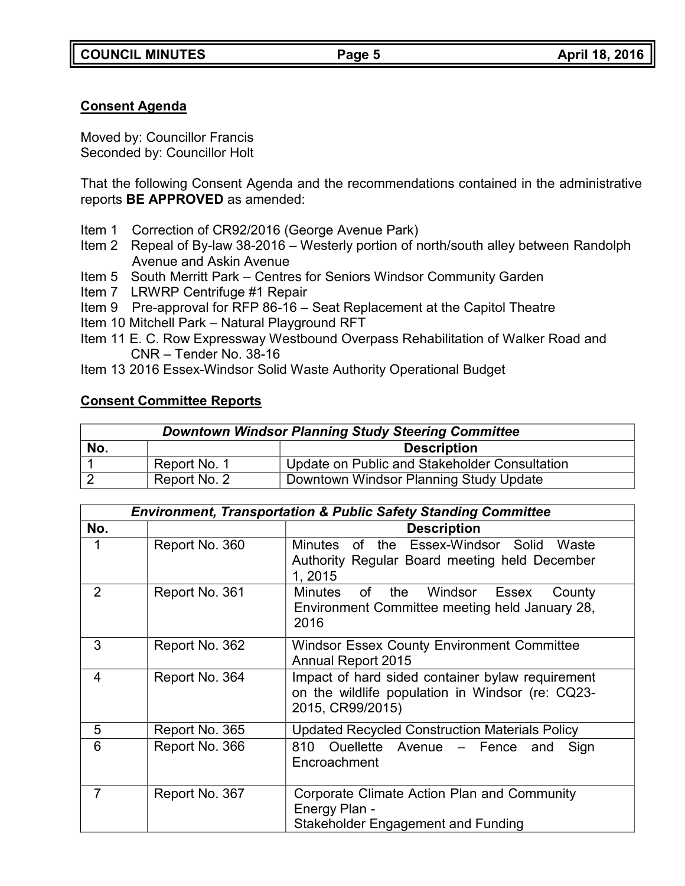**Consent Agenda**

Moved by: Councillor Francis
Seconded by: Councillor Holt

That the following Consent Agenda and the recommendations contained in the administrative reports **BE APPROVED** as amended:

Item 1 Correction of CR92/2016 (George Avenue Park)
Item 2 Repeal of By-law 38-2016 – Westerly portion of north/south alley between Randolph Avenue and Askin Avenue
Item 5 South Merritt Park – Centres for Seniors Windsor Community Garden
Item 7 LRWRP Centrifuge #1 Repair
Item 9 Pre-approval for RFP 86-16 – Seat Replacement at the Capitol Theatre
Item 10 Mitchell Park – Natural Playground RFT
Item 11 E. C. Row Expressway Westbound Overpass Rehabilitation of Walker Road and CNR – Tender No. 38-16
Item 13 2016 Essex-Windsor Solid Waste Authority Operational Budget

**Consent Committee Reports**

| ***Downtown Windsor Planning Study Steering Committee*** | | |
|---|---|---|
| **No.** | | **Description** |
| 1 | Report No. 1 | Update on Public and Stakeholder Consultation |
| 2 | Report No. 2 | Downtown Windsor Planning Study Update |

| ***Environment, Transportation & Public Safety Standing Committee*** | | |
|---|---|---|
| **No.** | | **Description** |
| 1 | Report No. 360 | Minutes of the Essex-Windsor Solid Waste Authority Regular Board meeting held December 1, 2015 |
| 2 | Report No. 361 | Minutes of the Windsor Essex County Environment Committee meeting held January 28, 2016 |
| 3 | Report No. 362 | Windsor Essex County Environment Committee Annual Report 2015 |
| 4 | Report No. 364 | Impact of hard sided container bylaw requirement on the wildlife population in Windsor (re: CQ23-2015, CR99/2015) |
| 5 | Report No. 365 | Updated Recycled Construction Materials Policy |
| 6 | Report No. 366 | 810 Ouellette Avenue – Fence and Sign Encroachment |
| 7 | Report No. 367 | Corporate Climate Action Plan and Community Energy Plan - Stakeholder Engagement and Funding |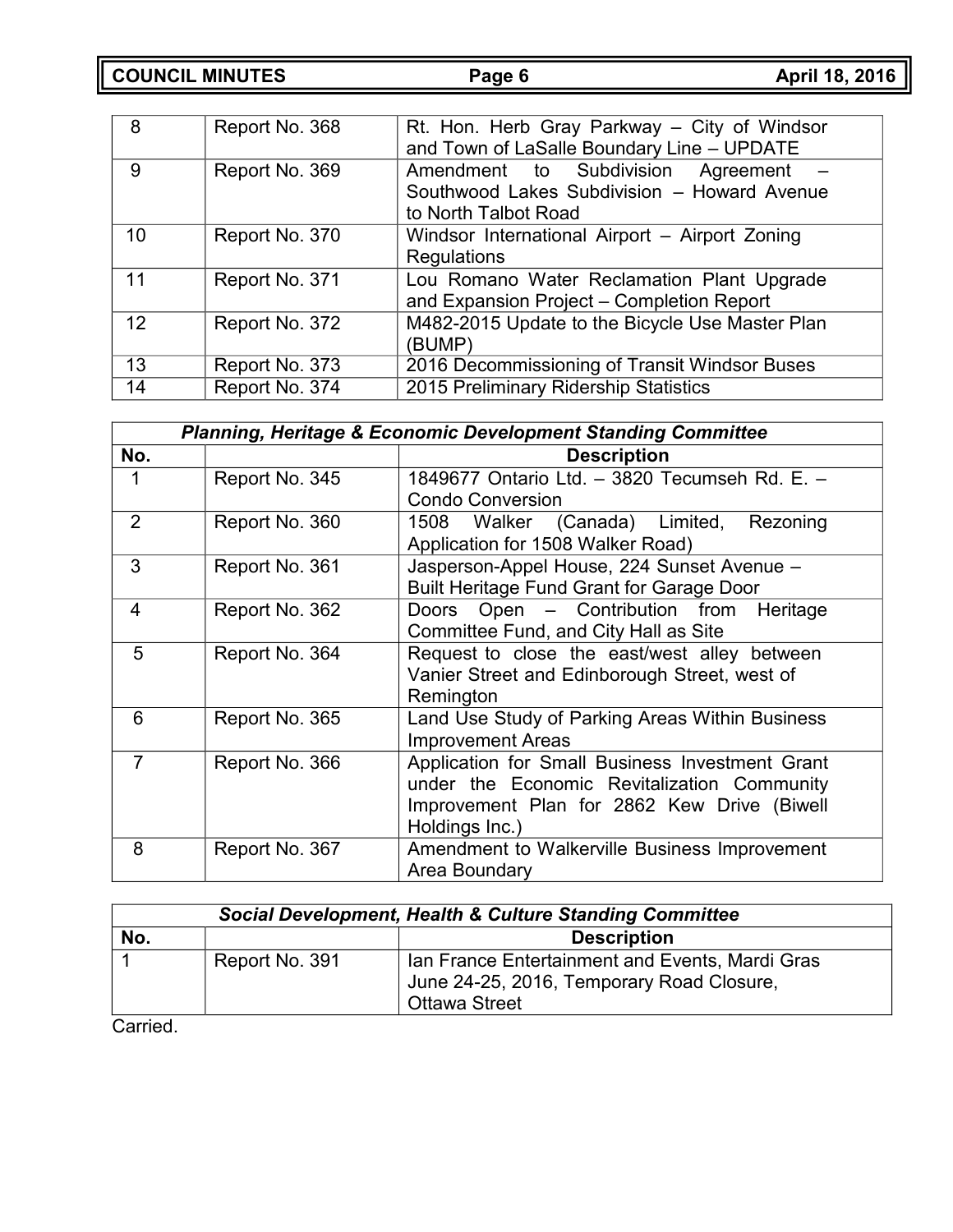| 8 | Report No. 368 | Rt. Hon. Herb Gray Parkway – City of Windsor and Town of LaSalle Boundary Line – UPDATE |
|---|---|---|
| 9 | Report No. 369 | Amendment to Subdivision Agreement – Southwood Lakes Subdivision – Howard Avenue to North Talbot Road |
| 10 | Report No. 370 | Windsor International Airport – Airport Zoning Regulations |
| 11 | Report No. 371 | Lou Romano Water Reclamation Plant Upgrade and Expansion Project – Completion Report |
| 12 | Report No. 372 | M482-2015 Update to the Bicycle Use Master Plan (BUMP) |
| 13 | Report No. 373 | 2016 Decommissioning of Transit Windsor Buses |
| 14 | Report No. 374 | 2015 Preliminary Ridership Statistics |

| *Planning, Heritage & Economic Development Standing Committee* | | |
|---|---|---|
| **No.** | | **Description** |
| 1 | Report No. 345 | 1849677 Ontario Ltd. – 3820 Tecumseh Rd. E. – Condo Conversion |
| 2 | Report No. 360 | 1508 Walker (Canada) Limited, Rezoning Application for 1508 Walker Road) |
| 3 | Report No. 361 | Jasperson-Appel House, 224 Sunset Avenue – Built Heritage Fund Grant for Garage Door |
| 4 | Report No. 362 | Doors Open – Contribution from Heritage Committee Fund, and City Hall as Site |
| 5 | Report No. 364 | Request to close the east/west alley between Vanier Street and Edinborough Street, west of Remington |
| 6 | Report No. 365 | Land Use Study of Parking Areas Within Business Improvement Areas |
| 7 | Report No. 366 | Application for Small Business Investment Grant under the Economic Revitalization Community Improvement Plan for 2862 Kew Drive (Biwell Holdings Inc.) |
| 8 | Report No. 367 | Amendment to Walkerville Business Improvement Area Boundary |

| *Social Development, Health & Culture Standing Committee* | | |
|---|---|---|
| **No.** | | **Description** |
| 1 | Report No. 391 | Ian France Entertainment and Events, Mardi Gras June 24-25, 2016, Temporary Road Closure, Ottawa Street |

Carried.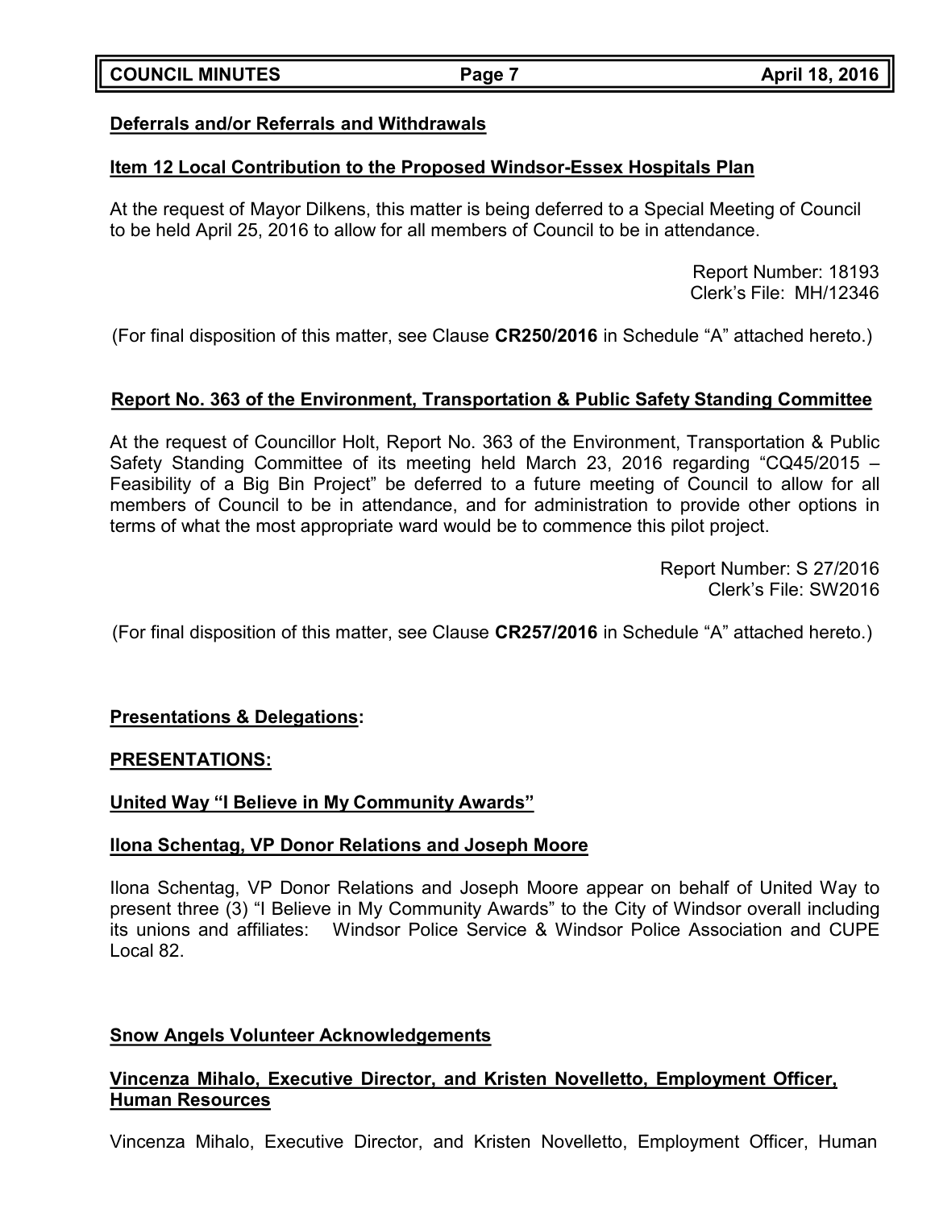**Deferrals and/or Referrals and Withdrawals**

**Item 12 Local Contribution to the Proposed Windsor-Essex Hospitals Plan**

At the request of Mayor Dilkens, this matter is being deferred to a Special Meeting of Council to be held April 25, 2016 to allow for all members of Council to be in attendance.

Report Number: 18193
Clerk's File: MH/12346

(For final disposition of this matter, see Clause **CR250/2016** in Schedule "A" attached hereto.)

**Report No. 363 of the Environment, Transportation & Public Safety Standing Committee**

At the request of Councillor Holt, Report No. 363 of the Environment, Transportation & Public Safety Standing Committee of its meeting held March 23, 2016 regarding "CQ45/2015 – Feasibility of a Big Bin Project" be deferred to a future meeting of Council to allow for all members of Council to be in attendance, and for administration to provide other options in terms of what the most appropriate ward would be to commence this pilot project.

Report Number: S 27/2016
Clerk's File: SW2016

(For final disposition of this matter, see Clause **CR257/2016** in Schedule "A" attached hereto.)

**Presentations & Delegations:**

**PRESENTATIONS:**

**United Way "I Believe in My Community Awards"**

**Ilona Schentag, VP Donor Relations and Joseph Moore**

Ilona Schentag, VP Donor Relations and Joseph Moore appear on behalf of United Way to present three (3) "I Believe in My Community Awards" to the City of Windsor overall including its unions and affiliates: Windsor Police Service & Windsor Police Association and CUPE Local 82.

**Snow Angels Volunteer Acknowledgements**

**Vincenza Mihalo, Executive Director, and Kristen Novelletto, Employment Officer, Human Resources**

Vincenza Mihalo, Executive Director, and Kristen Novelletto, Employment Officer, Human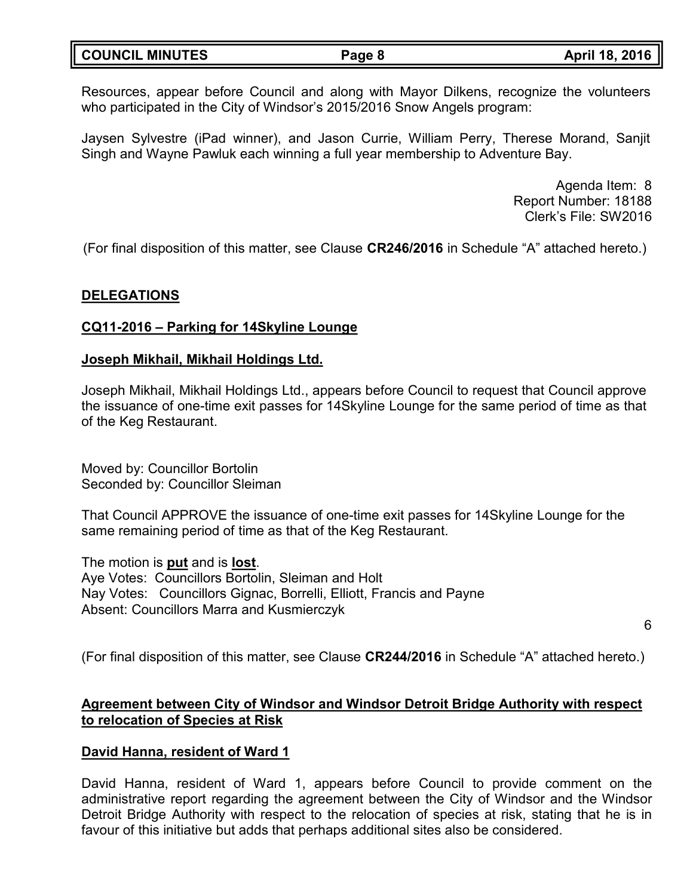Resources, appear before Council and along with Mayor Dilkens, recognize the volunteers who participated in the City of Windsor's 2015/2016 Snow Angels program:

Jaysen Sylvestre (iPad winner), and Jason Currie, William Perry, Therese Morand, Sanjit Singh and Wayne Pawluk each winning a full year membership to Adventure Bay.

Agenda Item: 8
Report Number: 18188
Clerk's File: SW2016

(For final disposition of this matter, see Clause **CR246/2016** in Schedule "A" attached hereto.)

## DELEGATIONS

### CQ11-2016 – Parking for 14Skyline Lounge

### Joseph Mikhail, Mikhail Holdings Ltd.

Joseph Mikhail, Mikhail Holdings Ltd., appears before Council to request that Council approve the issuance of one-time exit passes for 14Skyline Lounge for the same period of time as that of the Keg Restaurant.

Moved by: Councillor Bortolin
Seconded by: Councillor Sleiman

That Council APPROVE the issuance of one-time exit passes for 14Skyline Lounge for the same remaining period of time as that of the Keg Restaurant.

The motion is **put** and is **lost**.
Aye Votes: Councillors Bortolin, Sleiman and Holt
Nay Votes: Councillors Gignac, Borrelli, Elliott, Francis and Payne
Absent: Councillors Marra and Kusmierczyk

6

(For final disposition of this matter, see Clause **CR244/2016** in Schedule "A" attached hereto.)

### Agreement between City of Windsor and Windsor Detroit Bridge Authority with respect to relocation of Species at Risk

### David Hanna, resident of Ward 1

David Hanna, resident of Ward 1, appears before Council to provide comment on the administrative report regarding the agreement between the City of Windsor and the Windsor Detroit Bridge Authority with respect to the relocation of species at risk, stating that he is in favour of this initiative but adds that perhaps additional sites also be considered.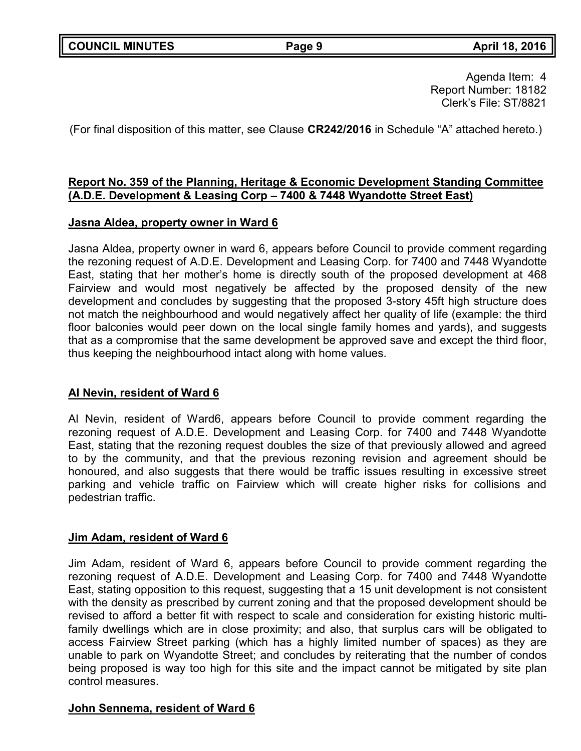Agenda Item: 4
Report Number: 18182
Clerk's File: ST/8821

(For final disposition of this matter, see Clause **CR242/2016** in Schedule "A" attached hereto.)

**Report No. 359 of the Planning, Heritage & Economic Development Standing Committee (A.D.E. Development & Leasing Corp – 7400 & 7448 Wyandotte Street East)**

**Jasna Aldea, property owner in Ward 6**

Jasna Aldea, property owner in ward 6, appears before Council to provide comment regarding the rezoning request of A.D.E. Development and Leasing Corp. for 7400 and 7448 Wyandotte East, stating that her mother's home is directly south of the proposed development at 468 Fairview and would most negatively be affected by the proposed density of the new development and concludes by suggesting that the proposed 3-story 45ft high structure does not match the neighbourhood and would negatively affect her quality of life (example: the third floor balconies would peer down on the local single family homes and yards), and suggests that as a compromise that the same development be approved save and except the third floor, thus keeping the neighbourhood intact along with home values.

**Al Nevin, resident of Ward 6**

Al Nevin, resident of Ward6, appears before Council to provide comment regarding the rezoning request of A.D.E. Development and Leasing Corp. for 7400 and 7448 Wyandotte East, stating that the rezoning request doubles the size of that previously allowed and agreed to by the community, and that the previous rezoning revision and agreement should be honoured, and also suggests that there would be traffic issues resulting in excessive street parking and vehicle traffic on Fairview which will create higher risks for collisions and pedestrian traffic.

**Jim Adam, resident of Ward 6**

Jim Adam, resident of Ward 6, appears before Council to provide comment regarding the rezoning request of A.D.E. Development and Leasing Corp. for 7400 and 7448 Wyandotte East, stating opposition to this request, suggesting that a 15 unit development is not consistent with the density as prescribed by current zoning and that the proposed development should be revised to afford a better fit with respect to scale and consideration for existing historic multi-family dwellings which are in close proximity; and also, that surplus cars will be obligated to access Fairview Street parking (which has a highly limited number of spaces) as they are unable to park on Wyandotte Street; and concludes by reiterating that the number of condos being proposed is way too high for this site and the impact cannot be mitigated by site plan control measures.

**John Sennema, resident of Ward 6**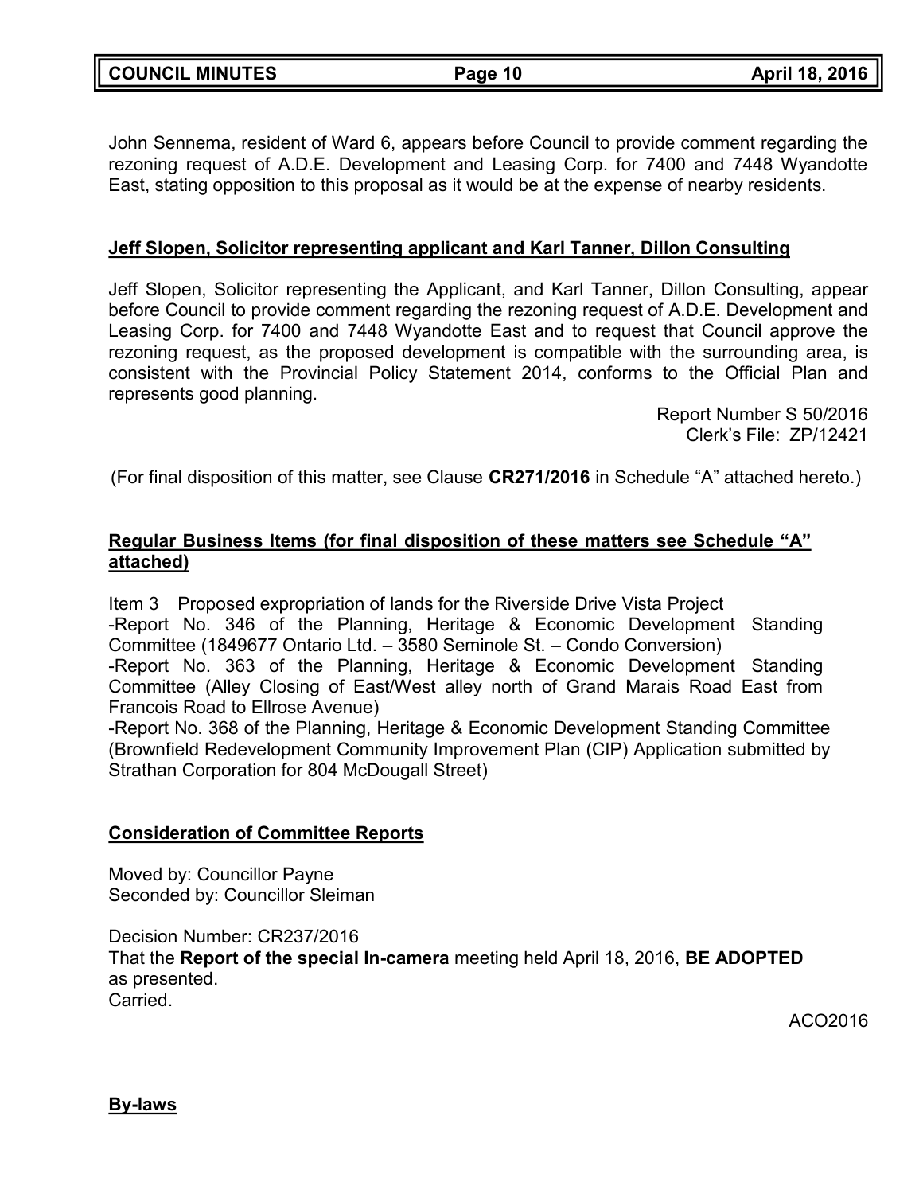John Sennema, resident of Ward 6, appears before Council to provide comment regarding the rezoning request of A.D.E. Development and Leasing Corp. for 7400 and 7448 Wyandotte East, stating opposition to this proposal as it would be at the expense of nearby residents.

**Jeff Slopen, Solicitor representing applicant and Karl Tanner, Dillon Consulting**

Jeff Slopen, Solicitor representing the Applicant, and Karl Tanner, Dillon Consulting, appear before Council to provide comment regarding the rezoning request of A.D.E. Development and Leasing Corp. for 7400 and 7448 Wyandotte East and to request that Council approve the rezoning request, as the proposed development is compatible with the surrounding area, is consistent with the Provincial Policy Statement 2014, conforms to the Official Plan and represents good planning.

Report Number S 50/2016
Clerk's File: ZP/12421

(For final disposition of this matter, see Clause **CR271/2016** in Schedule "A" attached hereto.)

**Regular Business Items (for final disposition of these matters see Schedule "A" attached)**

Item 3 Proposed expropriation of lands for the Riverside Drive Vista Project
-Report No. 346 of the Planning, Heritage & Economic Development Standing Committee (1849677 Ontario Ltd. – 3580 Seminole St. – Condo Conversion)
-Report No. 363 of the Planning, Heritage & Economic Development Standing Committee (Alley Closing of East/West alley north of Grand Marais Road East from Francois Road to Ellrose Avenue)
-Report No. 368 of the Planning, Heritage & Economic Development Standing Committee (Brownfield Redevelopment Community Improvement Plan (CIP) Application submitted by Strathan Corporation for 804 McDougall Street)

**Consideration of Committee Reports**

Moved by: Councillor Payne
Seconded by: Councillor Sleiman

Decision Number: CR237/2016
That the **Report of the special In-camera** meeting held April 18, 2016, **BE ADOPTED** as presented.
Carried.

ACO2016

**By-laws**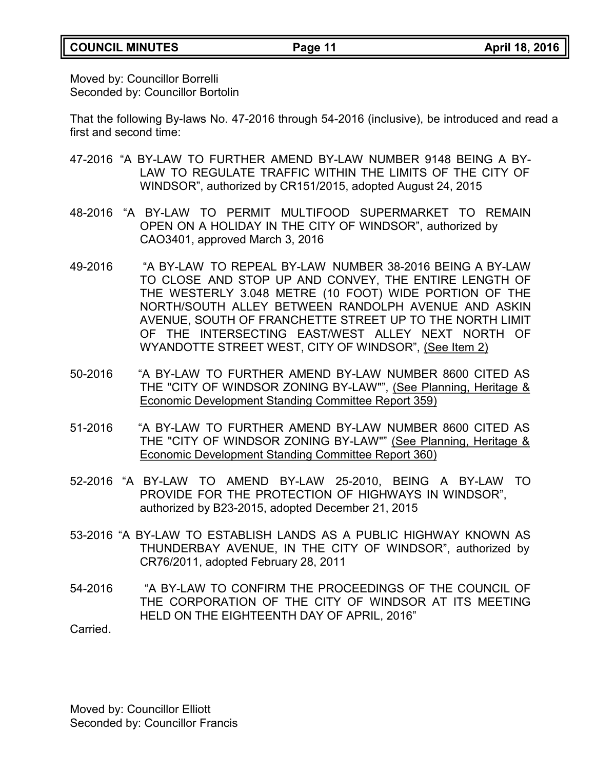Moved by: Councillor Borrelli
Seconded by: Councillor Bortolin

That the following By-laws No. 47-2016 through 54-2016 (inclusive), be introduced and read a first and second time:

47-2016 "A BY-LAW TO FURTHER AMEND BY-LAW NUMBER 9148 BEING A BY-LAW TO REGULATE TRAFFIC WITHIN THE LIMITS OF THE CITY OF WINDSOR", authorized by CR151/2015, adopted August 24, 2015

48-2016 "A BY-LAW TO PERMIT MULTIFOOD SUPERMARKET TO REMAIN OPEN ON A HOLIDAY IN THE CITY OF WINDSOR", authorized by CAO3401, approved March 3, 2016

49-2016 "A BY-LAW TO REPEAL BY-LAW NUMBER 38-2016 BEING A BY-LAW TO CLOSE AND STOP UP AND CONVEY, THE ENTIRE LENGTH OF THE WESTERLY 3.048 METRE (10 FOOT) WIDE PORTION OF THE NORTH/SOUTH ALLEY BETWEEN RANDOLPH AVENUE AND ASKIN AVENUE, SOUTH OF FRANCHETTE STREET UP TO THE NORTH LIMIT OF THE INTERSECTING EAST/WEST ALLEY NEXT NORTH OF WYANDOTTE STREET WEST, CITY OF WINDSOR", (See Item 2)

50-2016 "A BY-LAW TO FURTHER AMEND BY-LAW NUMBER 8600 CITED AS THE "CITY OF WINDSOR ZONING BY-LAW"", (See Planning, Heritage & Economic Development Standing Committee Report 359)

51-2016 "A BY-LAW TO FURTHER AMEND BY-LAW NUMBER 8600 CITED AS THE "CITY OF WINDSOR ZONING BY-LAW"" (See Planning, Heritage & Economic Development Standing Committee Report 360)

52-2016 "A BY-LAW TO AMEND BY-LAW 25-2010, BEING A BY-LAW TO PROVIDE FOR THE PROTECTION OF HIGHWAYS IN WINDSOR", authorized by B23-2015, adopted December 21, 2015

53-2016 "A BY-LAW TO ESTABLISH LANDS AS A PUBLIC HIGHWAY KNOWN AS THUNDERBAY AVENUE, IN THE CITY OF WINDSOR", authorized by CR76/2011, adopted February 28, 2011

54-2016 "A BY-LAW TO CONFIRM THE PROCEEDINGS OF THE COUNCIL OF THE CORPORATION OF THE CITY OF WINDSOR AT ITS MEETING HELD ON THE EIGHTEENTH DAY OF APRIL, 2016"

Carried.

Moved by: Councillor Elliott
Seconded by: Councillor Francis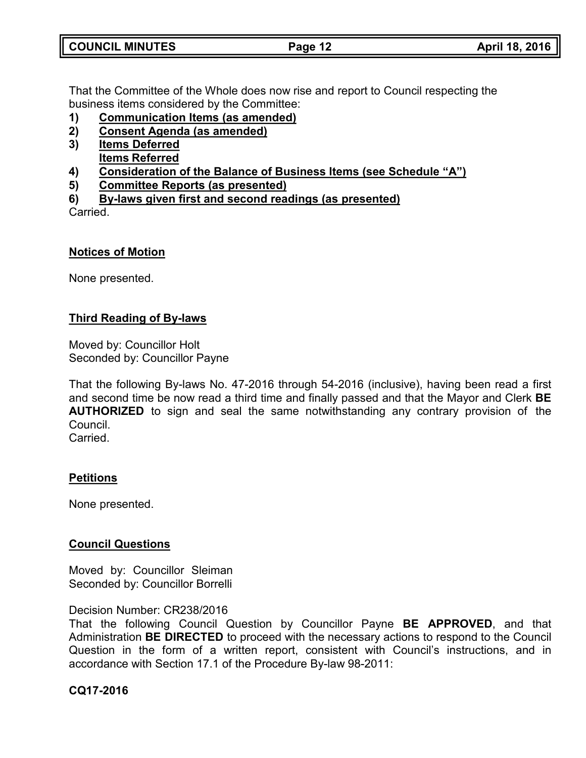That the Committee of the Whole does now rise and report to Council respecting the business items considered by the Committee:

1) **<u>Communication Items (as amended)</u>**
2) **<u>Consent Agenda (as amended)</u>**
3) **<u>Items Deferred</u>**
   **<u>Items Referred</u>**
4) **<u>Consideration of the Balance of Business Items (see Schedule "A")</u>**
5) **<u>Committee Reports (as presented)</u>**
6) **<u>By-laws given first and second readings (as presented)</u>**

Carried.

**<u>Notices of Motion</u>**

None presented.

**<u>Third Reading of By-laws</u>**

Moved by: Councillor Holt
Seconded by: Councillor Payne

That the following By-laws No. 47-2016 through 54-2016 (inclusive), having been read a first and second time be now read a third time and finally passed and that the Mayor and Clerk **BE AUTHORIZED** to sign and seal the same notwithstanding any contrary provision of the Council.
Carried.

**<u>Petitions</u>**

None presented.

**<u>Council Questions</u>**

Moved by: Councillor Sleiman
Seconded by: Councillor Borrelli

Decision Number: CR238/2016
That the following Council Question by Councillor Payne **BE APPROVED**, and that Administration **BE DIRECTED** to proceed with the necessary actions to respond to the Council Question in the form of a written report, consistent with Council's instructions, and in accordance with Section 17.1 of the Procedure By-law 98-2011:

**CQ17-2016**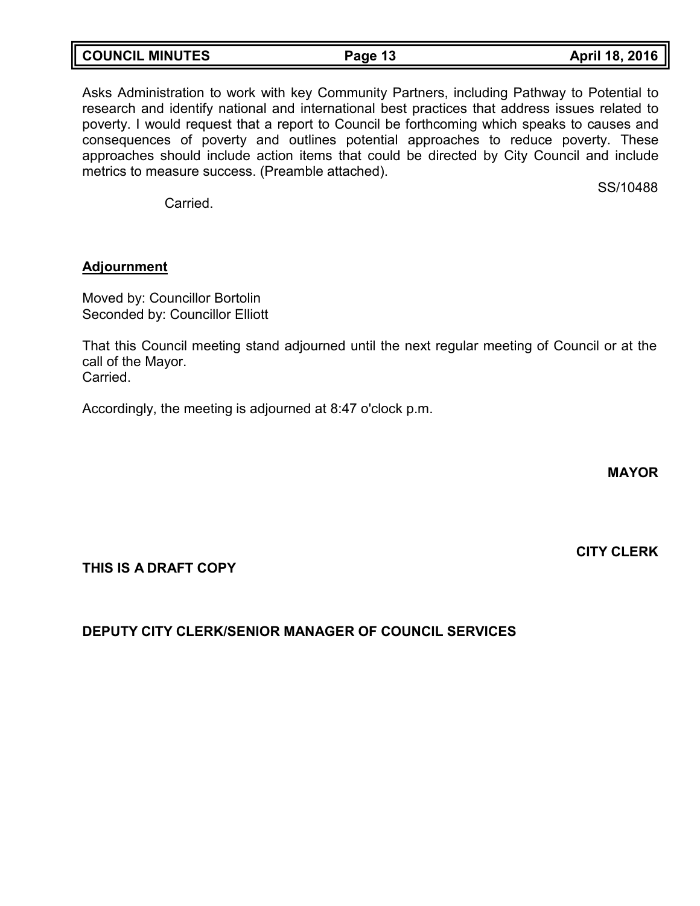Asks Administration to work with key Community Partners, including Pathway to Potential to research and identify national and international best practices that address issues related to poverty. I would request that a report to Council be forthcoming which speaks to causes and consequences of poverty and outlines potential approaches to reduce poverty. These approaches should include action items that could be directed by City Council and include metrics to measure success. (Preamble attached).

SS/10488

Carried.

## Adjournment

Moved by: Councillor Bortolin
Seconded by: Councillor Elliott

That this Council meeting stand adjourned until the next regular meeting of Council or at the call of the Mayor.
Carried.

Accordingly, the meeting is adjourned at 8:47 o'clock p.m.

**MAYOR**

**CITY CLERK**

**THIS IS A DRAFT COPY**

**DEPUTY CITY CLERK/SENIOR MANAGER OF COUNCIL SERVICES**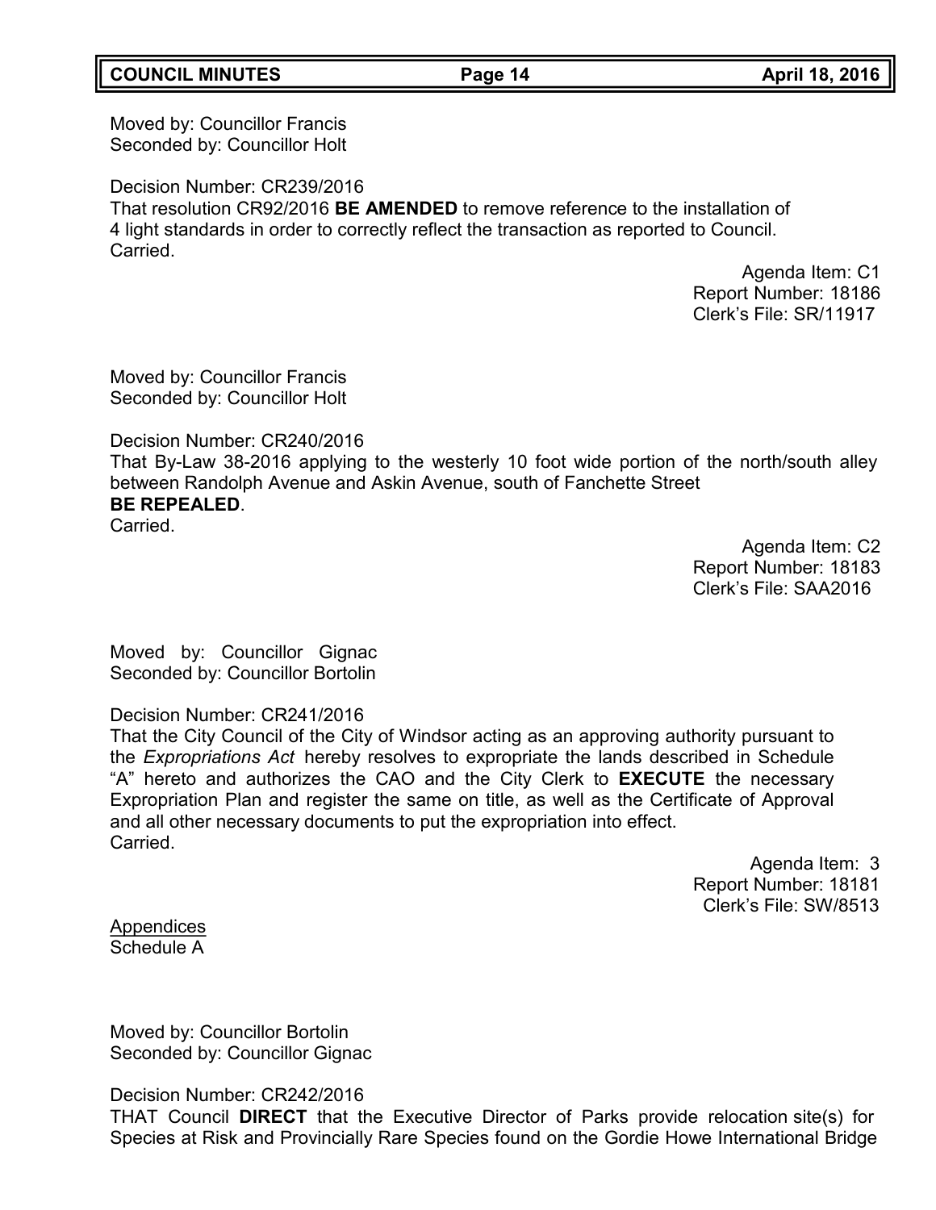Moved by: Councillor Francis
Seconded by: Councillor Holt

Decision Number: CR239/2016
That resolution CR92/2016 **BE AMENDED** to remove reference to the installation of 4 light standards in order to correctly reflect the transaction as reported to Council.
Carried.

Agenda Item: C1
Report Number: 18186
Clerk's File: SR/11917

Moved by: Councillor Francis
Seconded by: Councillor Holt

Decision Number: CR240/2016
That By-Law 38-2016 applying to the westerly 10 foot wide portion of the north/south alley between Randolph Avenue and Askin Avenue, south of Fanchette Street
**BE REPEALED**.
Carried.

Agenda Item: C2
Report Number: 18183
Clerk's File: SAA2016

Moved by: Councillor Gignac
Seconded by: Councillor Bortolin

Decision Number: CR241/2016
That the City Council of the City of Windsor acting as an approving authority pursuant to the *Expropriations Act* hereby resolves to expropriate the lands described in Schedule "A" hereto and authorizes the CAO and the City Clerk to **EXECUTE** the necessary Expropriation Plan and register the same on title, as well as the Certificate of Approval and all other necessary documents to put the expropriation into effect.
Carried.

Agenda Item: 3
Report Number: 18181
Clerk's File: SW/8513

Appendices
Schedule A

Moved by: Councillor Bortolin
Seconded by: Councillor Gignac

Decision Number: CR242/2016
THAT Council **DIRECT** that the Executive Director of Parks provide relocation site(s) for Species at Risk and Provincially Rare Species found on the Gordie Howe International Bridge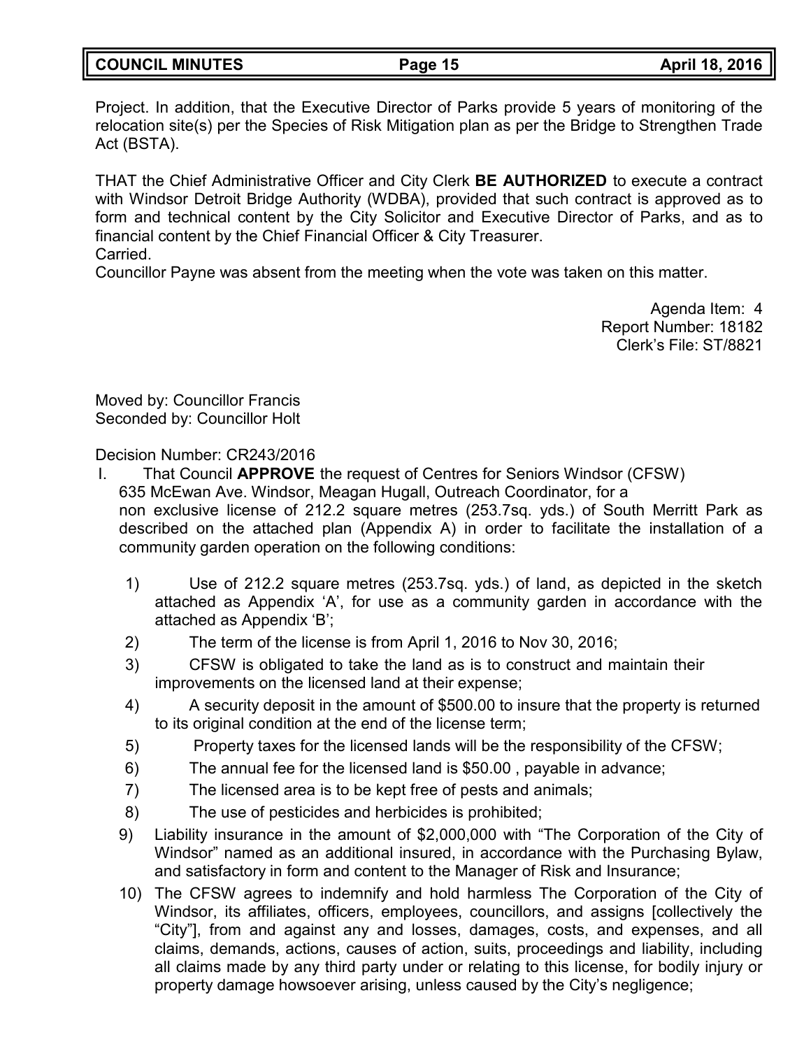Project. In addition, that the Executive Director of Parks provide 5 years of monitoring of the relocation site(s) per the Species of Risk Mitigation plan as per the Bridge to Strengthen Trade Act (BSTA).

THAT the Chief Administrative Officer and City Clerk **BE AUTHORIZED** to execute a contract with Windsor Detroit Bridge Authority (WDBA), provided that such contract is approved as to form and technical content by the City Solicitor and Executive Director of Parks, and as to financial content by the Chief Financial Officer & City Treasurer.
Carried.
Councillor Payne was absent from the meeting when the vote was taken on this matter.

Agenda Item: 4
Report Number: 18182
Clerk's File: ST/8821

Moved by: Councillor Francis
Seconded by: Councillor Holt

Decision Number: CR243/2016

I. That Council **APPROVE** the request of Centres for Seniors Windsor (CFSW) 635 McEwan Ave. Windsor, Meagan Hugall, Outreach Coordinator, for a non exclusive license of 212.2 square metres (253.7sq. yds.) of South Merritt Park as described on the attached plan (Appendix A) in order to facilitate the installation of a community garden operation on the following conditions:

1) Use of 212.2 square metres (253.7sq. yds.) of land, as depicted in the sketch attached as Appendix 'A', for use as a community garden in accordance with the attached as Appendix 'B';
2) The term of the license is from April 1, 2016 to Nov 30, 2016;
3) CFSW is obligated to take the land as is to construct and maintain their improvements on the licensed land at their expense;
4) A security deposit in the amount of $500.00 to insure that the property is returned to its original condition at the end of the license term;
5) Property taxes for the licensed lands will be the responsibility of the CFSW;
6) The annual fee for the licensed land is $50.00 , payable in advance;
7) The licensed area is to be kept free of pests and animals;
8) The use of pesticides and herbicides is prohibited;
9) Liability insurance in the amount of $2,000,000 with "The Corporation of the City of Windsor" named as an additional insured, in accordance with the Purchasing Bylaw, and satisfactory in form and content to the Manager of Risk and Insurance;
10) The CFSW agrees to indemnify and hold harmless The Corporation of the City of Windsor, its affiliates, officers, employees, councillors, and assigns [collectively the "City"], from and against any and losses, damages, costs, and expenses, and all claims, demands, actions, causes of action, suits, proceedings and liability, including all claims made by any third party under or relating to this license, for bodily injury or property damage howsoever arising, unless caused by the City's negligence;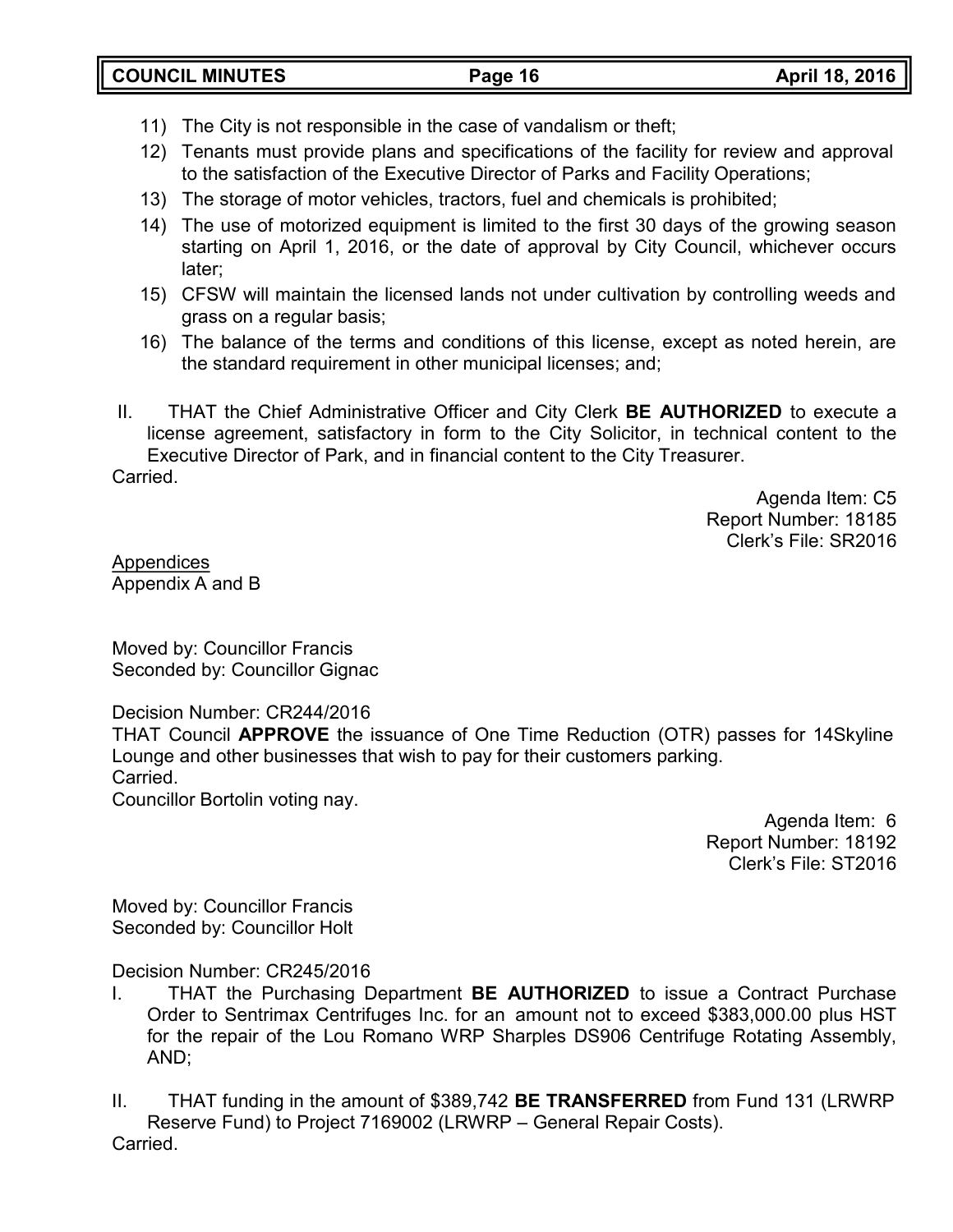11) The City is not responsible in the case of vandalism or theft;
12) Tenants must provide plans and specifications of the facility for review and approval to the satisfaction of the Executive Director of Parks and Facility Operations;
13) The storage of motor vehicles, tractors, fuel and chemicals is prohibited;
14) The use of motorized equipment is limited to the first 30 days of the growing season starting on April 1, 2016, or the date of approval by City Council, whichever occurs later;
15) CFSW will maintain the licensed lands not under cultivation by controlling weeds and grass on a regular basis;
16) The balance of the terms and conditions of this license, except as noted herein, are the standard requirement in other municipal licenses; and;

II. THAT the Chief Administrative Officer and City Clerk **BE AUTHORIZED** to execute a license agreement, satisfactory in form to the City Solicitor, in technical content to the Executive Director of Park, and in financial content to the City Treasurer.

Carried.

Agenda Item: C5
Report Number: 18185
Clerk's File: SR2016

Appendices

Appendix A and B

Moved by: Councillor Francis
Seconded by: Councillor Gignac

Decision Number: CR244/2016
THAT Council **APPROVE** the issuance of One Time Reduction (OTR) passes for 14Skyline Lounge and other businesses that wish to pay for their customers parking.
Carried.
Councillor Bortolin voting nay.

Agenda Item: 6
Report Number: 18192
Clerk's File: ST2016

Moved by: Councillor Francis
Seconded by: Councillor Holt

Decision Number: CR245/2016

I. THAT the Purchasing Department **BE AUTHORIZED** to issue a Contract Purchase Order to Sentrimax Centrifuges Inc. for an amount not to exceed $383,000.00 plus HST for the repair of the Lou Romano WRP Sharples DS906 Centrifuge Rotating Assembly, AND;

II. THAT funding in the amount of $389,742 **BE TRANSFERRED** from Fund 131 (LRWRP Reserve Fund) to Project 7169002 (LRWRP – General Repair Costs).

Carried.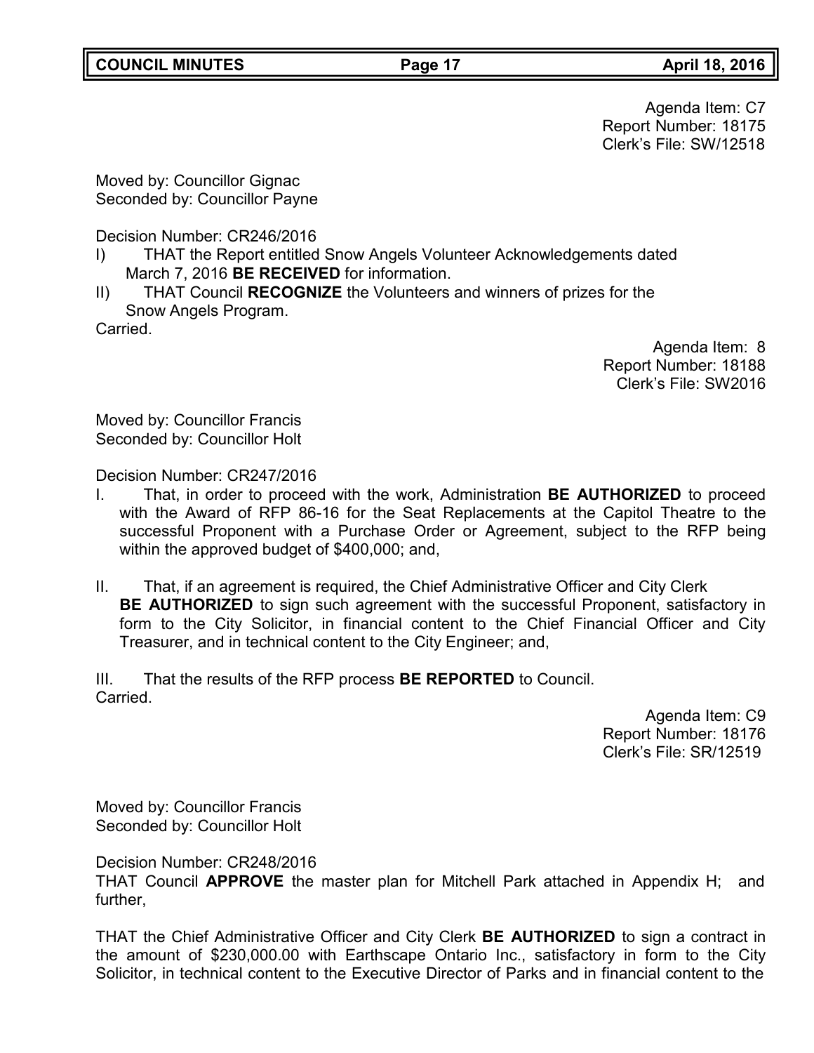Agenda Item: C7
Report Number: 18175
Clerk's File: SW/12518

Moved by: Councillor Gignac
Seconded by: Councillor Payne

Decision Number: CR246/2016

I) THAT the Report entitled Snow Angels Volunteer Acknowledgements dated March 7, 2016 **BE RECEIVED** for information.

II) THAT Council **RECOGNIZE** the Volunteers and winners of prizes for the Snow Angels Program.

Carried.

Agenda Item: 8
Report Number: 18188
Clerk's File: SW2016

Moved by: Councillor Francis
Seconded by: Councillor Holt

Decision Number: CR247/2016

I. That, in order to proceed with the work, Administration **BE AUTHORIZED** to proceed with the Award of RFP 86-16 for the Seat Replacements at the Capitol Theatre to the successful Proponent with a Purchase Order or Agreement, subject to the RFP being within the approved budget of $400,000; and,

II. That, if an agreement is required, the Chief Administrative Officer and City Clerk **BE AUTHORIZED** to sign such agreement with the successful Proponent, satisfactory in form to the City Solicitor, in financial content to the Chief Financial Officer and City Treasurer, and in technical content to the City Engineer; and,

III. That the results of the RFP process **BE REPORTED** to Council.

Carried.

Agenda Item: C9
Report Number: 18176
Clerk's File: SR/12519

Moved by: Councillor Francis
Seconded by: Councillor Holt

Decision Number: CR248/2016

THAT Council **APPROVE** the master plan for Mitchell Park attached in Appendix H; and further,

THAT the Chief Administrative Officer and City Clerk **BE AUTHORIZED** to sign a contract in the amount of $230,000.00 with Earthscape Ontario Inc., satisfactory in form to the City Solicitor, in technical content to the Executive Director of Parks and in financial content to the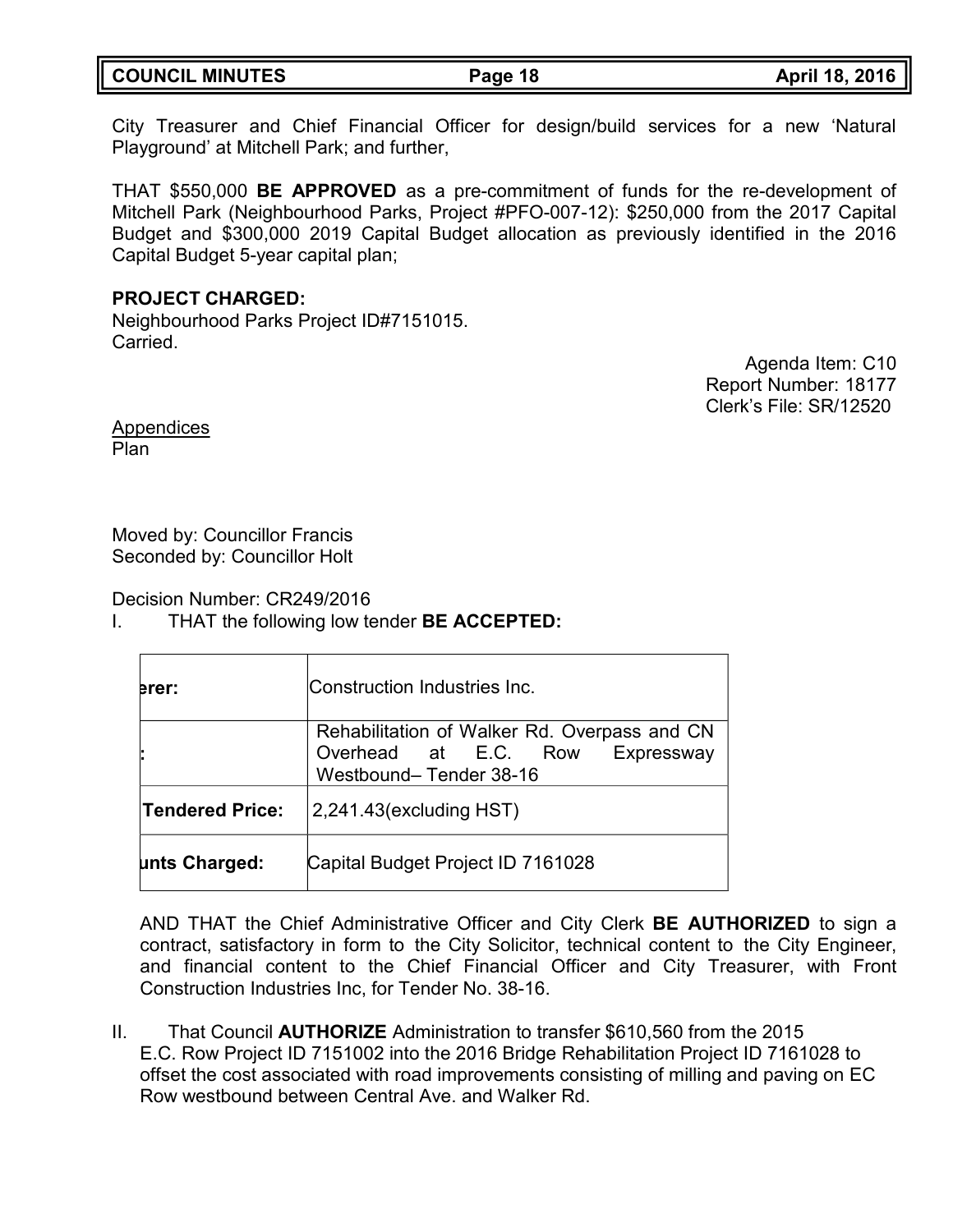City Treasurer and Chief Financial Officer for design/build services for a new 'Natural Playground' at Mitchell Park; and further,

THAT $550,000 **BE APPROVED** as a pre-commitment of funds for the re-development of Mitchell Park (Neighbourhood Parks, Project #PFO-007-12): $250,000 from the 2017 Capital Budget and $300,000 2019 Capital Budget allocation as previously identified in the 2016 Capital Budget 5-year capital plan;

**PROJECT CHARGED:**
Neighbourhood Parks Project ID#7151015.
Carried.

Agenda Item: C10
Report Number: 18177
Clerk's File: SR/12520

Appendices
Plan

Moved by: Councillor Francis
Seconded by: Councillor Holt

Decision Number: CR249/2016
I. THAT the following low tender **BE ACCEPTED:**

| | |
|---|---|
| **erer:** | Construction Industries Inc. |
| **:** | Rehabilitation of Walker Rd. Overpass and CN Overhead at E.C. Row Expressway Westbound– Tender 38-16 |
| **Tendered Price:** | 2,241.43(excluding HST) |
| **unts Charged:** | Capital Budget Project ID 7161028 |

AND THAT the Chief Administrative Officer and City Clerk **BE AUTHORIZED** to sign a contract, satisfactory in form to the City Solicitor, technical content to the City Engineer, and financial content to the Chief Financial Officer and City Treasurer, with Front Construction Industries Inc, for Tender No. 38-16.

II. That Council **AUTHORIZE** Administration to transfer $610,560 from the 2015 E.C. Row Project ID 7151002 into the 2016 Bridge Rehabilitation Project ID 7161028 to offset the cost associated with road improvements consisting of milling and paving on EC Row westbound between Central Ave. and Walker Rd.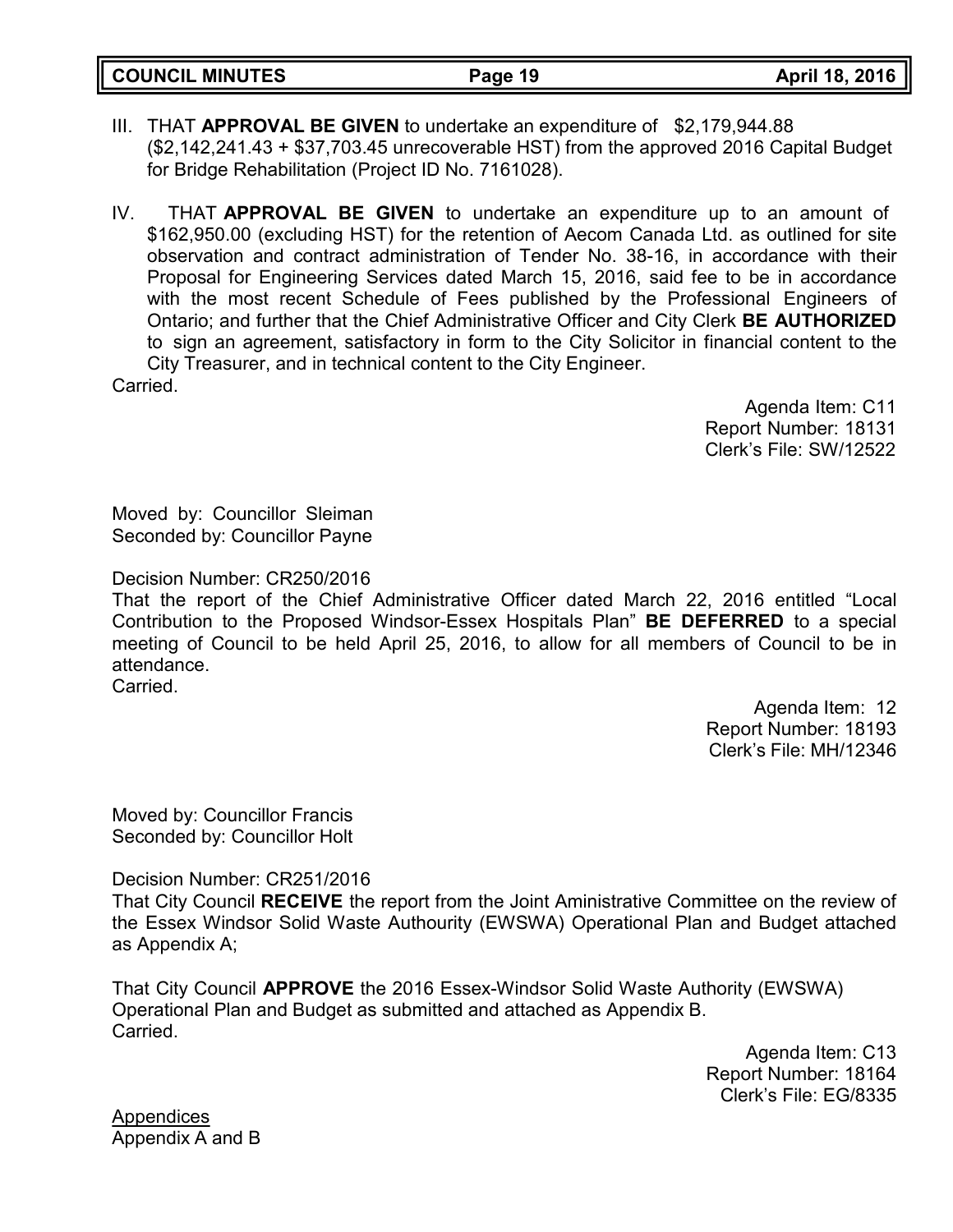III. THAT **APPROVAL BE GIVEN** to undertake an expenditure of $2,179,944.88 ($2,142,241.43 + $37,703.45 unrecoverable HST) from the approved 2016 Capital Budget for Bridge Rehabilitation (Project ID No. 7161028).

IV. THAT **APPROVAL BE GIVEN** to undertake an expenditure up to an amount of $162,950.00 (excluding HST) for the retention of Aecom Canada Ltd. as outlined for site observation and contract administration of Tender No. 38-16, in accordance with their Proposal for Engineering Services dated March 15, 2016, said fee to be in accordance with the most recent Schedule of Fees published by the Professional Engineers of Ontario; and further that the Chief Administrative Officer and City Clerk **BE AUTHORIZED** to sign an agreement, satisfactory in form to the City Solicitor in financial content to the City Treasurer, and in technical content to the City Engineer.

Carried.

Agenda Item: C11
Report Number: 18131
Clerk's File: SW/12522

Moved by: Councillor Sleiman
Seconded by: Councillor Payne

Decision Number: CR250/2016
That the report of the Chief Administrative Officer dated March 22, 2016 entitled "Local Contribution to the Proposed Windsor-Essex Hospitals Plan" **BE DEFERRED** to a special meeting of Council to be held April 25, 2016, to allow for all members of Council to be in attendance.
Carried.

Agenda Item: 12
Report Number: 18193
Clerk's File: MH/12346

Moved by: Councillor Francis
Seconded by: Councillor Holt

Decision Number: CR251/2016
That City Council **RECEIVE** the report from the Joint Aministrative Committee on the review of the Essex Windsor Solid Waste Authourity (EWSWA) Operational Plan and Budget attached as Appendix A;

That City Council **APPROVE** the 2016 Essex-Windsor Solid Waste Authority (EWSWA) Operational Plan and Budget as submitted and attached as Appendix B.
Carried.

Agenda Item: C13
Report Number: 18164
Clerk's File: EG/8335

Appendices
Appendix A and B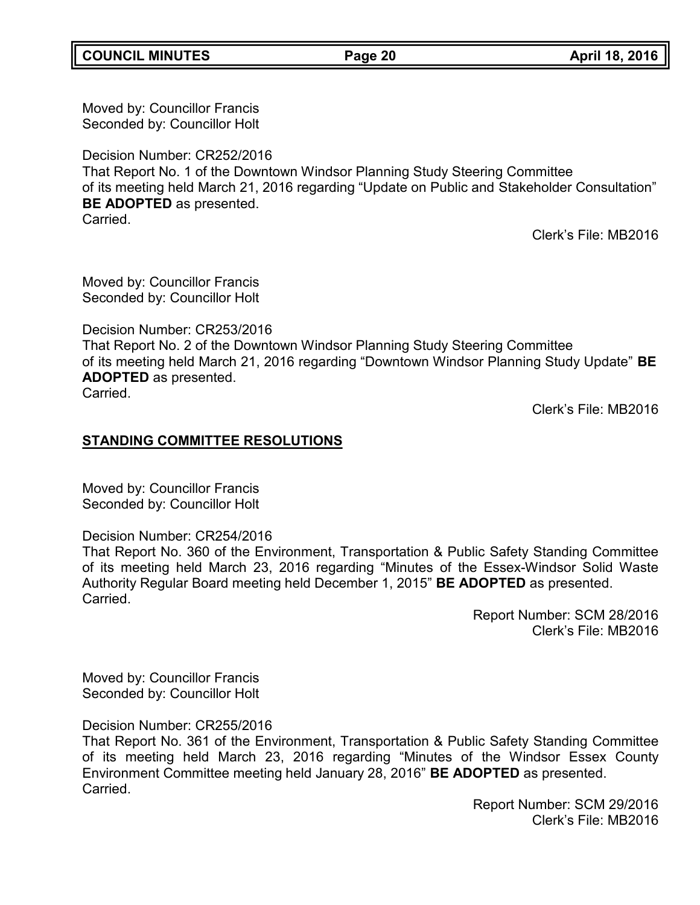Moved by: Councillor Francis
Seconded by: Councillor Holt

Decision Number: CR252/2016
That Report No. 1 of the Downtown Windsor Planning Study Steering Committee of its meeting held March 21, 2016 regarding "Update on Public and Stakeholder Consultation" **BE ADOPTED** as presented.
Carried.

Clerk's File: MB2016

Moved by: Councillor Francis
Seconded by: Councillor Holt

Decision Number: CR253/2016
That Report No. 2 of the Downtown Windsor Planning Study Steering Committee of its meeting held March 21, 2016 regarding "Downtown Windsor Planning Study Update" **BE ADOPTED** as presented.
Carried.

Clerk's File: MB2016

## STANDING COMMITTEE RESOLUTIONS

Moved by: Councillor Francis
Seconded by: Councillor Holt

Decision Number: CR254/2016
That Report No. 360 of the Environment, Transportation & Public Safety Standing Committee of its meeting held March 23, 2016 regarding "Minutes of the Essex-Windsor Solid Waste Authority Regular Board meeting held December 1, 2015" **BE ADOPTED** as presented.
Carried.

Report Number: SCM 28/2016
Clerk's File: MB2016

Moved by: Councillor Francis
Seconded by: Councillor Holt

Decision Number: CR255/2016
That Report No. 361 of the Environment, Transportation & Public Safety Standing Committee of its meeting held March 23, 2016 regarding "Minutes of the Windsor Essex County Environment Committee meeting held January 28, 2016" **BE ADOPTED** as presented.
Carried.

Report Number: SCM 29/2016
Clerk's File: MB2016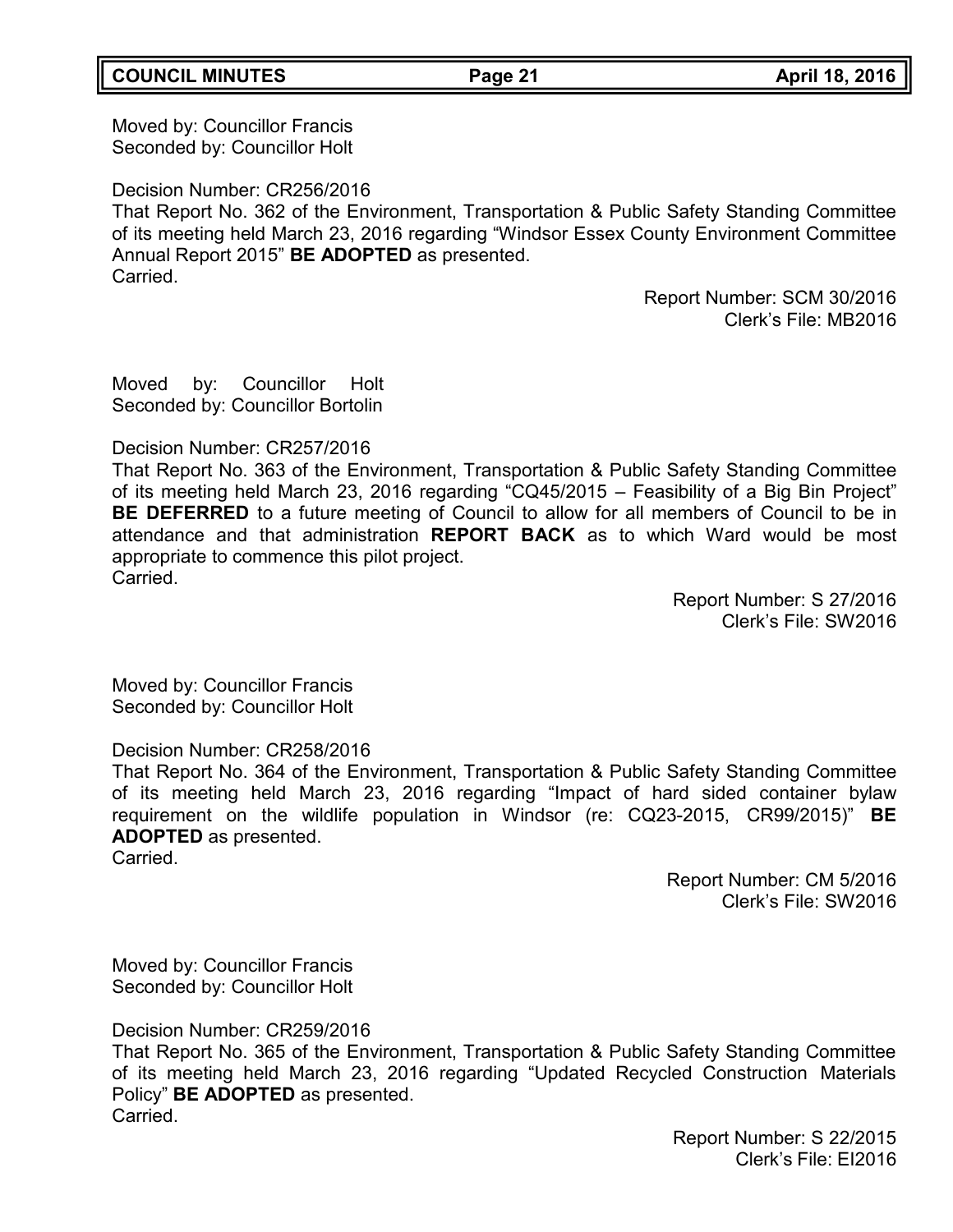Moved by: Councillor Francis
Seconded by: Councillor Holt

Decision Number: CR256/2016
That Report No. 362 of the Environment, Transportation & Public Safety Standing Committee of its meeting held March 23, 2016 regarding "Windsor Essex County Environment Committee Annual Report 2015" **BE ADOPTED** as presented.
Carried.

Report Number: SCM 30/2016
Clerk's File: MB2016

Moved by: Councillor Holt
Seconded by: Councillor Bortolin

Decision Number: CR257/2016
That Report No. 363 of the Environment, Transportation & Public Safety Standing Committee of its meeting held March 23, 2016 regarding "CQ45/2015 – Feasibility of a Big Bin Project" **BE DEFERRED** to a future meeting of Council to allow for all members of Council to be in attendance and that administration **REPORT BACK** as to which Ward would be most appropriate to commence this pilot project.
Carried.

Report Number: S 27/2016
Clerk's File: SW2016

Moved by: Councillor Francis
Seconded by: Councillor Holt

Decision Number: CR258/2016
That Report No. 364 of the Environment, Transportation & Public Safety Standing Committee of its meeting held March 23, 2016 regarding "Impact of hard sided container bylaw requirement on the wildlife population in Windsor (re: CQ23-2015, CR99/2015)" **BE ADOPTED** as presented.
Carried.

Report Number: CM 5/2016
Clerk's File: SW2016

Moved by: Councillor Francis
Seconded by: Councillor Holt

Decision Number: CR259/2016
That Report No. 365 of the Environment, Transportation & Public Safety Standing Committee of its meeting held March 23, 2016 regarding "Updated Recycled Construction Materials Policy" **BE ADOPTED** as presented.
Carried.

Report Number: S 22/2015
Clerk's File: EI2016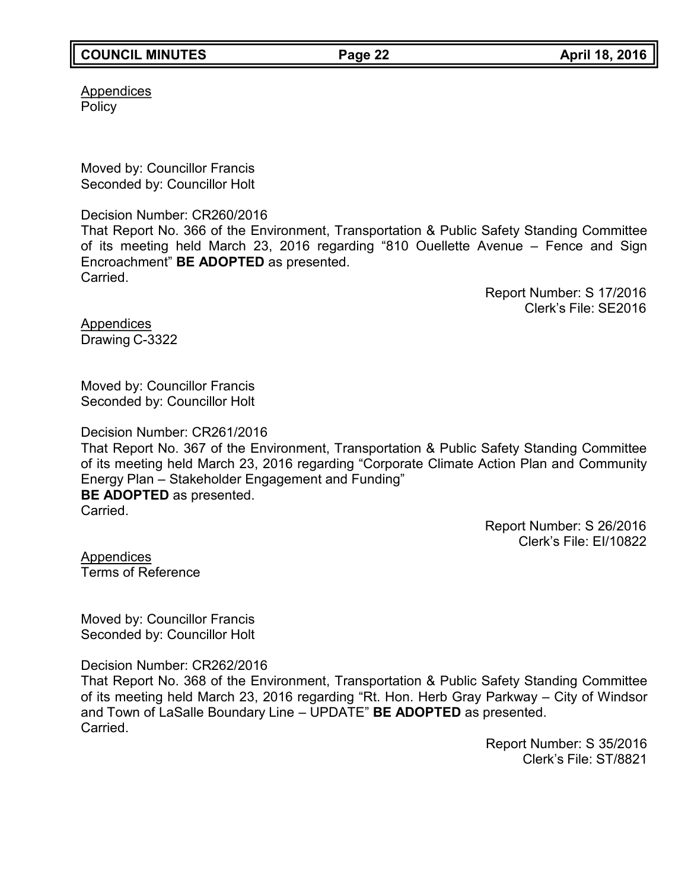<u>Appendices</u>
Policy

Moved by: Councillor Francis
Seconded by: Councillor Holt

Decision Number: CR260/2016
That Report No. 366 of the Environment, Transportation & Public Safety Standing Committee of its meeting held March 23, 2016 regarding "810 Ouellette Avenue – Fence and Sign Encroachment" **BE ADOPTED** as presented.
Carried.

Report Number: S 17/2016
Clerk's File: SE2016

<u>Appendices</u>
Drawing C-3322

Moved by: Councillor Francis
Seconded by: Councillor Holt

Decision Number: CR261/2016
That Report No. 367 of the Environment, Transportation & Public Safety Standing Committee of its meeting held March 23, 2016 regarding "Corporate Climate Action Plan and Community Energy Plan – Stakeholder Engagement and Funding"
**BE ADOPTED** as presented.
Carried.

Report Number: S 26/2016
Clerk's File: EI/10822

<u>Appendices</u>
Terms of Reference

Moved by: Councillor Francis
Seconded by: Councillor Holt

Decision Number: CR262/2016
That Report No. 368 of the Environment, Transportation & Public Safety Standing Committee of its meeting held March 23, 2016 regarding "Rt. Hon. Herb Gray Parkway – City of Windsor and Town of LaSalle Boundary Line – UPDATE" **BE ADOPTED** as presented.
Carried.

Report Number: S 35/2016
Clerk's File: ST/8821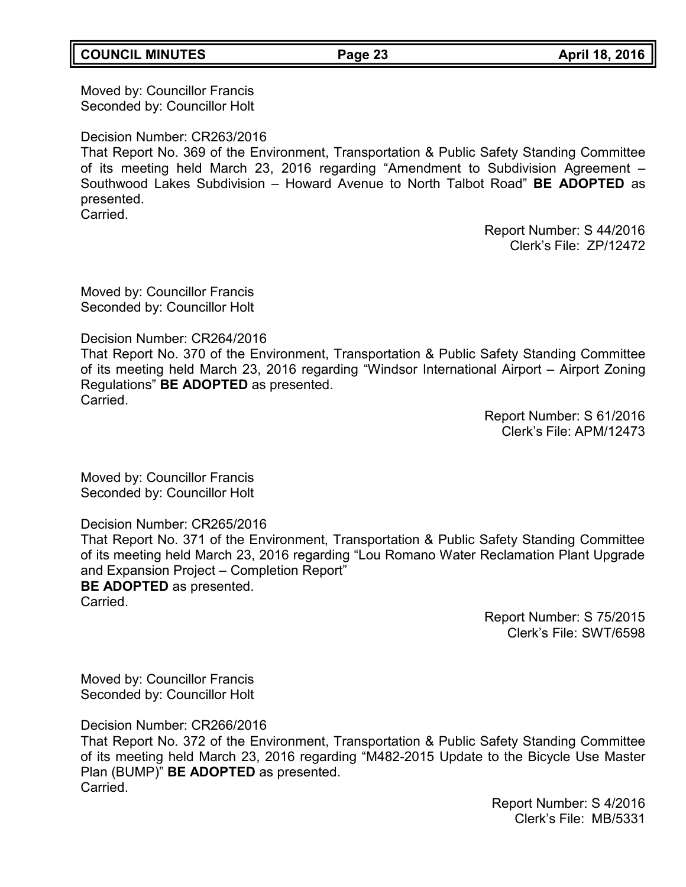Moved by: Councillor Francis
Seconded by: Councillor Holt

Decision Number: CR263/2016
That Report No. 369 of the Environment, Transportation & Public Safety Standing Committee of its meeting held March 23, 2016 regarding "Amendment to Subdivision Agreement – Southwood Lakes Subdivision – Howard Avenue to North Talbot Road" **BE ADOPTED** as presented.
Carried.

Report Number: S 44/2016
Clerk's File: ZP/12472

Moved by: Councillor Francis
Seconded by: Councillor Holt

Decision Number: CR264/2016
That Report No. 370 of the Environment, Transportation & Public Safety Standing Committee of its meeting held March 23, 2016 regarding "Windsor International Airport – Airport Zoning Regulations" **BE ADOPTED** as presented.
Carried.

Report Number: S 61/2016
Clerk's File: APM/12473

Moved by: Councillor Francis
Seconded by: Councillor Holt

Decision Number: CR265/2016
That Report No. 371 of the Environment, Transportation & Public Safety Standing Committee of its meeting held March 23, 2016 regarding "Lou Romano Water Reclamation Plant Upgrade and Expansion Project – Completion Report"
**BE ADOPTED** as presented.
Carried.

Report Number: S 75/2015
Clerk's File: SWT/6598

Moved by: Councillor Francis
Seconded by: Councillor Holt

Decision Number: CR266/2016
That Report No. 372 of the Environment, Transportation & Public Safety Standing Committee of its meeting held March 23, 2016 regarding "M482-2015 Update to the Bicycle Use Master Plan (BUMP)" **BE ADOPTED** as presented.
Carried.

Report Number: S 4/2016
Clerk's File: MB/5331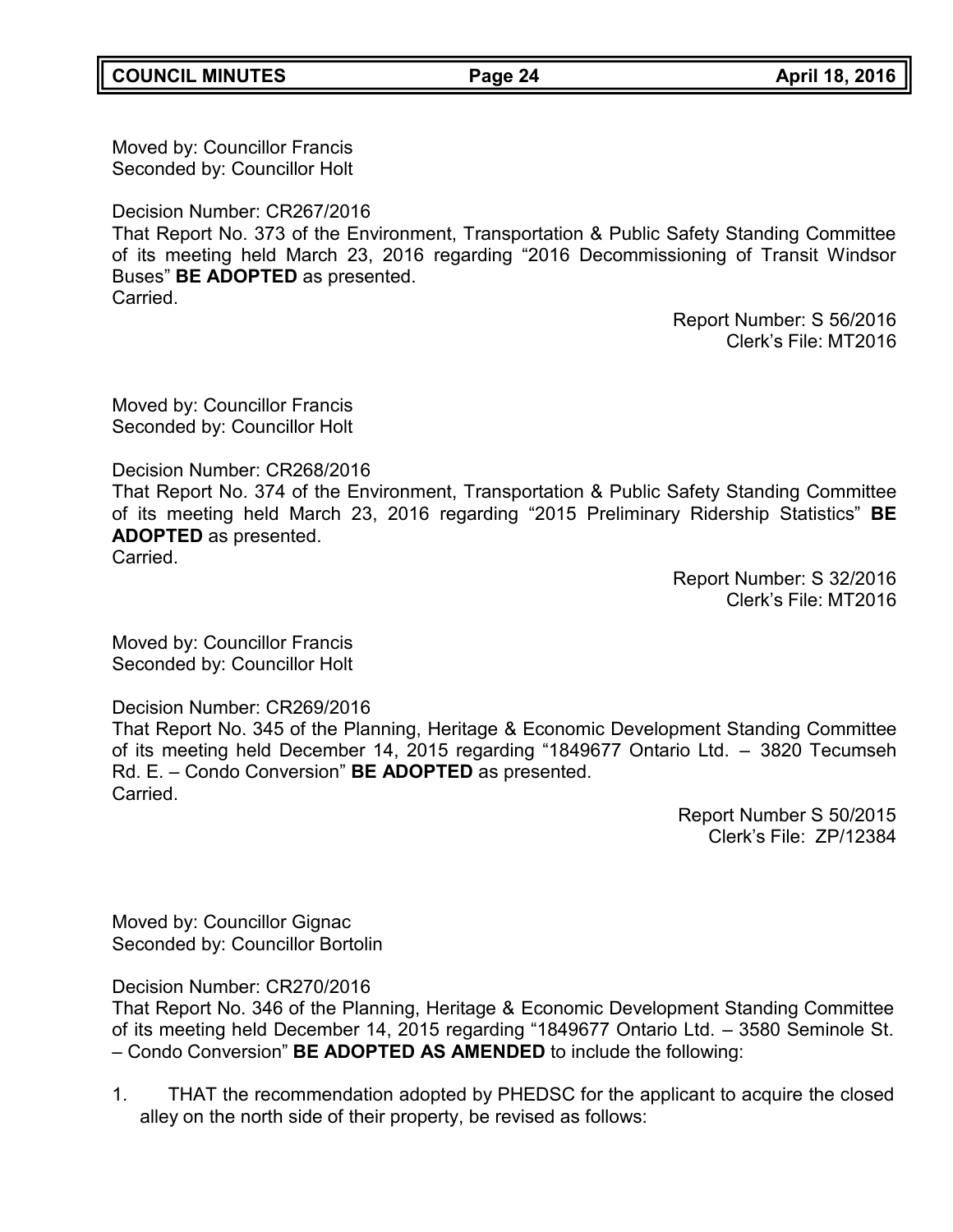Moved by: Councillor Francis
Seconded by: Councillor Holt

Decision Number: CR267/2016
That Report No. 373 of the Environment, Transportation & Public Safety Standing Committee of its meeting held March 23, 2016 regarding "2016 Decommissioning of Transit Windsor Buses" **BE ADOPTED** as presented.
Carried.

Report Number: S 56/2016
Clerk's File: MT2016

Moved by: Councillor Francis
Seconded by: Councillor Holt

Decision Number: CR268/2016
That Report No. 374 of the Environment, Transportation & Public Safety Standing Committee of its meeting held March 23, 2016 regarding "2015 Preliminary Ridership Statistics" **BE ADOPTED** as presented.
Carried.

Report Number: S 32/2016
Clerk's File: MT2016

Moved by: Councillor Francis
Seconded by: Councillor Holt

Decision Number: CR269/2016
That Report No. 345 of the Planning, Heritage & Economic Development Standing Committee of its meeting held December 14, 2015 regarding "1849677 Ontario Ltd. – 3820 Tecumseh Rd. E. – Condo Conversion" **BE ADOPTED** as presented.
Carried.

Report Number S 50/2015
Clerk's File: ZP/12384

Moved by: Councillor Gignac
Seconded by: Councillor Bortolin

Decision Number: CR270/2016
That Report No. 346 of the Planning, Heritage & Economic Development Standing Committee of its meeting held December 14, 2015 regarding "1849677 Ontario Ltd. – 3580 Seminole St. – Condo Conversion" **BE ADOPTED AS AMENDED** to include the following:

1. THAT the recommendation adopted by PHEDSC for the applicant to acquire the closed alley on the north side of their property, be revised as follows: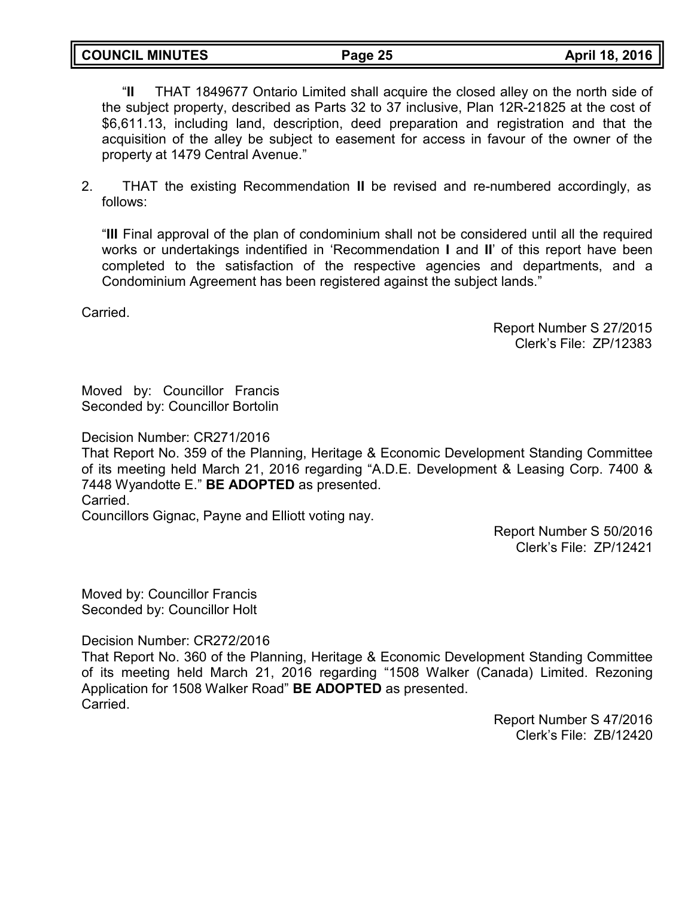"**II** THAT 1849677 Ontario Limited shall acquire the closed alley on the north side of the subject property, described as Parts 32 to 37 inclusive, Plan 12R-21825 at the cost of $6,611.13, including land, description, deed preparation and registration and that the acquisition of the alley be subject to easement for access in favour of the owner of the property at 1479 Central Avenue."

2. THAT the existing Recommendation **II** be revised and re-numbered accordingly, as follows:

"**III** Final approval of the plan of condominium shall not be considered until all the required works or undertakings indentified in 'Recommendation **I** and **II**' of this report have been completed to the satisfaction of the respective agencies and departments, and a Condominium Agreement has been registered against the subject lands."

Carried.

Report Number S 27/2015
Clerk's File: ZP/12383

Moved by: Councillor Francis
Seconded by: Councillor Bortolin

Decision Number: CR271/2016
That Report No. 359 of the Planning, Heritage & Economic Development Standing Committee of its meeting held March 21, 2016 regarding "A.D.E. Development & Leasing Corp. 7400 & 7448 Wyandotte E." **BE ADOPTED** as presented.
Carried.
Councillors Gignac, Payne and Elliott voting nay.

Report Number S 50/2016
Clerk's File: ZP/12421

Moved by: Councillor Francis
Seconded by: Councillor Holt

Decision Number: CR272/2016
That Report No. 360 of the Planning, Heritage & Economic Development Standing Committee of its meeting held March 21, 2016 regarding "1508 Walker (Canada) Limited. Rezoning Application for 1508 Walker Road" **BE ADOPTED** as presented.
Carried.

Report Number S 47/2016
Clerk's File: ZB/12420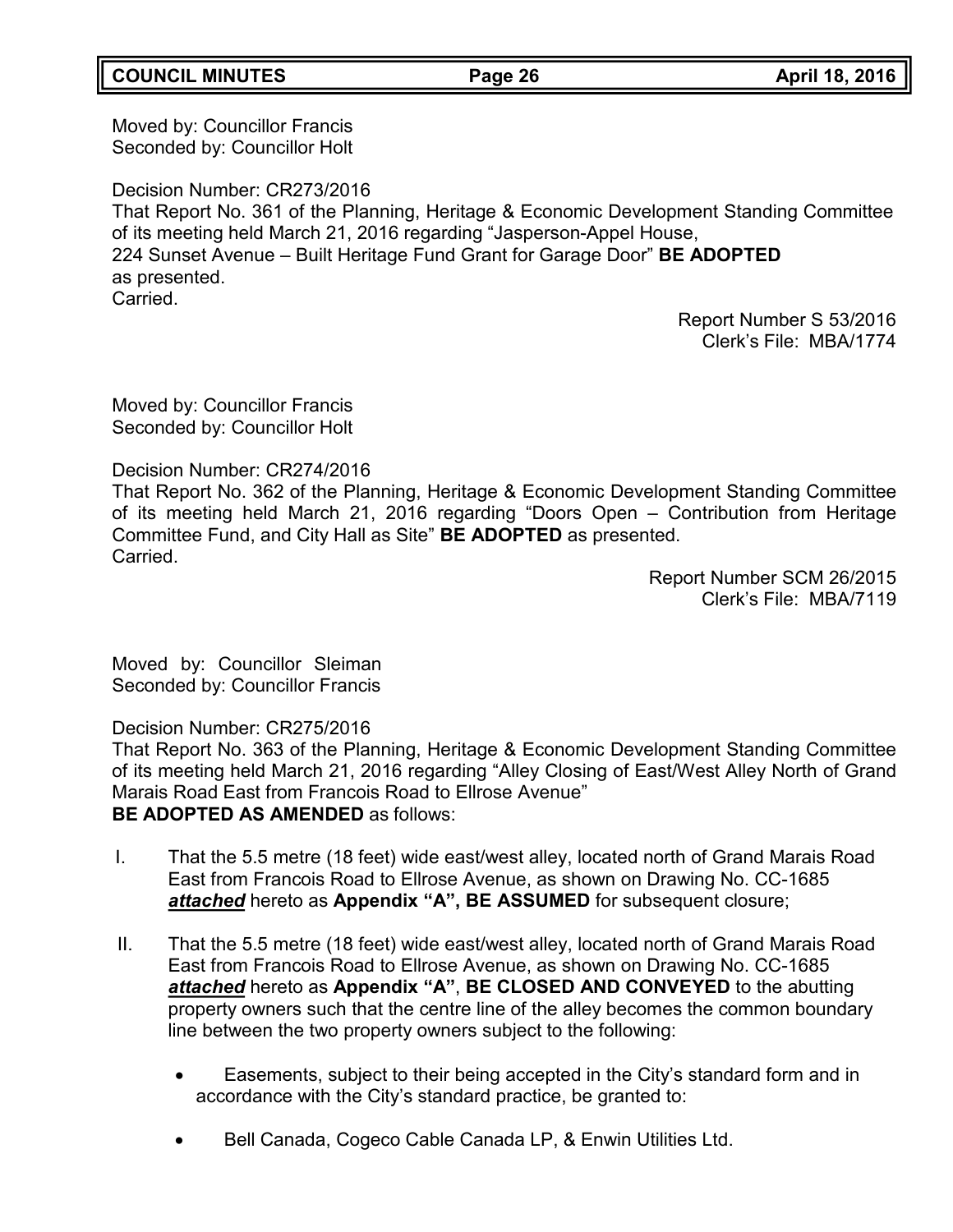Moved by: Councillor Francis
Seconded by: Councillor Holt

Decision Number: CR273/2016
That Report No. 361 of the Planning, Heritage & Economic Development Standing Committee of its meeting held March 21, 2016 regarding "Jasperson-Appel House, 224 Sunset Avenue – Built Heritage Fund Grant for Garage Door" **BE ADOPTED** as presented.
Carried.

Report Number S 53/2016
Clerk's File: MBA/1774

Moved by: Councillor Francis
Seconded by: Councillor Holt

Decision Number: CR274/2016
That Report No. 362 of the Planning, Heritage & Economic Development Standing Committee of its meeting held March 21, 2016 regarding "Doors Open – Contribution from Heritage Committee Fund, and City Hall as Site" **BE ADOPTED** as presented.
Carried.

Report Number SCM 26/2015
Clerk's File: MBA/7119

Moved by: Councillor Sleiman
Seconded by: Councillor Francis

Decision Number: CR275/2016
That Report No. 363 of the Planning, Heritage & Economic Development Standing Committee of its meeting held March 21, 2016 regarding "Alley Closing of East/West Alley North of Grand Marais Road East from Francois Road to Ellrose Avenue"
**BE ADOPTED AS AMENDED** as follows:

I. That the 5.5 metre (18 feet) wide east/west alley, located north of Grand Marais Road East from Francois Road to Ellrose Avenue, as shown on Drawing No. CC-1685 ***attached*** hereto as **Appendix "A", BE ASSUMED** for subsequent closure;

II. That the 5.5 metre (18 feet) wide east/west alley, located north of Grand Marais Road East from Francois Road to Ellrose Avenue, as shown on Drawing No. CC-1685 ***attached*** hereto as **Appendix "A"**, **BE CLOSED AND CONVEYED** to the abutting property owners such that the centre line of the alley becomes the common boundary line between the two property owners subject to the following:

- Easements, subject to their being accepted in the City's standard form and in accordance with the City's standard practice, be granted to:
- Bell Canada, Cogeco Cable Canada LP, & Enwin Utilities Ltd.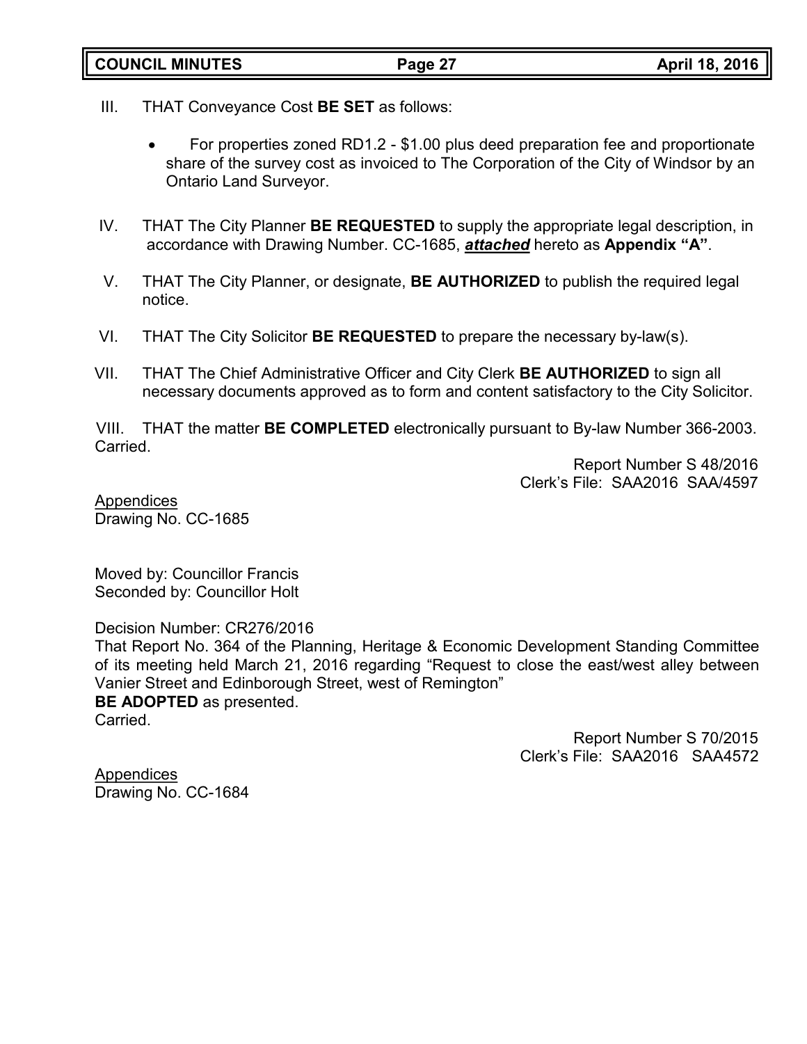III. THAT Conveyance Cost **BE SET** as follows:

- For properties zoned RD1.2 - $1.00 plus deed preparation fee and proportionate share of the survey cost as invoiced to The Corporation of the City of Windsor by an Ontario Land Surveyor.

IV. THAT The City Planner **BE REQUESTED** to supply the appropriate legal description, in accordance with Drawing Number. CC-1685, ***attached*** hereto as **Appendix "A"**.

V. THAT The City Planner, or designate, **BE AUTHORIZED** to publish the required legal notice.

VI. THAT The City Solicitor **BE REQUESTED** to prepare the necessary by-law(s).

VII. THAT The Chief Administrative Officer and City Clerk **BE AUTHORIZED** to sign all necessary documents approved as to form and content satisfactory to the City Solicitor.

VIII. THAT the matter **BE COMPLETED** electronically pursuant to By-law Number 366-2003.
Carried.

Report Number S 48/2016
Clerk's File: SAA2016 SAA/4597

Appendices
Drawing No. CC-1685

Moved by: Councillor Francis
Seconded by: Councillor Holt

Decision Number: CR276/2016
That Report No. 364 of the Planning, Heritage & Economic Development Standing Committee of its meeting held March 21, 2016 regarding "Request to close the east/west alley between Vanier Street and Edinborough Street, west of Remington"
**BE ADOPTED** as presented.
Carried.

Report Number S 70/2015
Clerk's File: SAA2016 SAA4572

Appendices
Drawing No. CC-1684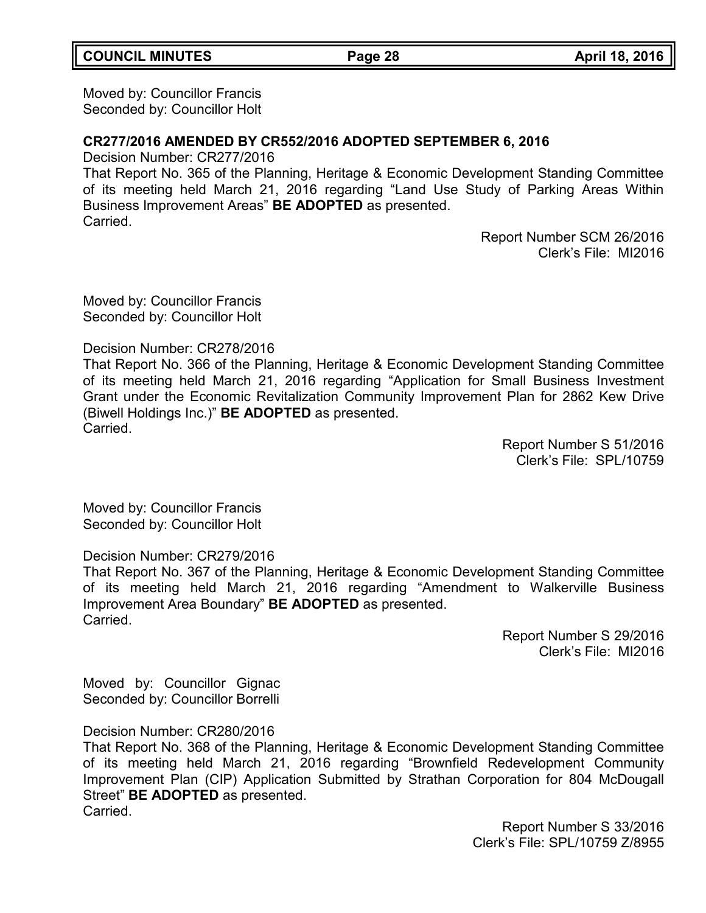Moved by: Councillor Francis
Seconded by: Councillor Holt

**CR277/2016 AMENDED BY CR552/2016 ADOPTED SEPTEMBER 6, 2016**

Decision Number: CR277/2016
That Report No. 365 of the Planning, Heritage & Economic Development Standing Committee of its meeting held March 21, 2016 regarding “Land Use Study of Parking Areas Within Business Improvement Areas” **BE ADOPTED** as presented.
Carried.

Report Number SCM 26/2016
Clerk’s File: MI2016

Moved by: Councillor Francis
Seconded by: Councillor Holt

Decision Number: CR278/2016
That Report No. 366 of the Planning, Heritage & Economic Development Standing Committee of its meeting held March 21, 2016 regarding “Application for Small Business Investment Grant under the Economic Revitalization Community Improvement Plan for 2862 Kew Drive (Biwell Holdings Inc.)” **BE ADOPTED** as presented.
Carried.

Report Number S 51/2016
Clerk’s File: SPL/10759

Moved by: Councillor Francis
Seconded by: Councillor Holt

Decision Number: CR279/2016
That Report No. 367 of the Planning, Heritage & Economic Development Standing Committee of its meeting held March 21, 2016 regarding “Amendment to Walkerville Business Improvement Area Boundary” **BE ADOPTED** as presented.
Carried.

Report Number S 29/2016
Clerk’s File: MI2016

Moved by: Councillor Gignac
Seconded by: Councillor Borrelli

Decision Number: CR280/2016
That Report No. 368 of the Planning, Heritage & Economic Development Standing Committee of its meeting held March 21, 2016 regarding “Brownfield Redevelopment Community Improvement Plan (CIP) Application Submitted by Strathan Corporation for 804 McDougall Street” **BE ADOPTED** as presented.
Carried.

Report Number S 33/2016
Clerk’s File: SPL/10759 Z/8955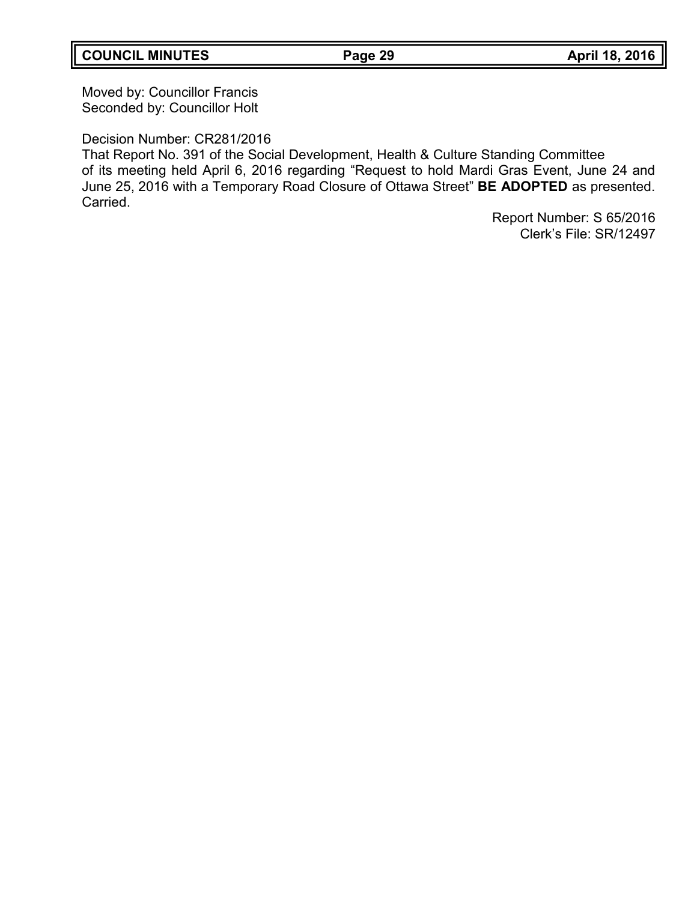Moved by: Councillor Francis
Seconded by: Councillor Holt

Decision Number: CR281/2016
That Report No. 391 of the Social Development, Health & Culture Standing Committee of its meeting held April 6, 2016 regarding “Request to hold Mardi Gras Event, June 24 and June 25, 2016 with a Temporary Road Closure of Ottawa Street” **BE ADOPTED** as presented.
Carried.

Report Number: S 65/2016
Clerk’s File: SR/12497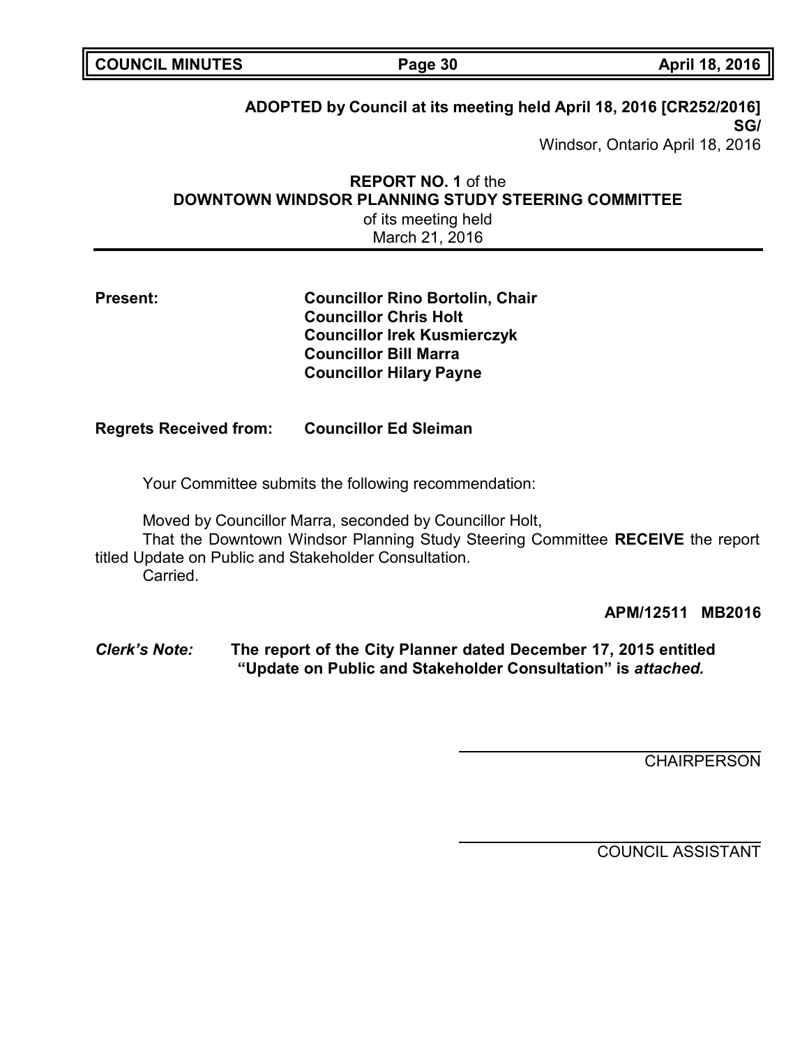**ADOPTED by Council at its meeting held April 18, 2016 [CR252/2016]**
**SG/**
Windsor, Ontario April 18, 2016

**REPORT NO. 1** of the
**DOWNTOWN WINDSOR PLANNING STUDY STEERING COMMITTEE**
of its meeting held
March 21, 2016

---

**Present:** **Councillor Rino Bortolin, Chair**
**Councillor Chris Holt**
**Councillor Irek Kusmierczyk**
**Councillor Bill Marra**
**Councillor Hilary Payne**

**Regrets Received from:** **Councillor Ed Sleiman**

Your Committee submits the following recommendation:

Moved by Councillor Marra, seconded by Councillor Holt,
That the Downtown Windsor Planning Study Steering Committee **RECEIVE** the report titled Update on Public and Stakeholder Consultation.
Carried.

**APM/12511 MB2016**

***Clerk's Note:*** **The report of the City Planner dated December 17, 2015 entitled "Update on Public and Stakeholder Consultation" is *attached.***

CHAIRPERSON

COUNCIL ASSISTANT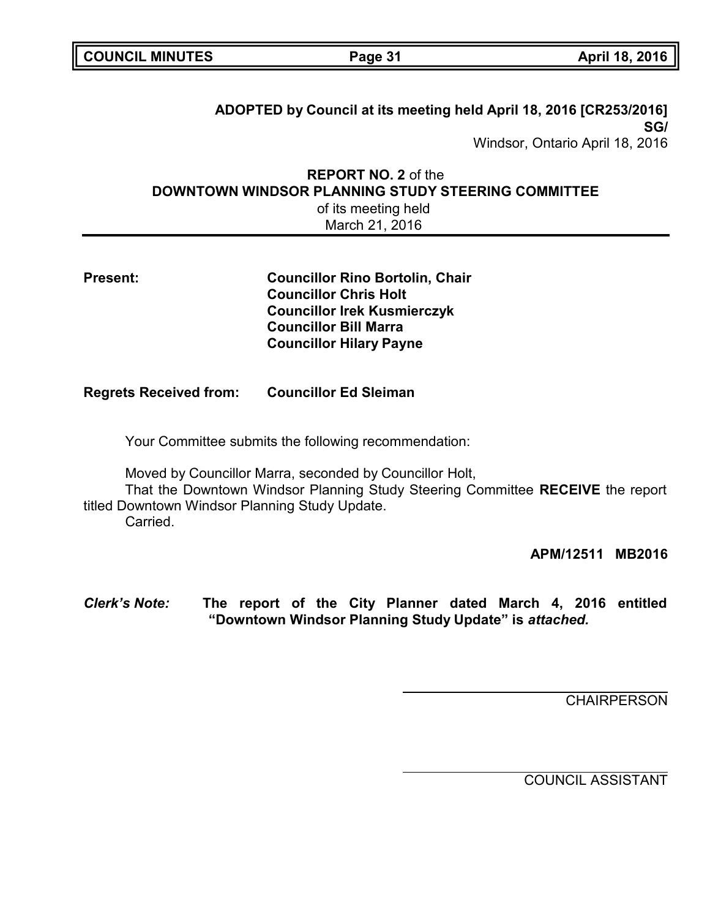**ADOPTED by Council at its meeting held April 18, 2016 [CR253/2016]**
**SG/**
Windsor, Ontario April 18, 2016

**REPORT NO. 2** of the
**DOWNTOWN WINDSOR PLANNING STUDY STEERING COMMITTEE**
of its meeting held
March 21, 2016

---

**Present:** **Councillor Rino Bortolin, Chair**
**Councillor Chris Holt**
**Councillor Irek Kusmierczyk**
**Councillor Bill Marra**
**Councillor Hilary Payne**

**Regrets Received from:** **Councillor Ed Sleiman**

Your Committee submits the following recommendation:

Moved by Councillor Marra, seconded by Councillor Holt,
That the Downtown Windsor Planning Study Steering Committee **RECEIVE** the report titled Downtown Windsor Planning Study Update.
Carried.

**APM/12511 MB2016**

***Clerk's Note:*** **The report of the City Planner dated March 4, 2016 entitled "Downtown Windsor Planning Study Update" is *attached.***

CHAIRPERSON

COUNCIL ASSISTANT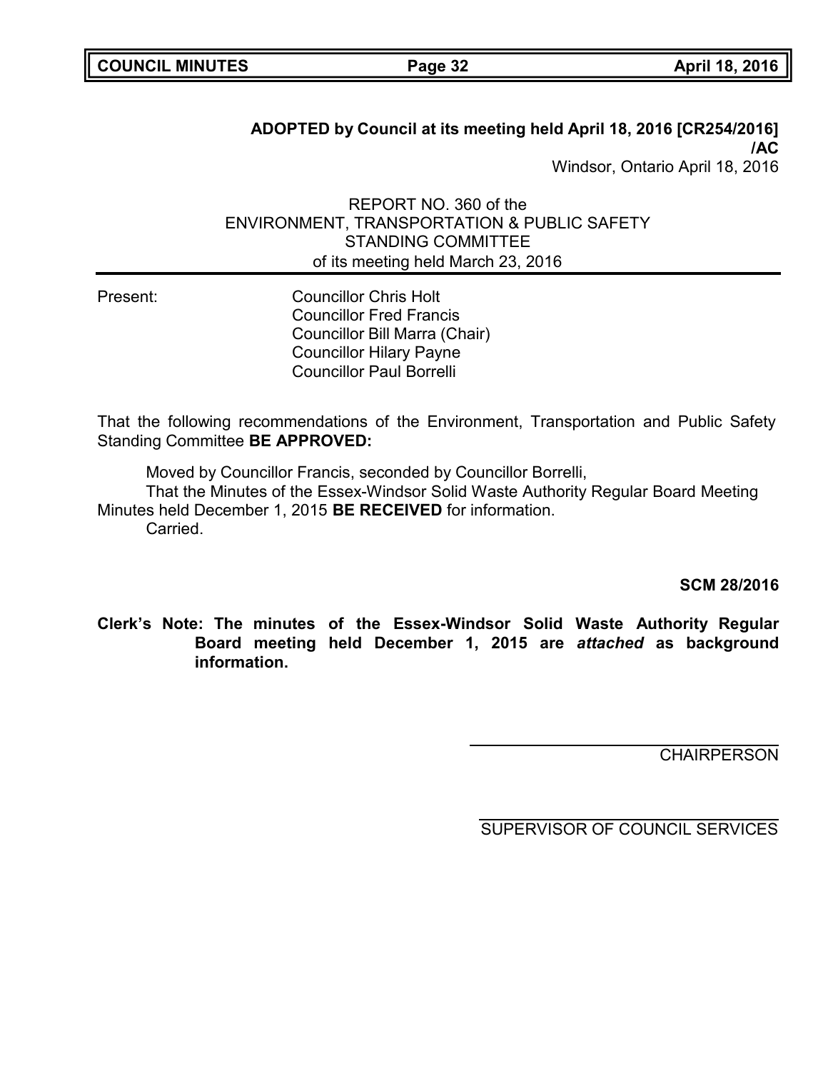**ADOPTED by Council at its meeting held April 18, 2016 [CR254/2016] /AC**

Windsor, Ontario April 18, 2016

REPORT NO. 360 of the
ENVIRONMENT, TRANSPORTATION & PUBLIC SAFETY
STANDING COMMITTEE
of its meeting held March 23, 2016

Present: Councillor Chris Holt
Councillor Fred Francis
Councillor Bill Marra (Chair)
Councillor Hilary Payne
Councillor Paul Borrelli

That the following recommendations of the Environment, Transportation and Public Safety Standing Committee **BE APPROVED:**

Moved by Councillor Francis, seconded by Councillor Borrelli,
That the Minutes of the Essex-Windsor Solid Waste Authority Regular Board Meeting Minutes held December 1, 2015 **BE RECEIVED** for information.
Carried.

**SCM 28/2016**

**Clerk's Note: The minutes of the Essex-Windsor Solid Waste Authority Regular Board meeting held December 1, 2015 are *attached* as background information.**

CHAIRPERSON

SUPERVISOR OF COUNCIL SERVICES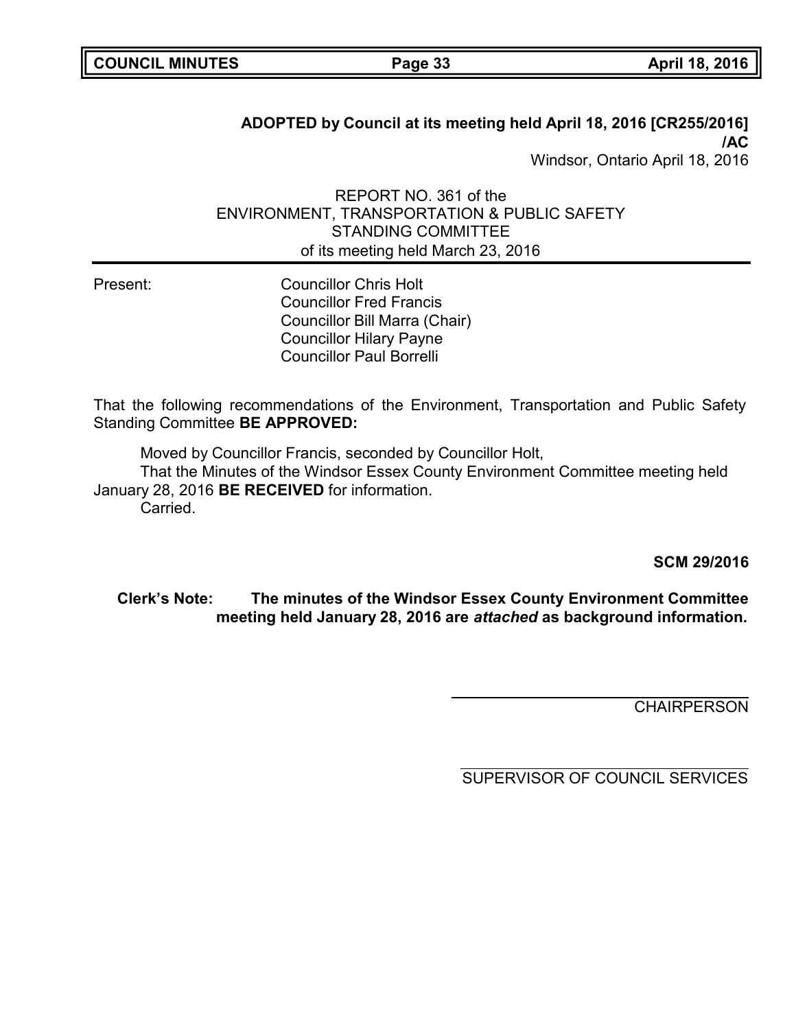**ADOPTED by Council at its meeting held April 18, 2016 [CR255/2016] /AC**

Windsor, Ontario April 18, 2016

REPORT NO. 361 of the
ENVIRONMENT, TRANSPORTATION & PUBLIC SAFETY
STANDING COMMITTEE
of its meeting held March 23, 2016

Present:

Councillor Chris Holt
Councillor Fred Francis
Councillor Bill Marra (Chair)
Councillor Hilary Payne
Councillor Paul Borrelli

That the following recommendations of the Environment, Transportation and Public Safety Standing Committee **BE APPROVED:**

Moved by Councillor Francis, seconded by Councillor Holt,
That the Minutes of the Windsor Essex County Environment Committee meeting held January 28, 2016 **BE RECEIVED** for information.
Carried.

**SCM 29/2016**

**Clerk's Note: The minutes of the Windsor Essex County Environment Committee meeting held January 28, 2016 are *attached* as background information.**

CHAIRPERSON

SUPERVISOR OF COUNCIL SERVICES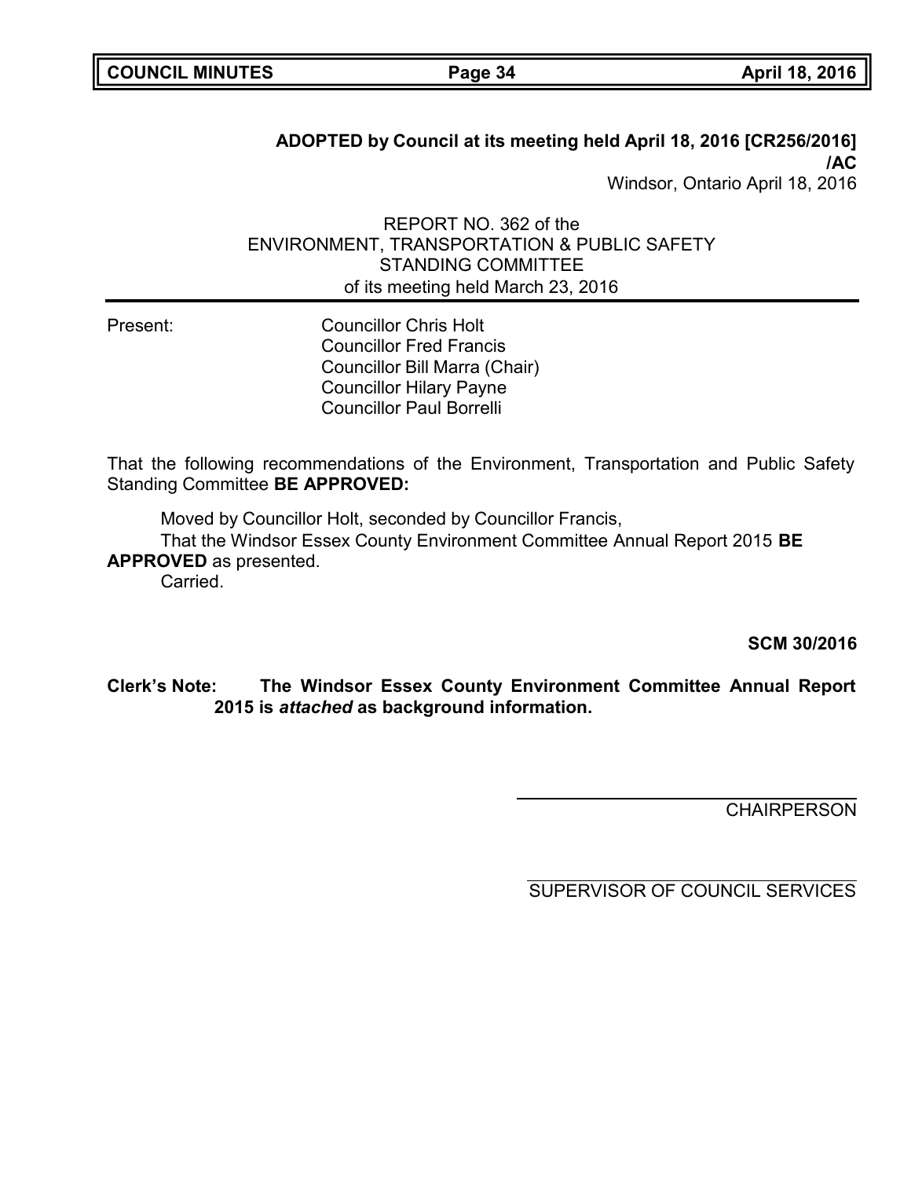**ADOPTED by Council at its meeting held April 18, 2016 [CR256/2016] /AC**

Windsor, Ontario April 18, 2016

REPORT NO. 362 of the
ENVIRONMENT, TRANSPORTATION & PUBLIC SAFETY
STANDING COMMITTEE
of its meeting held March 23, 2016

Present: Councillor Chris Holt
Councillor Fred Francis
Councillor Bill Marra (Chair)
Councillor Hilary Payne
Councillor Paul Borrelli

That the following recommendations of the Environment, Transportation and Public Safety Standing Committee **BE APPROVED:**

Moved by Councillor Holt, seconded by Councillor Francis,
That the Windsor Essex County Environment Committee Annual Report 2015 **BE APPROVED** as presented.
Carried.

**SCM 30/2016**

**Clerk's Note: The Windsor Essex County Environment Committee Annual Report 2015 is *attached* as background information.**

CHAIRPERSON

SUPERVISOR OF COUNCIL SERVICES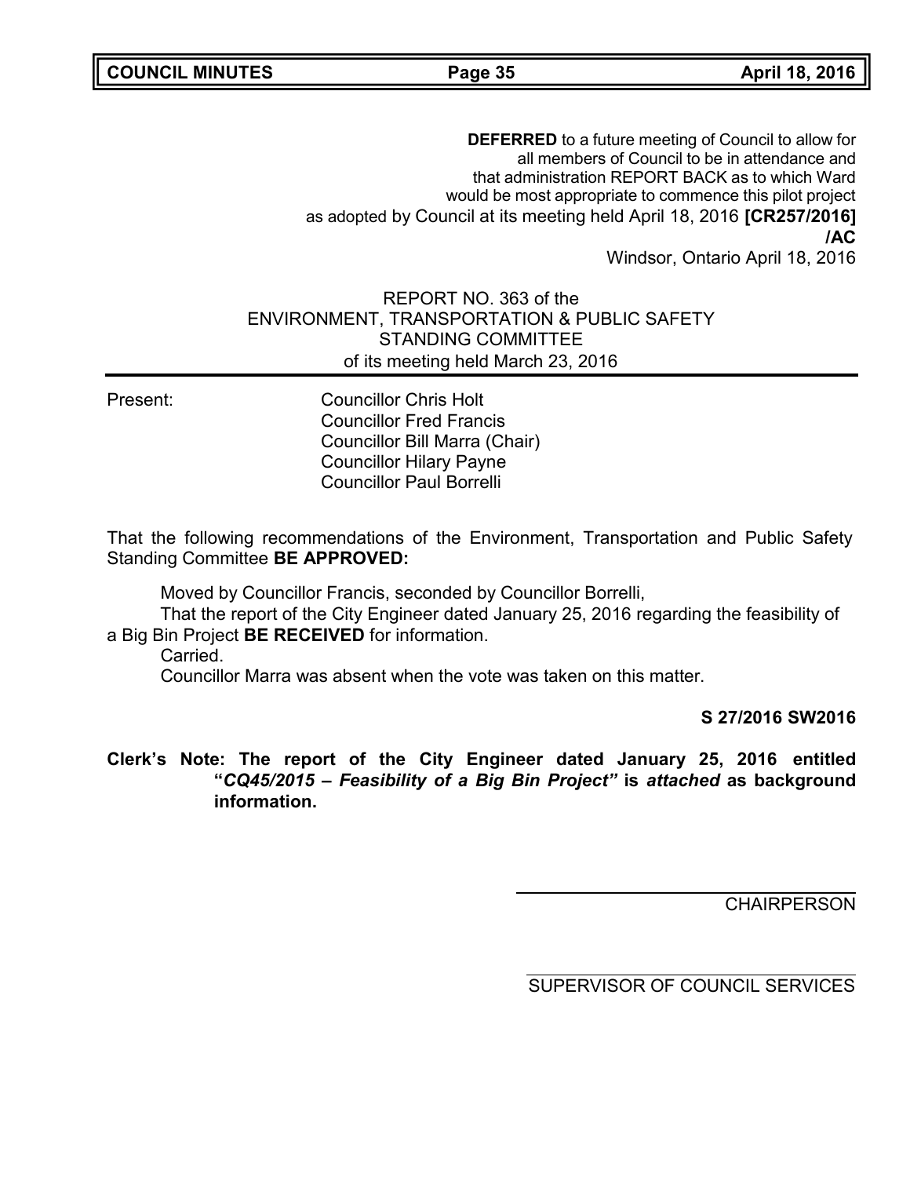**DEFERRED** to a future meeting of Council to allow for all members of Council to be in attendance and that administration REPORT BACK as to which Ward would be most appropriate to commence this pilot project as adopted by Council at its meeting held April 18, 2016 **[CR257/2016] /AC**

Windsor, Ontario April 18, 2016

REPORT NO. 363 of the
ENVIRONMENT, TRANSPORTATION & PUBLIC SAFETY
STANDING COMMITTEE
of its meeting held March 23, 2016

Present:
Councillor Chris Holt
Councillor Fred Francis
Councillor Bill Marra (Chair)
Councillor Hilary Payne
Councillor Paul Borrelli

That the following recommendations of the Environment, Transportation and Public Safety Standing Committee **BE APPROVED:**

Moved by Councillor Francis, seconded by Councillor Borrelli,

That the report of the City Engineer dated January 25, 2016 regarding the feasibility of a Big Bin Project **BE RECEIVED** for information.

Carried.

Councillor Marra was absent when the vote was taken on this matter.

**S 27/2016 SW2016**

**Clerk's Note: The report of the City Engineer dated January 25, 2016 entitled "*CQ45/2015 – Feasibility of a Big Bin Project*" is *attached* as background information.**

CHAIRPERSON

SUPERVISOR OF COUNCIL SERVICES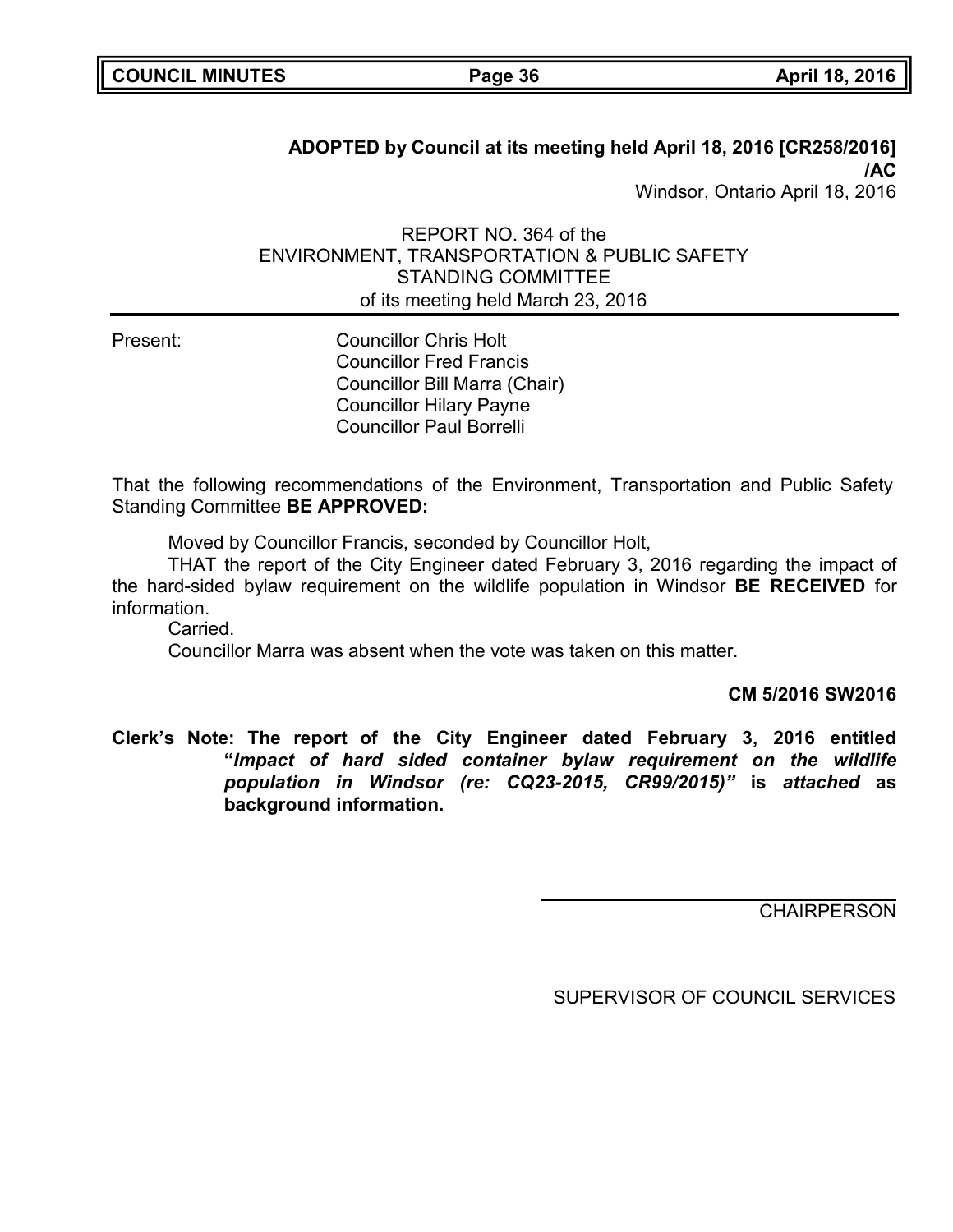**ADOPTED by Council at its meeting held April 18, 2016 [CR258/2016] /AC**

Windsor, Ontario April 18, 2016

REPORT NO. 364 of the
ENVIRONMENT, TRANSPORTATION & PUBLIC SAFETY
STANDING COMMITTEE
of its meeting held March 23, 2016

---

Present: Councillor Chris Holt
Councillor Fred Francis
Councillor Bill Marra (Chair)
Councillor Hilary Payne
Councillor Paul Borrelli

That the following recommendations of the Environment, Transportation and Public Safety Standing Committee **BE APPROVED:**

Moved by Councillor Francis, seconded by Councillor Holt,

THAT the report of the City Engineer dated February 3, 2016 regarding the impact of the hard-sided bylaw requirement on the wildlife population in Windsor **BE RECEIVED** for information.

Carried.

Councillor Marra was absent when the vote was taken on this matter.

**CM 5/2016 SW2016**

**Clerk's Note: The report of the City Engineer dated February 3, 2016 entitled "*Impact of hard sided container bylaw requirement on the wildlife population in Windsor (re: CQ23-2015, CR99/2015)*" is *attached* as background information.**

CHAIRPERSON

SUPERVISOR OF COUNCIL SERVICES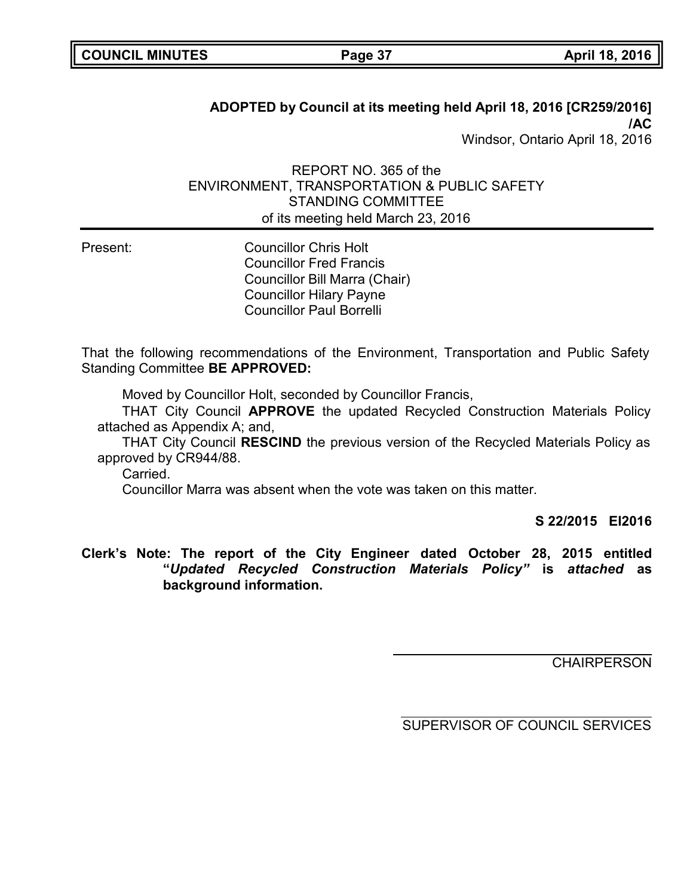**ADOPTED by Council at its meeting held April 18, 2016 [CR259/2016] /AC**

Windsor, Ontario April 18, 2016

REPORT NO. 365 of the
ENVIRONMENT, TRANSPORTATION & PUBLIC SAFETY
STANDING COMMITTEE
of its meeting held March 23, 2016

Present: Councillor Chris Holt
Councillor Fred Francis
Councillor Bill Marra (Chair)
Councillor Hilary Payne
Councillor Paul Borrelli

That the following recommendations of the Environment, Transportation and Public Safety Standing Committee **BE APPROVED:**

Moved by Councillor Holt, seconded by Councillor Francis,

THAT City Council **APPROVE** the updated Recycled Construction Materials Policy attached as Appendix A; and,

THAT City Council **RESCIND** the previous version of the Recycled Materials Policy as approved by CR944/88.

Carried.

Councillor Marra was absent when the vote was taken on this matter.

**S 22/2015 EI2016**

**Clerk's Note: The report of the City Engineer dated October 28, 2015 entitled "*Updated Recycled Construction Materials Policy*" is *attached* as background information.**

CHAIRPERSON

SUPERVISOR OF COUNCIL SERVICES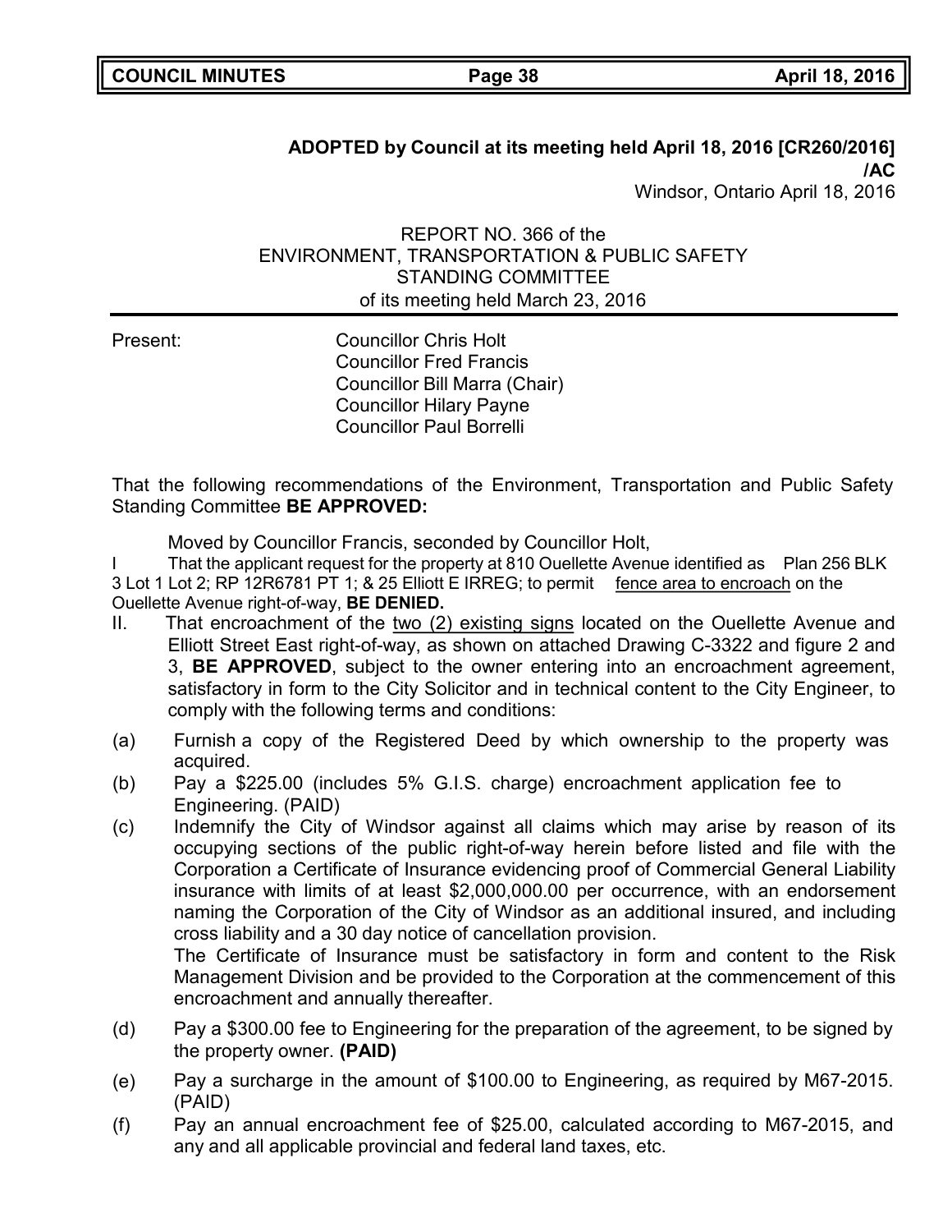**ADOPTED by Council at its meeting held April 18, 2016 [CR260/2016] /AC**

Windsor, Ontario April 18, 2016

REPORT NO. 366 of the
ENVIRONMENT, TRANSPORTATION & PUBLIC SAFETY
STANDING COMMITTEE
of its meeting held March 23, 2016

Present:
Councillor Chris Holt
Councillor Fred Francis
Councillor Bill Marra (Chair)
Councillor Hilary Payne
Councillor Paul Borrelli

That the following recommendations of the Environment, Transportation and Public Safety Standing Committee **BE APPROVED:**

Moved by Councillor Francis, seconded by Councillor Holt,

I. That the applicant request for the property at 810 Ouellette Avenue identified as Plan 256 BLK 3 Lot 1 Lot 2; RP 12R6781 PT 1; & 25 Elliott E IRREG; to permit fence area to encroach on the Ouellette Avenue right-of-way, **BE DENIED.**

II. That encroachment of the two (2) existing signs located on the Ouellette Avenue and Elliott Street East right-of-way, as shown on attached Drawing C-3322 and figure 2 and 3, **BE APPROVED**, subject to the owner entering into an encroachment agreement, satisfactory in form to the City Solicitor and in technical content to the City Engineer, to comply with the following terms and conditions:

(a) Furnish a copy of the Registered Deed by which ownership to the property was acquired.

(b) Pay a $225.00 (includes 5% G.I.S. charge) encroachment application fee to Engineering. (PAID)

(c) Indemnify the City of Windsor against all claims which may arise by reason of its occupying sections of the public right-of-way herein before listed and file with the Corporation a Certificate of Insurance evidencing proof of Commercial General Liability insurance with limits of at least $2,000,000.00 per occurrence, with an endorsement naming the Corporation of the City of Windsor as an additional insured, and including cross liability and a 30 day notice of cancellation provision.
The Certificate of Insurance must be satisfactory in form and content to the Risk Management Division and be provided to the Corporation at the commencement of this encroachment and annually thereafter.

(d) Pay a $300.00 fee to Engineering for the preparation of the agreement, to be signed by the property owner. **(PAID)**

(e) Pay a surcharge in the amount of $100.00 to Engineering, as required by M67-2015. (PAID)

(f) Pay an annual encroachment fee of $25.00, calculated according to M67-2015, and any and all applicable provincial and federal land taxes, etc.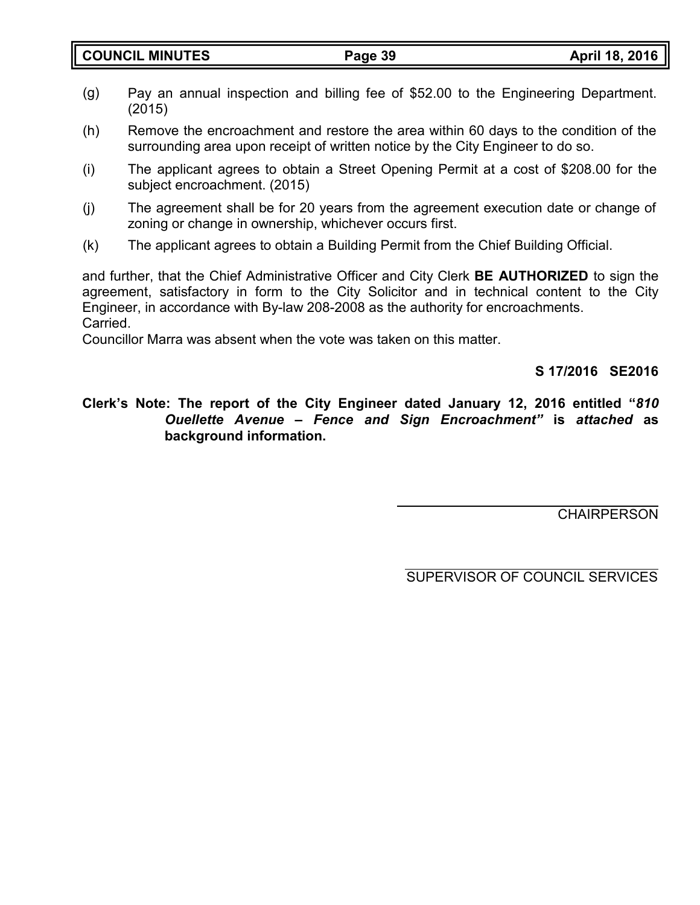(g) Pay an annual inspection and billing fee of $52.00 to the Engineering Department. (2015)

(h) Remove the encroachment and restore the area within 60 days to the condition of the surrounding area upon receipt of written notice by the City Engineer to do so.

(i) The applicant agrees to obtain a Street Opening Permit at a cost of $208.00 for the subject encroachment. (2015)

(j) The agreement shall be for 20 years from the agreement execution date or change of zoning or change in ownership, whichever occurs first.

(k) The applicant agrees to obtain a Building Permit from the Chief Building Official.

and further, that the Chief Administrative Officer and City Clerk **BE AUTHORIZED** to sign the agreement, satisfactory in form to the City Solicitor and in technical content to the City Engineer, in accordance with By-law 208-2008 as the authority for encroachments.
Carried.
Councillor Marra was absent when the vote was taken on this matter.

**S 17/2016 SE2016**

**Clerk's Note: The report of the City Engineer dated January 12, 2016 entitled "*810 Ouellette Avenue – Fence and Sign Encroachment*" is *attached* as background information.**

CHAIRPERSON

SUPERVISOR OF COUNCIL SERVICES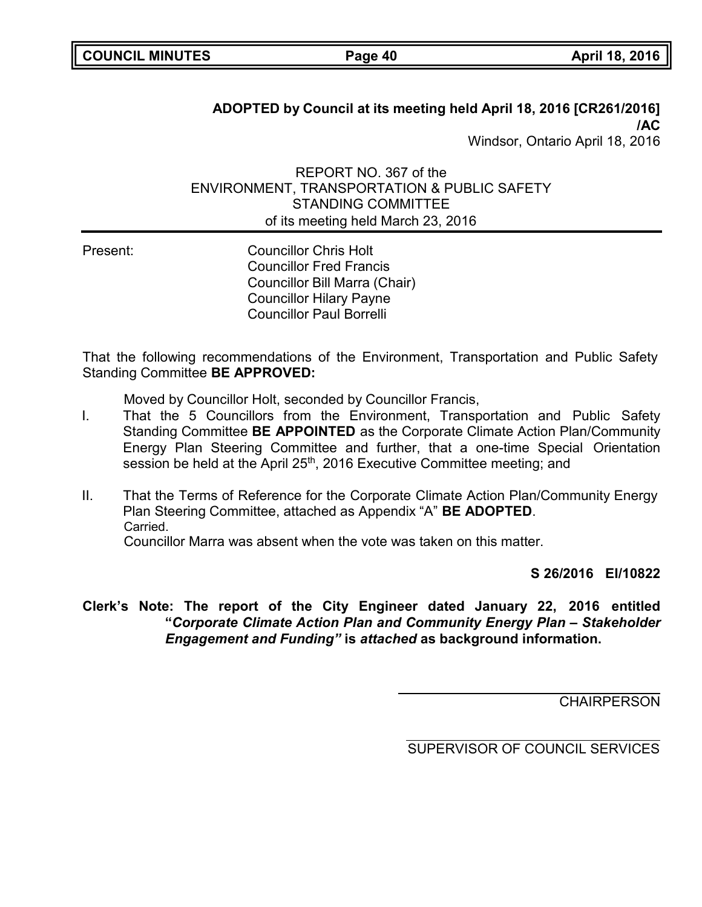**ADOPTED by Council at its meeting held April 18, 2016 [CR261/2016] /AC**

Windsor, Ontario April 18, 2016

REPORT NO. 367 of the
ENVIRONMENT, TRANSPORTATION & PUBLIC SAFETY
STANDING COMMITTEE
of its meeting held March 23, 2016

Present:
Councillor Chris Holt
Councillor Fred Francis
Councillor Bill Marra (Chair)
Councillor Hilary Payne
Councillor Paul Borrelli

That the following recommendations of the Environment, Transportation and Public Safety Standing Committee **BE APPROVED:**

Moved by Councillor Holt, seconded by Councillor Francis,

I. That the 5 Councillors from the Environment, Transportation and Public Safety Standing Committee **BE APPOINTED** as the Corporate Climate Action Plan/Community Energy Plan Steering Committee and further, that a one-time Special Orientation session be held at the April 25th, 2016 Executive Committee meeting; and

II. That the Terms of Reference for the Corporate Climate Action Plan/Community Energy Plan Steering Committee, attached as Appendix "A" **BE ADOPTED**.
Carried.
Councillor Marra was absent when the vote was taken on this matter.

**S 26/2016 EI/10822**

**Clerk's Note: The report of the City Engineer dated January 22, 2016 entitled "*Corporate Climate Action Plan and Community Energy Plan – Stakeholder Engagement and Funding"* is *attached* as background information.**

CHAIRPERSON

SUPERVISOR OF COUNCIL SERVICES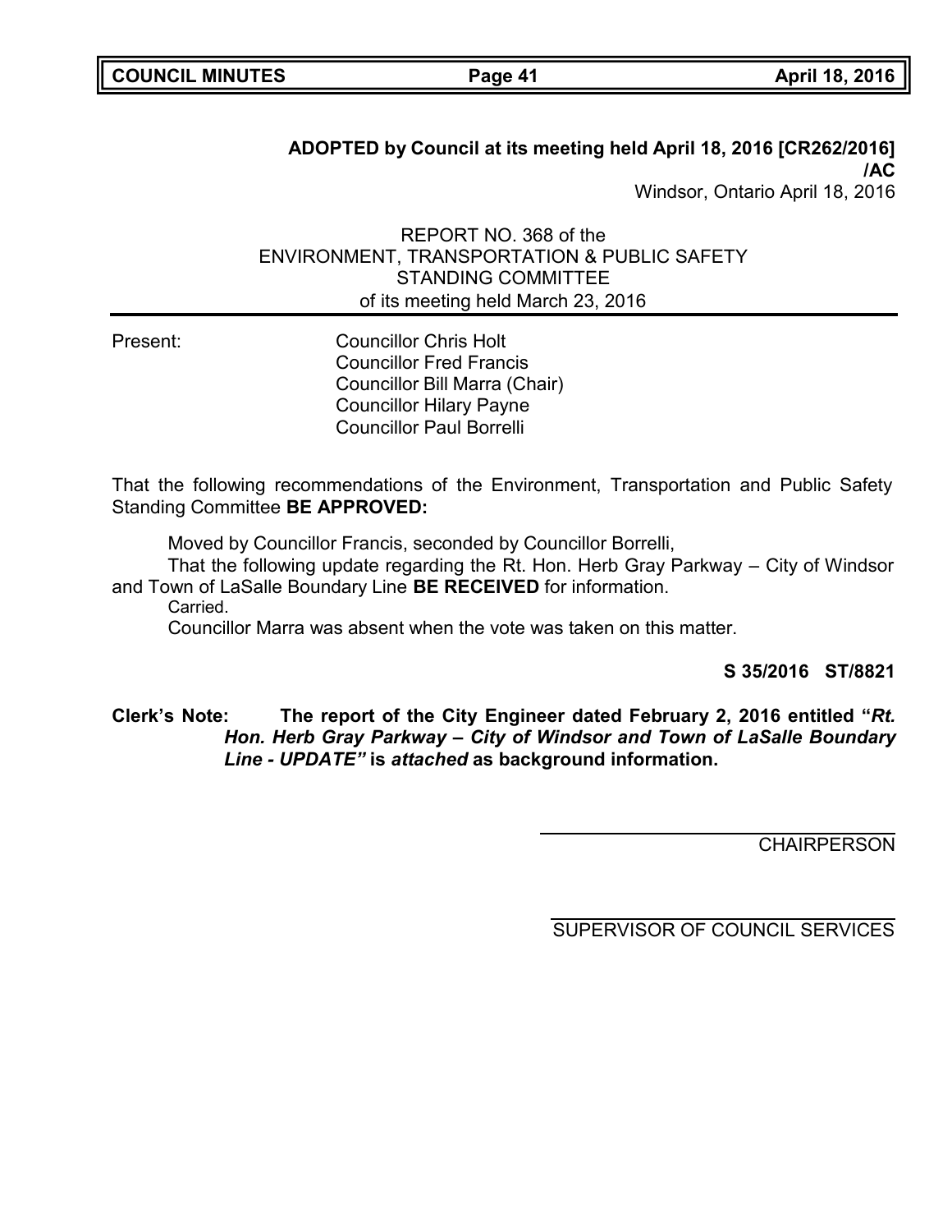**ADOPTED by Council at its meeting held April 18, 2016 [CR262/2016] /AC**

Windsor, Ontario April 18, 2016

REPORT NO. 368 of the
ENVIRONMENT, TRANSPORTATION & PUBLIC SAFETY
STANDING COMMITTEE
of its meeting held March 23, 2016

Present: Councillor Chris Holt
Councillor Fred Francis
Councillor Bill Marra (Chair)
Councillor Hilary Payne
Councillor Paul Borrelli

That the following recommendations of the Environment, Transportation and Public Safety Standing Committee **BE APPROVED:**

Moved by Councillor Francis, seconded by Councillor Borrelli,

That the following update regarding the Rt. Hon. Herb Gray Parkway – City of Windsor and Town of LaSalle Boundary Line **BE RECEIVED** for information.

Carried.

Councillor Marra was absent when the vote was taken on this matter.

**S 35/2016 ST/8821**

**Clerk's Note: The report of the City Engineer dated February 2, 2016 entitled "*Rt. Hon. Herb Gray Parkway – City of Windsor and Town of LaSalle Boundary Line - UPDATE*" is *attached* as background information.**

CHAIRPERSON

SUPERVISOR OF COUNCIL SERVICES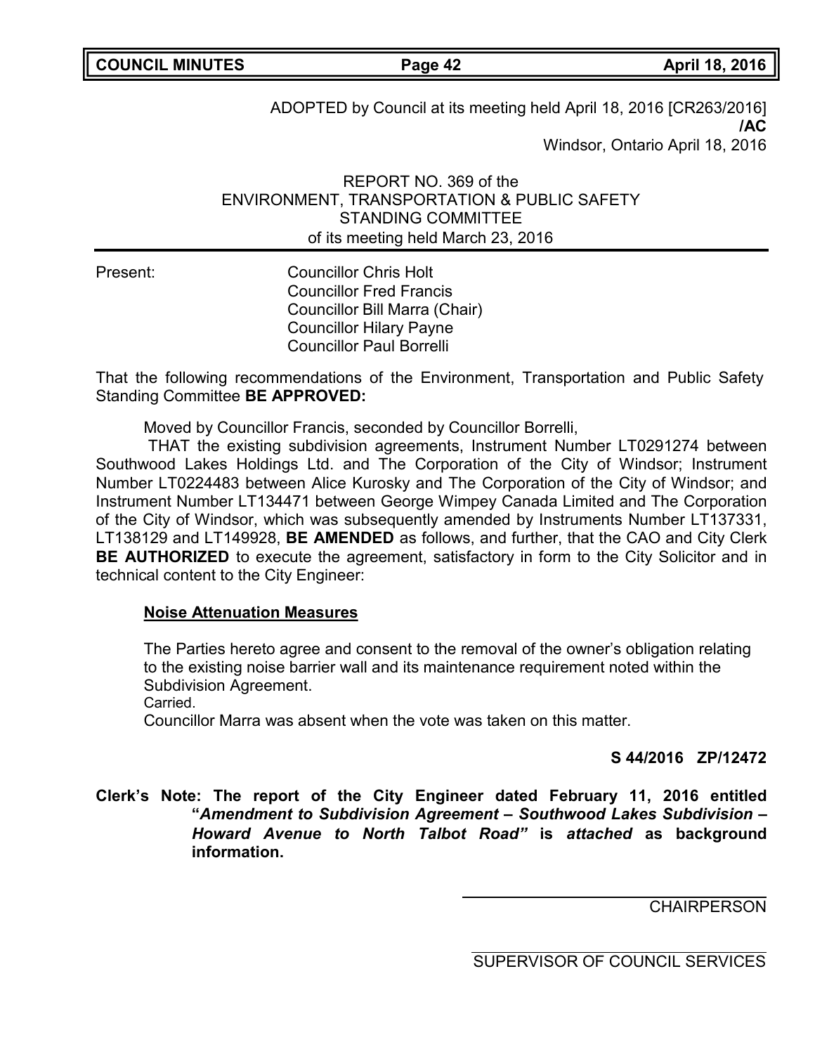ADOPTED by Council at its meeting held April 18, 2016 [CR263/2016]
**/AC**
Windsor, Ontario April 18, 2016

REPORT NO. 369 of the
ENVIRONMENT, TRANSPORTATION & PUBLIC SAFETY
STANDING COMMITTEE
of its meeting held March 23, 2016

Present:
Councillor Chris Holt
Councillor Fred Francis
Councillor Bill Marra (Chair)
Councillor Hilary Payne
Councillor Paul Borrelli

That the following recommendations of the Environment, Transportation and Public Safety Standing Committee **BE APPROVED:**

Moved by Councillor Francis, seconded by Councillor Borrelli,

THAT the existing subdivision agreements, Instrument Number LT0291274 between Southwood Lakes Holdings Ltd. and The Corporation of the City of Windsor; Instrument Number LT0224483 between Alice Kurosky and The Corporation of the City of Windsor; and Instrument Number LT134471 between George Wimpey Canada Limited and The Corporation of the City of Windsor, which was subsequently amended by Instruments Number LT137331, LT138129 and LT149928, **BE AMENDED** as follows, and further, that the CAO and City Clerk **BE AUTHORIZED** to execute the agreement, satisfactory in form to the City Solicitor and in technical content to the City Engineer:

**Noise Attenuation Measures**

The Parties hereto agree and consent to the removal of the owner's obligation relating to the existing noise barrier wall and its maintenance requirement noted within the Subdivision Agreement.
Carried.
Councillor Marra was absent when the vote was taken on this matter.

**S 44/2016 ZP/12472**

**Clerk's Note: The report of the City Engineer dated February 11, 2016 entitled "*Amendment to Subdivision Agreement – Southwood Lakes Subdivision – Howard Avenue to North Talbot Road*" is *attached* as background information.**

CHAIRPERSON

SUPERVISOR OF COUNCIL SERVICES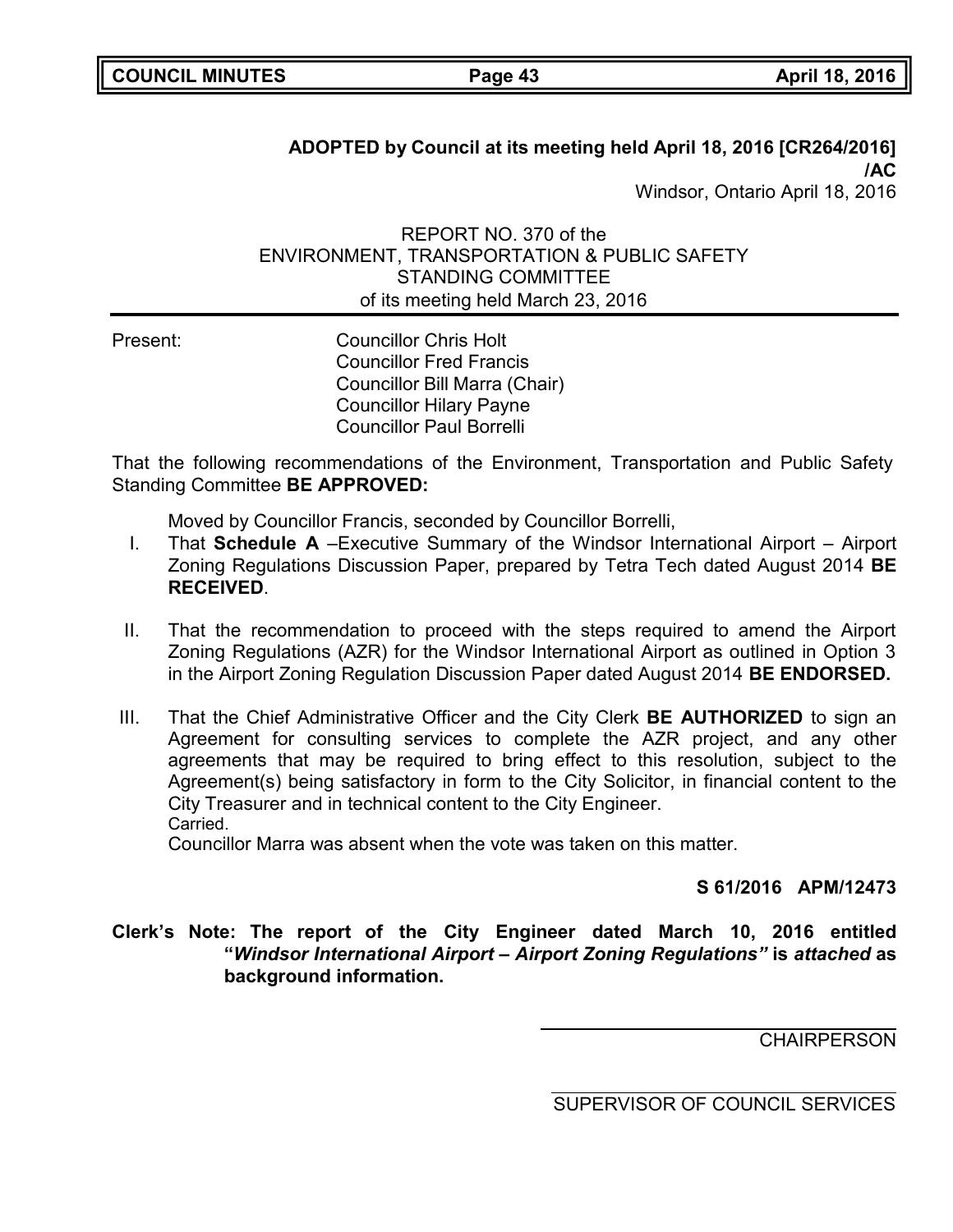**ADOPTED by Council at its meeting held April 18, 2016 [CR264/2016] /AC**

Windsor, Ontario April 18, 2016

REPORT NO. 370 of the
ENVIRONMENT, TRANSPORTATION & PUBLIC SAFETY
STANDING COMMITTEE
of its meeting held March 23, 2016

---

Present: Councillor Chris Holt
Councillor Fred Francis
Councillor Bill Marra (Chair)
Councillor Hilary Payne
Councillor Paul Borrelli

That the following recommendations of the Environment, Transportation and Public Safety Standing Committee **BE APPROVED:**

Moved by Councillor Francis, seconded by Councillor Borrelli,

I. That **Schedule A** –Executive Summary of the Windsor International Airport – Airport Zoning Regulations Discussion Paper, prepared by Tetra Tech dated August 2014 **BE RECEIVED**.

II. That the recommendation to proceed with the steps required to amend the Airport Zoning Regulations (AZR) for the Windsor International Airport as outlined in Option 3 in the Airport Zoning Regulation Discussion Paper dated August 2014 **BE ENDORSED.**

III. That the Chief Administrative Officer and the City Clerk **BE AUTHORIZED** to sign an Agreement for consulting services to complete the AZR project, and any other agreements that may be required to bring effect to this resolution, subject to the Agreement(s) being satisfactory in form to the City Solicitor, in financial content to the City Treasurer and in technical content to the City Engineer.
Carried.
Councillor Marra was absent when the vote was taken on this matter.

**S 61/2016 APM/12473**

**Clerk's Note: The report of the City Engineer dated March 10, 2016 entitled "*Windsor International Airport – Airport Zoning Regulations"* is *attached* as background information.**

CHAIRPERSON

SUPERVISOR OF COUNCIL SERVICES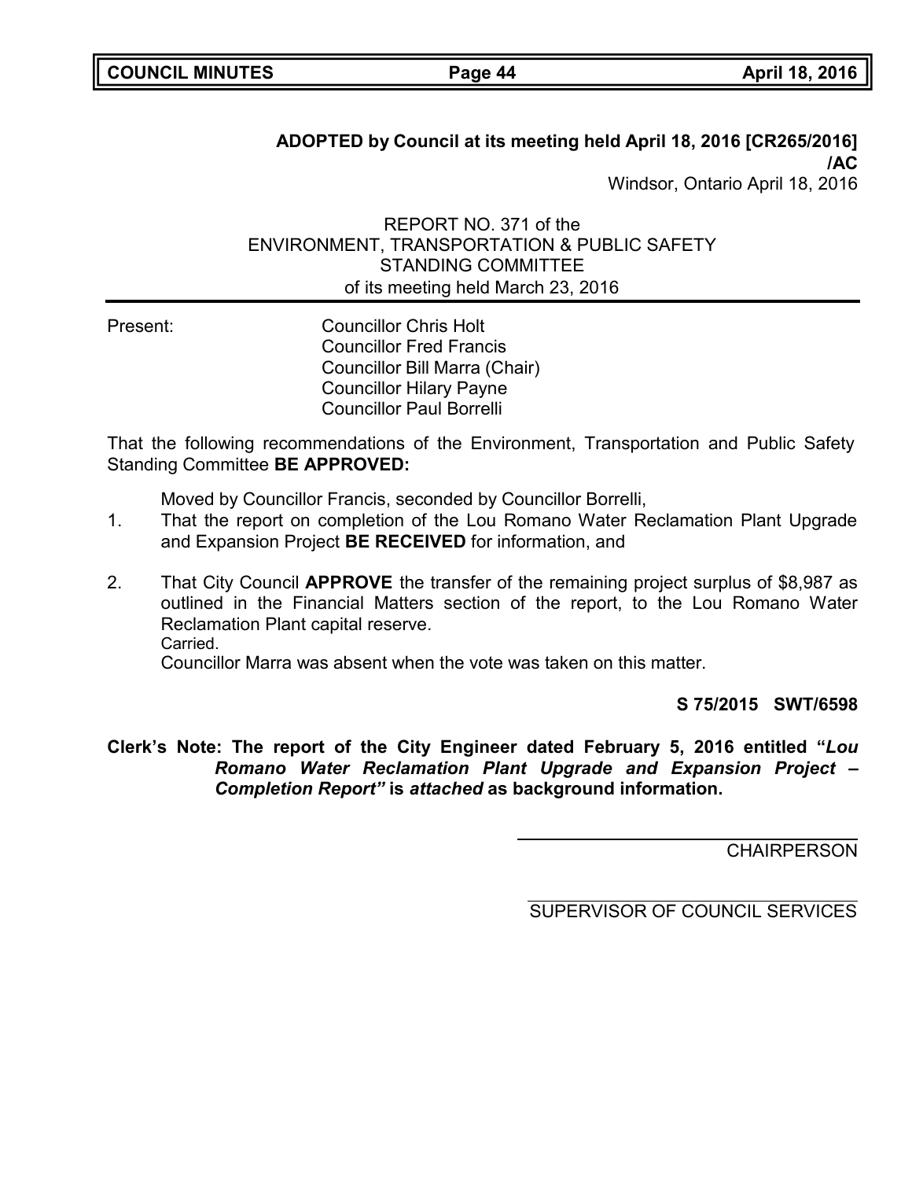**ADOPTED by Council at its meeting held April 18, 2016 [CR265/2016] /AC**

Windsor, Ontario April 18, 2016

REPORT NO. 371 of the
ENVIRONMENT, TRANSPORTATION & PUBLIC SAFETY
STANDING COMMITTEE
of its meeting held March 23, 2016

Present: Councillor Chris Holt
Councillor Fred Francis
Councillor Bill Marra (Chair)
Councillor Hilary Payne
Councillor Paul Borrelli

That the following recommendations of the Environment, Transportation and Public Safety Standing Committee **BE APPROVED:**

Moved by Councillor Francis, seconded by Councillor Borrelli,

1. That the report on completion of the Lou Romano Water Reclamation Plant Upgrade and Expansion Project **BE RECEIVED** for information, and

2. That City Council **APPROVE** the transfer of the remaining project surplus of $8,987 as outlined in the Financial Matters section of the report, to the Lou Romano Water Reclamation Plant capital reserve.
Carried.
Councillor Marra was absent when the vote was taken on this matter.

**S 75/2015 SWT/6598**

**Clerk's Note: The report of the City Engineer dated February 5, 2016 entitled "*Lou Romano Water Reclamation Plant Upgrade and Expansion Project – Completion Report"* is *attached* as background information.**

CHAIRPERSON

SUPERVISOR OF COUNCIL SERVICES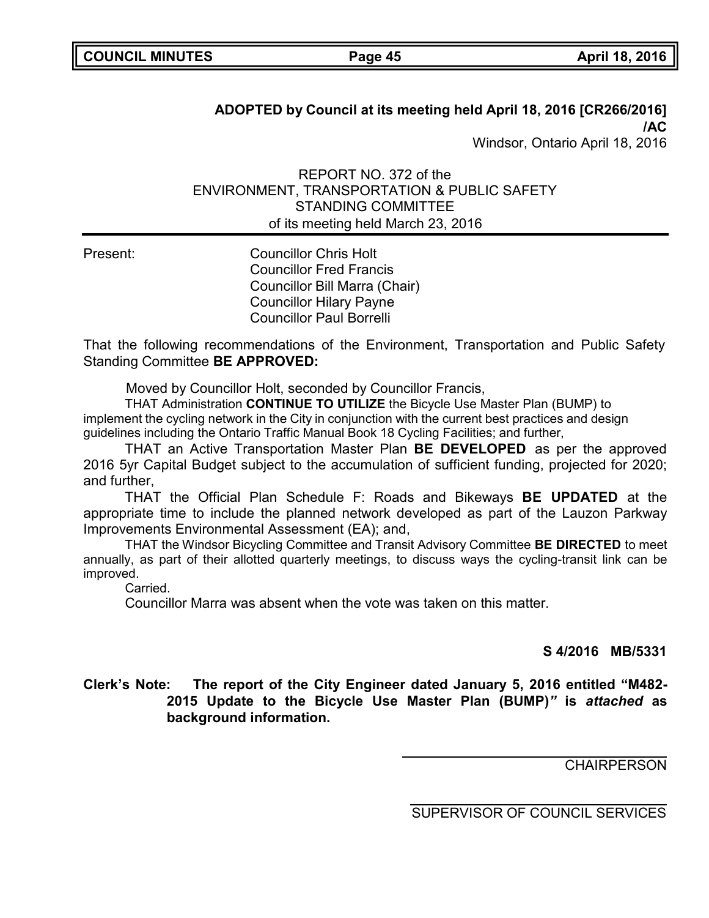**ADOPTED by Council at its meeting held April 18, 2016 [CR266/2016] /AC**

Windsor, Ontario April 18, 2016

REPORT NO. 372 of the
ENVIRONMENT, TRANSPORTATION & PUBLIC SAFETY
STANDING COMMITTEE
of its meeting held March 23, 2016

Present:
Councillor Chris Holt
Councillor Fred Francis
Councillor Bill Marra (Chair)
Councillor Hilary Payne
Councillor Paul Borrelli

That the following recommendations of the Environment, Transportation and Public Safety Standing Committee **BE APPROVED:**

Moved by Councillor Holt, seconded by Councillor Francis,

THAT Administration **CONTINUE TO UTILIZE** the Bicycle Use Master Plan (BUMP) to implement the cycling network in the City in conjunction with the current best practices and design guidelines including the Ontario Traffic Manual Book 18 Cycling Facilities; and further,

THAT an Active Transportation Master Plan **BE DEVELOPED** as per the approved 2016 5yr Capital Budget subject to the accumulation of sufficient funding, projected for 2020; and further,

THAT the Official Plan Schedule F: Roads and Bikeways **BE UPDATED** at the appropriate time to include the planned network developed as part of the Lauzon Parkway Improvements Environmental Assessment (EA); and,

THAT the Windsor Bicycling Committee and Transit Advisory Committee **BE DIRECTED** to meet annually, as part of their allotted quarterly meetings, to discuss ways the cycling-transit link can be improved.

Carried.

Councillor Marra was absent when the vote was taken on this matter.

**S 4/2016 MB/5331**

**Clerk's Note: The report of the City Engineer dated January 5, 2016 entitled "M482-2015 Update to the Bicycle Use Master Plan (BUMP)" is *attached* as background information.**

CHAIRPERSON

SUPERVISOR OF COUNCIL SERVICES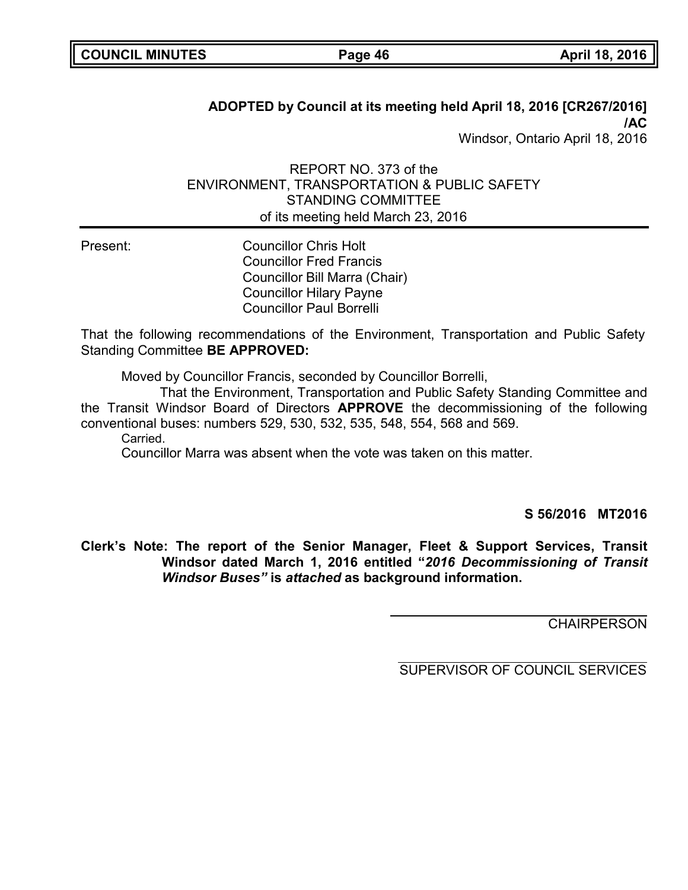**ADOPTED by Council at its meeting held April 18, 2016 [CR267/2016] /AC**

Windsor, Ontario April 18, 2016

REPORT NO. 373 of the
ENVIRONMENT, TRANSPORTATION & PUBLIC SAFETY
STANDING COMMITTEE
of its meeting held March 23, 2016

Present: Councillor Chris Holt
Councillor Fred Francis
Councillor Bill Marra (Chair)
Councillor Hilary Payne
Councillor Paul Borrelli

That the following recommendations of the Environment, Transportation and Public Safety Standing Committee **BE APPROVED:**

Moved by Councillor Francis, seconded by Councillor Borrelli,

That the Environment, Transportation and Public Safety Standing Committee and the Transit Windsor Board of Directors **APPROVE** the decommissioning of the following conventional buses: numbers 529, 530, 532, 535, 548, 554, 568 and 569.

Carried.

Councillor Marra was absent when the vote was taken on this matter.

**S 56/2016 MT2016**

**Clerk's Note: The report of the Senior Manager, Fleet & Support Services, Transit Windsor dated March 1, 2016 entitled "*2016 Decommissioning of Transit Windsor Buses*" is *attached* as background information.**

CHAIRPERSON

SUPERVISOR OF COUNCIL SERVICES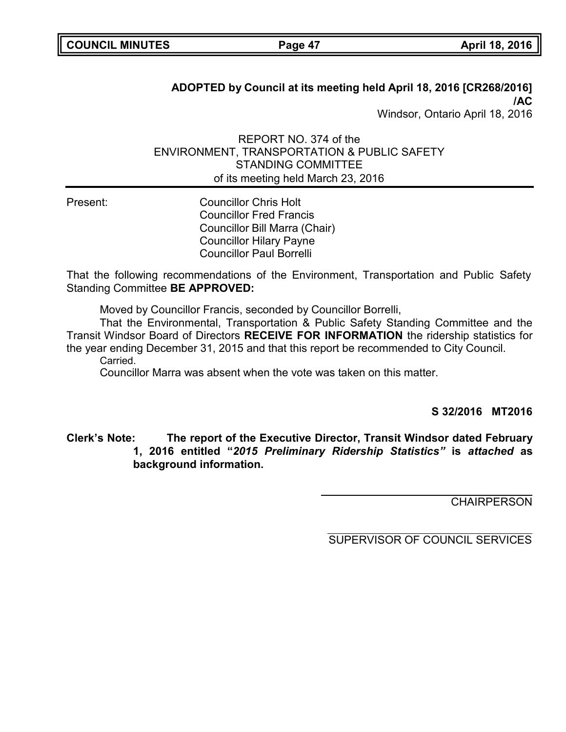**ADOPTED by Council at its meeting held April 18, 2016 [CR268/2016] /AC**

Windsor, Ontario April 18, 2016

REPORT NO. 374 of the
ENVIRONMENT, TRANSPORTATION & PUBLIC SAFETY
STANDING COMMITTEE
of its meeting held March 23, 2016

Present:

Councillor Chris Holt
Councillor Fred Francis
Councillor Bill Marra (Chair)
Councillor Hilary Payne
Councillor Paul Borrelli

That the following recommendations of the Environment, Transportation and Public Safety Standing Committee **BE APPROVED:**

Moved by Councillor Francis, seconded by Councillor Borrelli,

That the Environmental, Transportation & Public Safety Standing Committee and the Transit Windsor Board of Directors **RECEIVE FOR INFORMATION** the ridership statistics for the year ending December 31, 2015 and that this report be recommended to City Council.

Carried.

Councillor Marra was absent when the vote was taken on this matter.

**S 32/2016 MT2016**

**Clerk's Note: The report of the Executive Director, Transit Windsor dated February 1, 2016 entitled "*2015 Preliminary Ridership Statistics*" is *attached* as background information.**

CHAIRPERSON

SUPERVISOR OF COUNCIL SERVICES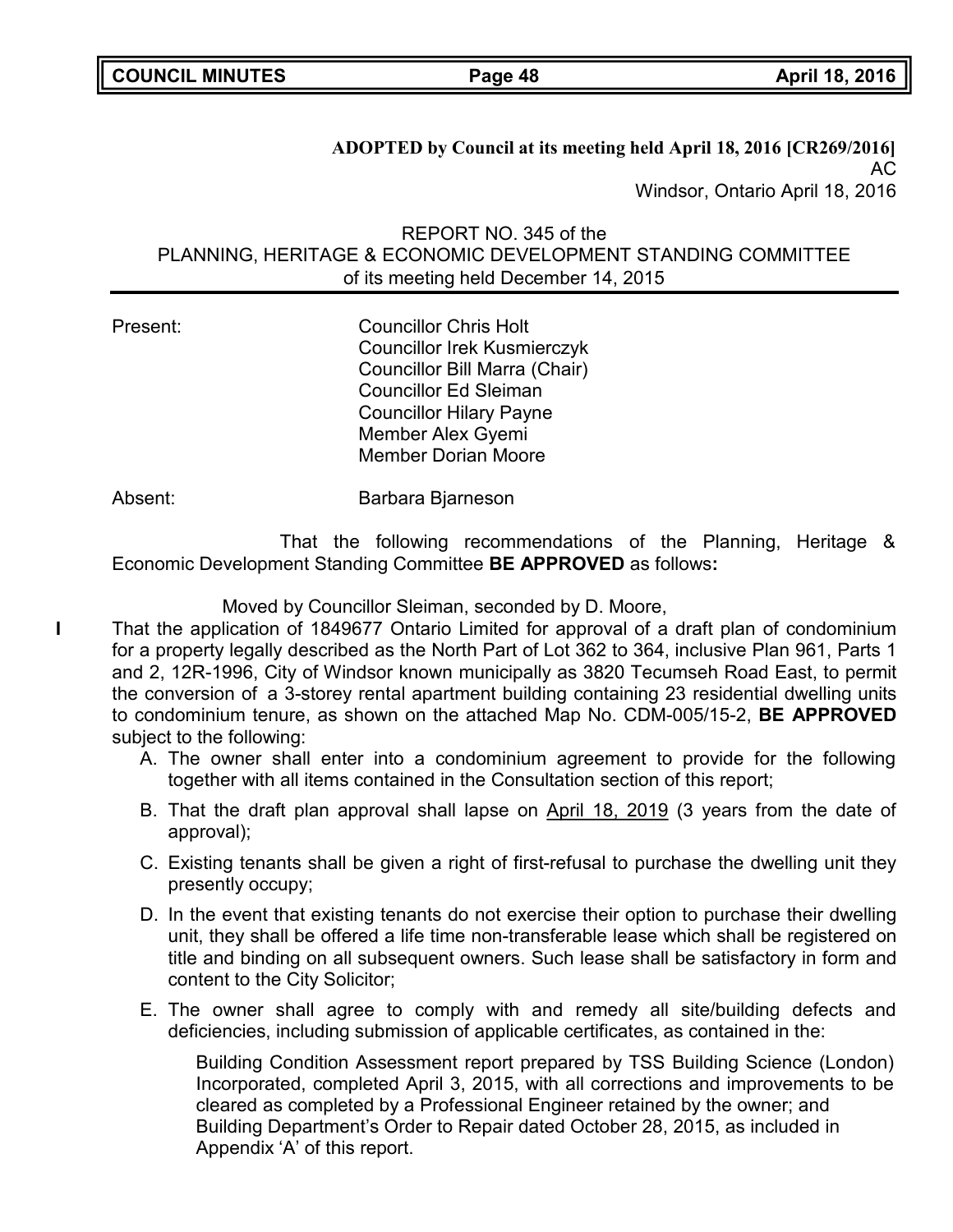**ADOPTED by Council at its meeting held April 18, 2016 [CR269/2016]**
AC
Windsor, Ontario April 18, 2016

REPORT NO. 345 of the
PLANNING, HERITAGE & ECONOMIC DEVELOPMENT STANDING COMMITTEE
of its meeting held December 14, 2015

Present:
Councillor Chris Holt
Councillor Irek Kusmierczyk
Councillor Bill Marra (Chair)
Councillor Ed Sleiman
Councillor Hilary Payne
Member Alex Gyemi
Member Dorian Moore

Absent: Barbara Bjarneson

That the following recommendations of the Planning, Heritage & Economic Development Standing Committee **BE APPROVED** as follows**:**

Moved by Councillor Sleiman, seconded by D. Moore,

**I** That the application of 1849677 Ontario Limited for approval of a draft plan of condominium for a property legally described as the North Part of Lot 362 to 364, inclusive Plan 961, Parts 1 and 2, 12R-1996, City of Windsor known municipally as 3820 Tecumseh Road East, to permit the conversion of a 3-storey rental apartment building containing 23 residential dwelling units to condominium tenure, as shown on the attached Map No. CDM-005/15-2, **BE APPROVED** subject to the following:

A. The owner shall enter into a condominium agreement to provide for the following together with all items contained in the Consultation section of this report;
B. That the draft plan approval shall lapse on April 18, 2019 (3 years from the date of approval);
C. Existing tenants shall be given a right of first-refusal to purchase the dwelling unit they presently occupy;
D. In the event that existing tenants do not exercise their option to purchase their dwelling unit, they shall be offered a life time non-transferable lease which shall be registered on title and binding on all subsequent owners. Such lease shall be satisfactory in form and content to the City Solicitor;
E. The owner shall agree to comply with and remedy all site/building defects and deficiencies, including submission of applicable certificates, as contained in the:

   Building Condition Assessment report prepared by TSS Building Science (London) Incorporated, completed April 3, 2015, with all corrections and improvements to be cleared as completed by a Professional Engineer retained by the owner; and
   Building Department's Order to Repair dated October 28, 2015, as included in Appendix 'A' of this report.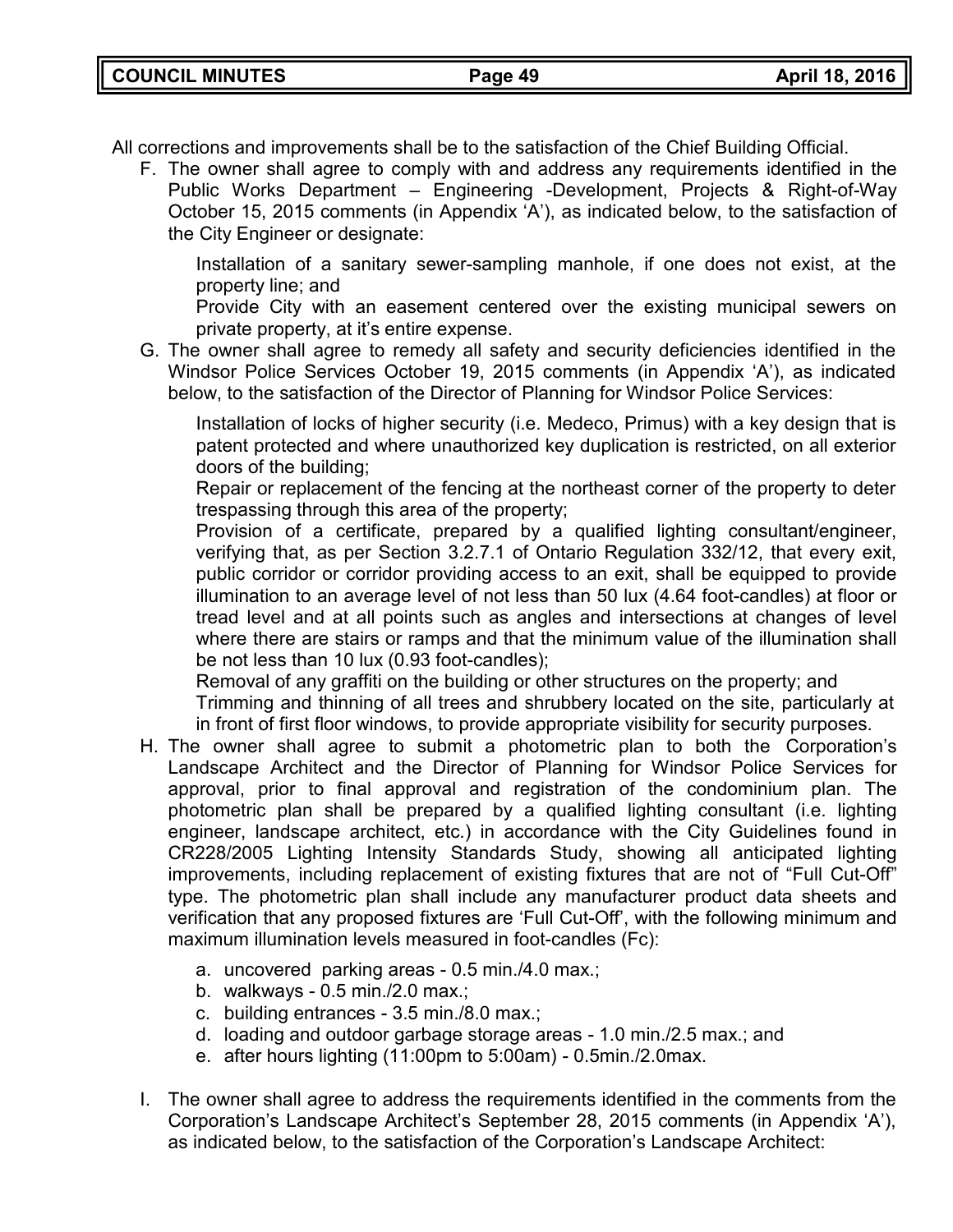All corrections and improvements shall be to the satisfaction of the Chief Building Official.

F. The owner shall agree to comply with and address any requirements identified in the Public Works Department – Engineering -Development, Projects & Right-of-Way October 15, 2015 comments (in Appendix 'A'), as indicated below, to the satisfaction of the City Engineer or designate:

   Installation of a sanitary sewer-sampling manhole, if one does not exist, at the property line; and

   Provide City with an easement centered over the existing municipal sewers on private property, at it's entire expense.

G. The owner shall agree to remedy all safety and security deficiencies identified in the Windsor Police Services October 19, 2015 comments (in Appendix 'A'), as indicated below, to the satisfaction of the Director of Planning for Windsor Police Services:

   Installation of locks of higher security (i.e. Medeco, Primus) with a key design that is patent protected and where unauthorized key duplication is restricted, on all exterior doors of the building;

   Repair or replacement of the fencing at the northeast corner of the property to deter trespassing through this area of the property;

   Provision of a certificate, prepared by a qualified lighting consultant/engineer, verifying that, as per Section 3.2.7.1 of Ontario Regulation 332/12, that every exit, public corridor or corridor providing access to an exit, shall be equipped to provide illumination to an average level of not less than 50 lux (4.64 foot-candles) at floor or tread level and at all points such as angles and intersections at changes of level where there are stairs or ramps and that the minimum value of the illumination shall be not less than 10 lux (0.93 foot-candles);

   Removal of any graffiti on the building or other structures on the property; and

   Trimming and thinning of all trees and shrubbery located on the site, particularly at in front of first floor windows, to provide appropriate visibility for security purposes.

H. The owner shall agree to submit a photometric plan to both the Corporation's Landscape Architect and the Director of Planning for Windsor Police Services for approval, prior to final approval and registration of the condominium plan. The photometric plan shall be prepared by a qualified lighting consultant (i.e. lighting engineer, landscape architect, etc.) in accordance with the City Guidelines found in CR228/2005 Lighting Intensity Standards Study, showing all anticipated lighting improvements, including replacement of existing fixtures that are not of "Full Cut-Off" type. The photometric plan shall include any manufacturer product data sheets and verification that any proposed fixtures are 'Full Cut-Off', with the following minimum and maximum illumination levels measured in foot-candles (Fc):

   a. uncovered parking areas - 0.5 min./4.0 max.;
   b. walkways - 0.5 min./2.0 max.;
   c. building entrances - 3.5 min./8.0 max.;
   d. loading and outdoor garbage storage areas - 1.0 min./2.5 max.; and
   e. after hours lighting (11:00pm to 5:00am) - 0.5min./2.0max.

I. The owner shall agree to address the requirements identified in the comments from the Corporation's Landscape Architect's September 28, 2015 comments (in Appendix 'A'), as indicated below, to the satisfaction of the Corporation's Landscape Architect: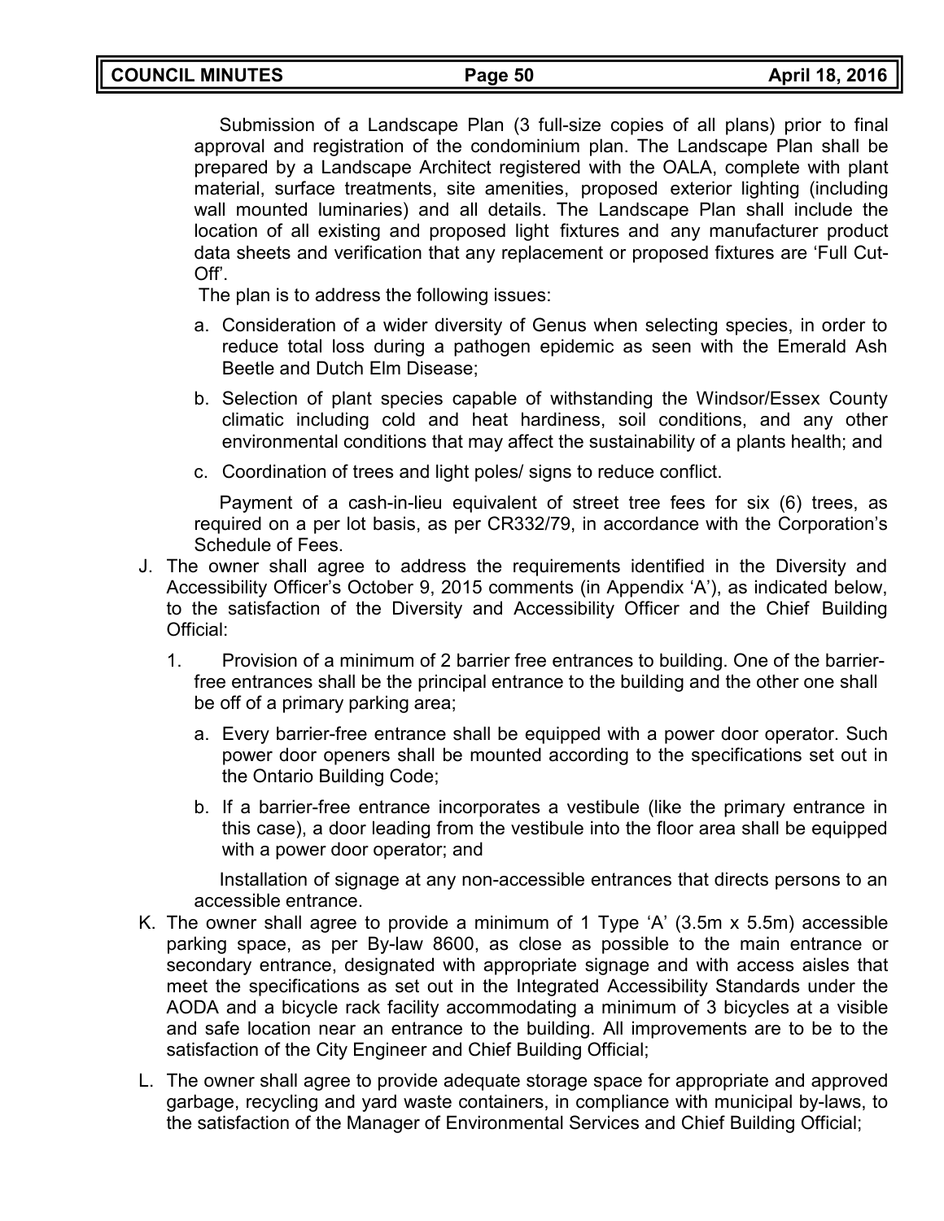Submission of a Landscape Plan (3 full-size copies of all plans) prior to final approval and registration of the condominium plan. The Landscape Plan shall be prepared by a Landscape Architect registered with the OALA, complete with plant material, surface treatments, site amenities, proposed exterior lighting (including wall mounted luminaries) and all details. The Landscape Plan shall include the location of all existing and proposed light fixtures and any manufacturer product data sheets and verification that any replacement or proposed fixtures are 'Full Cut-Off'.

The plan is to address the following issues:

a. Consideration of a wider diversity of Genus when selecting species, in order to reduce total loss during a pathogen epidemic as seen with the Emerald Ash Beetle and Dutch Elm Disease;

b. Selection of plant species capable of withstanding the Windsor/Essex County climatic including cold and heat hardiness, soil conditions, and any other environmental conditions that may affect the sustainability of a plants health; and

c. Coordination of trees and light poles/ signs to reduce conflict.

Payment of a cash-in-lieu equivalent of street tree fees for six (6) trees, as required on a per lot basis, as per CR332/79, in accordance with the Corporation's Schedule of Fees.

J. The owner shall agree to address the requirements identified in the Diversity and Accessibility Officer's October 9, 2015 comments (in Appendix 'A'), as indicated below, to the satisfaction of the Diversity and Accessibility Officer and the Chief Building Official:

1. Provision of a minimum of 2 barrier free entrances to building. One of the barrier-free entrances shall be the principal entrance to the building and the other one shall be off of a primary parking area;

   a. Every barrier-free entrance shall be equipped with a power door operator. Such power door openers shall be mounted according to the specifications set out in the Ontario Building Code;

   b. If a barrier-free entrance incorporates a vestibule (like the primary entrance in this case), a door leading from the vestibule into the floor area shall be equipped with a power door operator; and

Installation of signage at any non-accessible entrances that directs persons to an accessible entrance.

K. The owner shall agree to provide a minimum of 1 Type 'A' (3.5m x 5.5m) accessible parking space, as per By-law 8600, as close as possible to the main entrance or secondary entrance, designated with appropriate signage and with access aisles that meet the specifications as set out in the Integrated Accessibility Standards under the AODA and a bicycle rack facility accommodating a minimum of 3 bicycles at a visible and safe location near an entrance to the building. All improvements are to be to the satisfaction of the City Engineer and Chief Building Official;

L. The owner shall agree to provide adequate storage space for appropriate and approved garbage, recycling and yard waste containers, in compliance with municipal by-laws, to the satisfaction of the Manager of Environmental Services and Chief Building Official;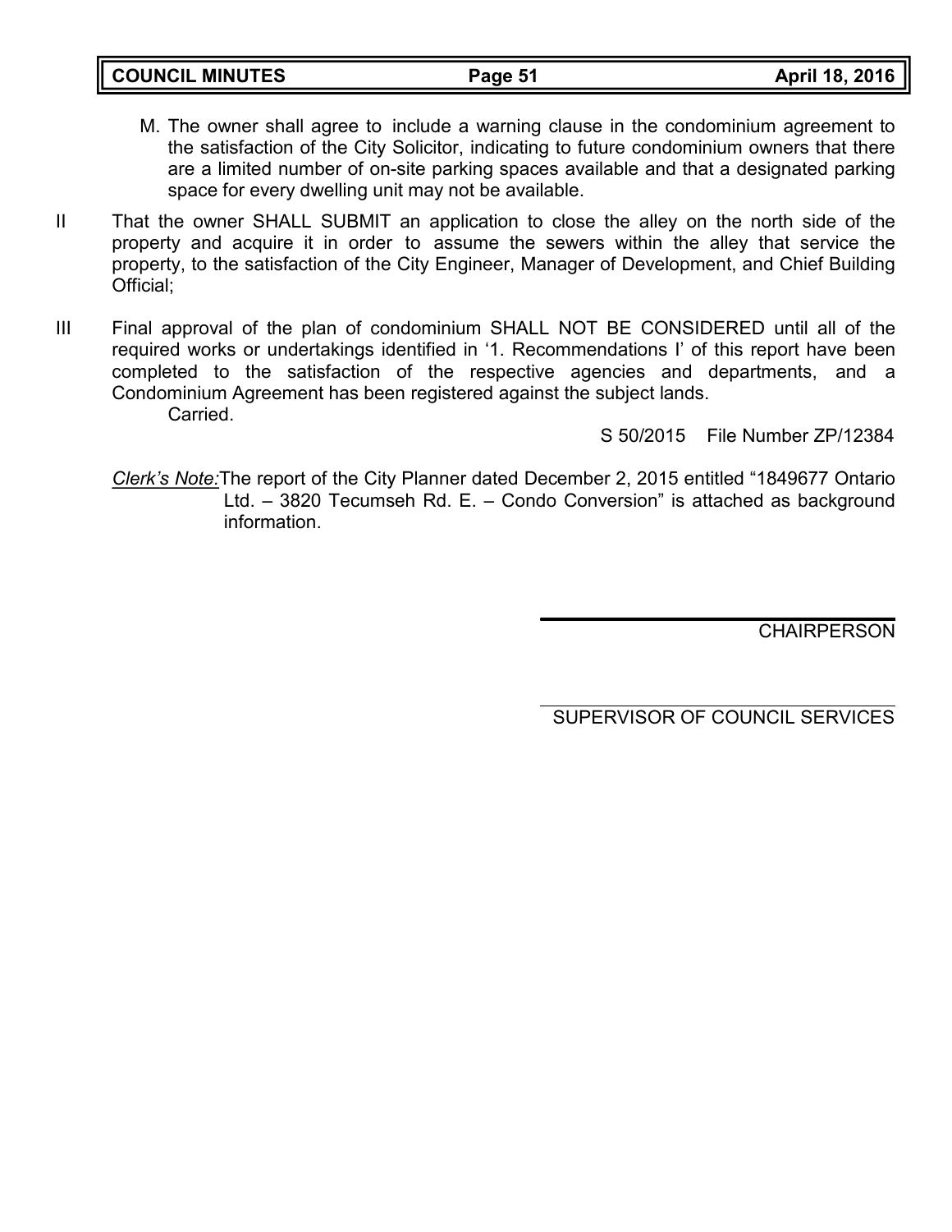M. The owner shall agree to include a warning clause in the condominium agreement to the satisfaction of the City Solicitor, indicating to future condominium owners that there are a limited number of on-site parking spaces available and that a designated parking space for every dwelling unit may not be available.

II That the owner SHALL SUBMIT an application to close the alley on the north side of the property and acquire it in order to assume the sewers within the alley that service the property, to the satisfaction of the City Engineer, Manager of Development, and Chief Building Official;

III Final approval of the plan of condominium SHALL NOT BE CONSIDERED until all of the required works or undertakings identified in '1. Recommendations I' of this report have been completed to the satisfaction of the respective agencies and departments, and a Condominium Agreement has been registered against the subject lands.

Carried.

S 50/2015 File Number ZP/12384

*Clerk's Note:* The report of the City Planner dated December 2, 2015 entitled "1849677 Ontario Ltd. – 3820 Tecumseh Rd. E. – Condo Conversion" is attached as background information.

CHAIRPERSON

SUPERVISOR OF COUNCIL SERVICES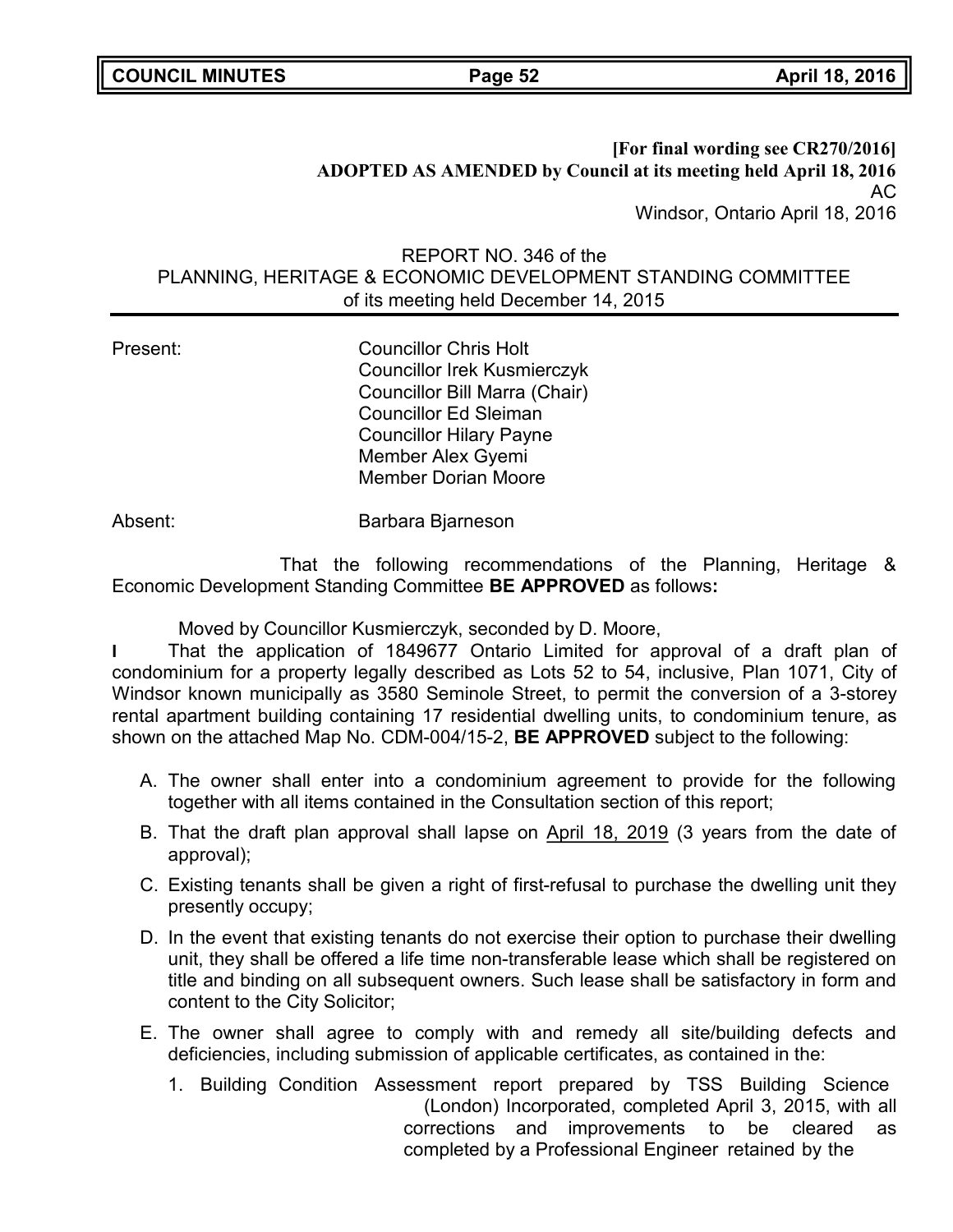**[For final wording see CR270/2016]**
**ADOPTED AS AMENDED by Council at its meeting held April 18, 2016**
AC
Windsor, Ontario April 18, 2016

REPORT NO. 346 of the
PLANNING, HERITAGE & ECONOMIC DEVELOPMENT STANDING COMMITTEE
of its meeting held December 14, 2015

Present:
Councillor Chris Holt
Councillor Irek Kusmierczyk
Councillor Bill Marra (Chair)
Councillor Ed Sleiman
Councillor Hilary Payne
Member Alex Gyemi
Member Dorian Moore

Absent: Barbara Bjarneson

That the following recommendations of the Planning, Heritage & Economic Development Standing Committee **BE APPROVED** as follows**:**

Moved by Councillor Kusmierczyk, seconded by D. Moore,

**I** That the application of 1849677 Ontario Limited for approval of a draft plan of condominium for a property legally described as Lots 52 to 54, inclusive, Plan 1071, City of Windsor known municipally as 3580 Seminole Street, to permit the conversion of a 3-storey rental apartment building containing 17 residential dwelling units, to condominium tenure, as shown on the attached Map No. CDM-004/15-2, **BE APPROVED** subject to the following:

A. The owner shall enter into a condominium agreement to provide for the following together with all items contained in the Consultation section of this report;

B. That the draft plan approval shall lapse on April 18, 2019 (3 years from the date of approval);

C. Existing tenants shall be given a right of first-refusal to purchase the dwelling unit they presently occupy;

D. In the event that existing tenants do not exercise their option to purchase their dwelling unit, they shall be offered a life time non-transferable lease which shall be registered on title and binding on all subsequent owners. Such lease shall be satisfactory in form and content to the City Solicitor;

E. The owner shall agree to comply with and remedy all site/building defects and deficiencies, including submission of applicable certificates, as contained in the:

   1. Building Condition Assessment report prepared by TSS Building Science (London) Incorporated, completed April 3, 2015, with all corrections and improvements to be cleared as completed by a Professional Engineer retained by the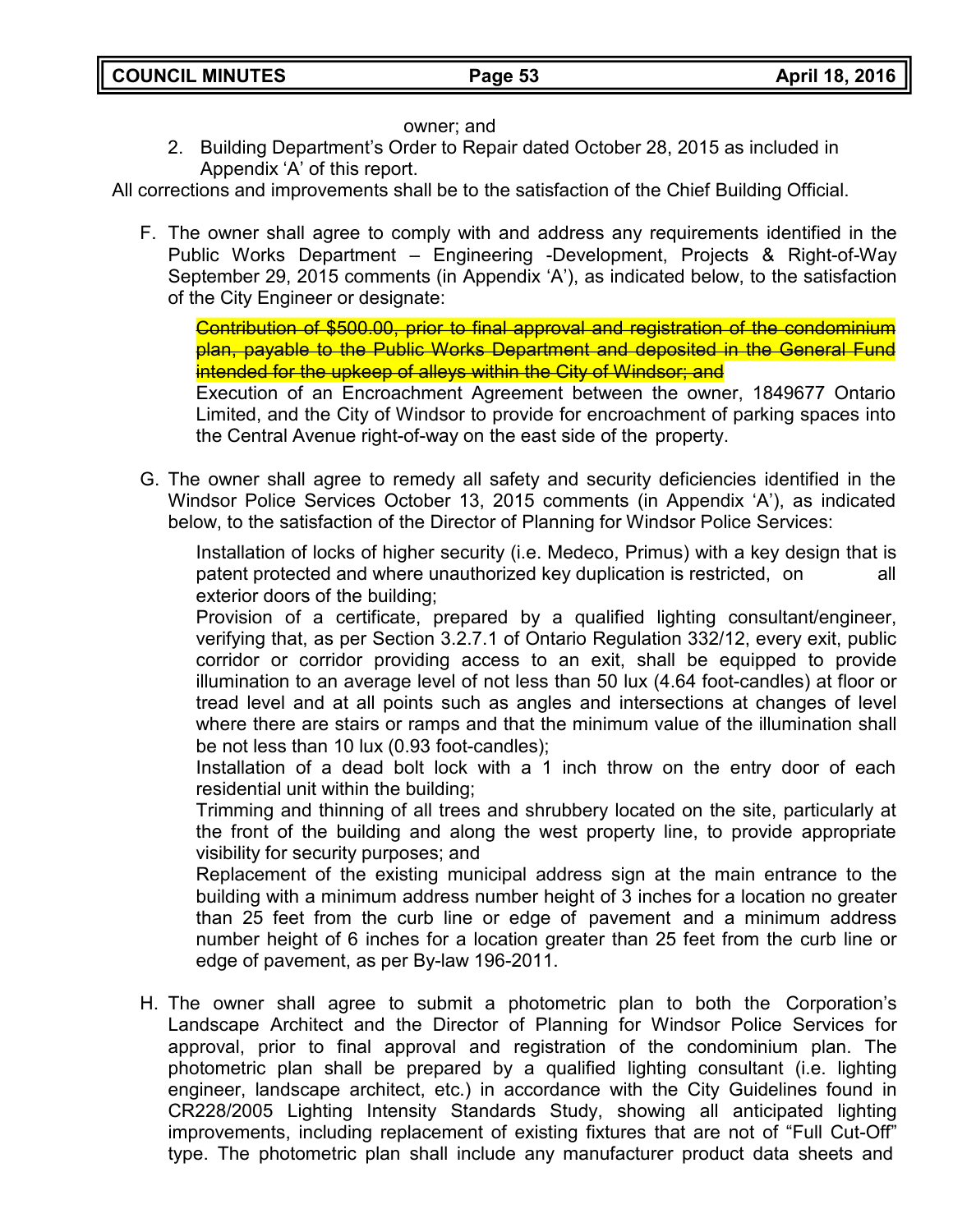owner; and

2. Building Department's Order to Repair dated October 28, 2015 as included in Appendix 'A' of this report.

All corrections and improvements shall be to the satisfaction of the Chief Building Official.

F. The owner shall agree to comply with and address any requirements identified in the Public Works Department – Engineering -Development, Projects & Right-of-Way September 29, 2015 comments (in Appendix 'A'), as indicated below, to the satisfaction of the City Engineer or designate:

   ~~Contribution of $500.00, prior to final approval and registration of the condominium plan, payable to the Public Works Department and deposited in the General Fund intended for the upkeep of alleys within the City of Windsor; and~~

   Execution of an Encroachment Agreement between the owner, 1849677 Ontario Limited, and the City of Windsor to provide for encroachment of parking spaces into the Central Avenue right-of-way on the east side of the property.

G. The owner shall agree to remedy all safety and security deficiencies identified in the Windsor Police Services October 13, 2015 comments (in Appendix 'A'), as indicated below, to the satisfaction of the Director of Planning for Windsor Police Services:

   Installation of locks of higher security (i.e. Medeco, Primus) with a key design that is patent protected and where unauthorized key duplication is restricted, on all exterior doors of the building;

   Provision of a certificate, prepared by a qualified lighting consultant/engineer, verifying that, as per Section 3.2.7.1 of Ontario Regulation 332/12, every exit, public corridor or corridor providing access to an exit, shall be equipped to provide illumination to an average level of not less than 50 lux (4.64 foot-candles) at floor or tread level and at all points such as angles and intersections at changes of level where there are stairs or ramps and that the minimum value of the illumination shall be not less than 10 lux (0.93 foot-candles);

   Installation of a dead bolt lock with a 1 inch throw on the entry door of each residential unit within the building;

   Trimming and thinning of all trees and shrubbery located on the site, particularly at the front of the building and along the west property line, to provide appropriate visibility for security purposes; and

   Replacement of the existing municipal address sign at the main entrance to the building with a minimum address number height of 3 inches for a location no greater than 25 feet from the curb line or edge of pavement and a minimum address number height of 6 inches for a location greater than 25 feet from the curb line or edge of pavement, as per By-law 196-2011.

H. The owner shall agree to submit a photometric plan to both the Corporation's Landscape Architect and the Director of Planning for Windsor Police Services for approval, prior to final approval and registration of the condominium plan. The photometric plan shall be prepared by a qualified lighting consultant (i.e. lighting engineer, landscape architect, etc.) in accordance with the City Guidelines found in CR228/2005 Lighting Intensity Standards Study, showing all anticipated lighting improvements, including replacement of existing fixtures that are not of "Full Cut-Off" type. The photometric plan shall include any manufacturer product data sheets and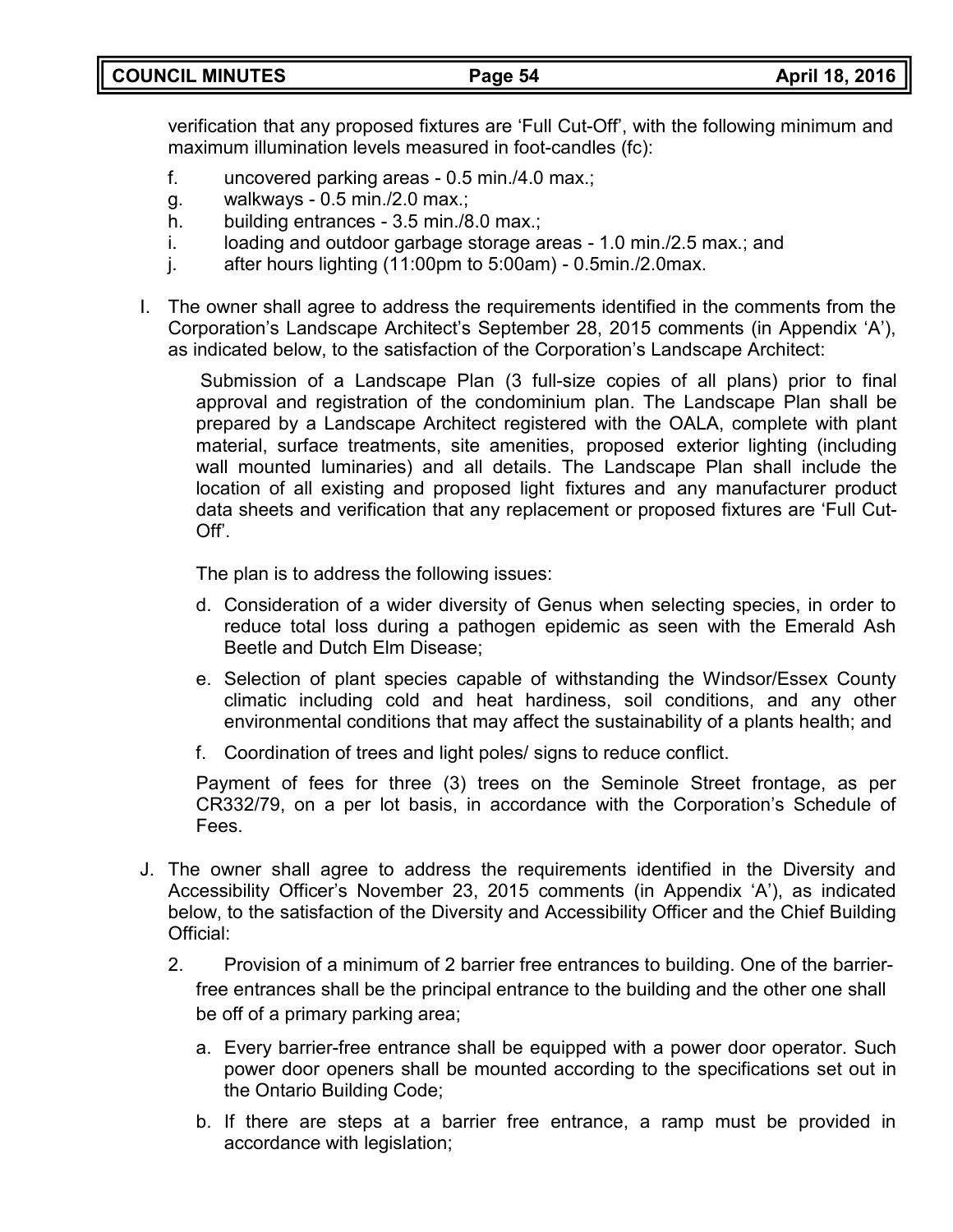verification that any proposed fixtures are 'Full Cut-Off', with the following minimum and maximum illumination levels measured in foot-candles (fc):

f. uncovered parking areas - 0.5 min./4.0 max.;
g. walkways - 0.5 min./2.0 max.;
h. building entrances - 3.5 min./8.0 max.;
i. loading and outdoor garbage storage areas - 1.0 min./2.5 max.; and
j. after hours lighting (11:00pm to 5:00am) - 0.5min./2.0max.

I. The owner shall agree to address the requirements identified in the comments from the Corporation's Landscape Architect's September 28, 2015 comments (in Appendix 'A'), as indicated below, to the satisfaction of the Corporation's Landscape Architect:

Submission of a Landscape Plan (3 full-size copies of all plans) prior to final approval and registration of the condominium plan. The Landscape Plan shall be prepared by a Landscape Architect registered with the OALA, complete with plant material, surface treatments, site amenities, proposed exterior lighting (including wall mounted luminaries) and all details. The Landscape Plan shall include the location of all existing and proposed light fixtures and any manufacturer product data sheets and verification that any replacement or proposed fixtures are 'Full Cut-Off'.

The plan is to address the following issues:

d. Consideration of a wider diversity of Genus when selecting species, in order to reduce total loss during a pathogen epidemic as seen with the Emerald Ash Beetle and Dutch Elm Disease;
e. Selection of plant species capable of withstanding the Windsor/Essex County climatic including cold and heat hardiness, soil conditions, and any other environmental conditions that may affect the sustainability of a plants health; and
f. Coordination of trees and light poles/ signs to reduce conflict.

Payment of fees for three (3) trees on the Seminole Street frontage, as per CR332/79, on a per lot basis, in accordance with the Corporation's Schedule of Fees.

J. The owner shall agree to address the requirements identified in the Diversity and Accessibility Officer's November 23, 2015 comments (in Appendix 'A'), as indicated below, to the satisfaction of the Diversity and Accessibility Officer and the Chief Building Official:

2. Provision of a minimum of 2 barrier free entrances to building. One of the barrier-free entrances shall be the principal entrance to the building and the other one shall be off of a primary parking area;

   a. Every barrier-free entrance shall be equipped with a power door operator. Such power door openers shall be mounted according to the specifications set out in the Ontario Building Code;
   b. If there are steps at a barrier free entrance, a ramp must be provided in accordance with legislation;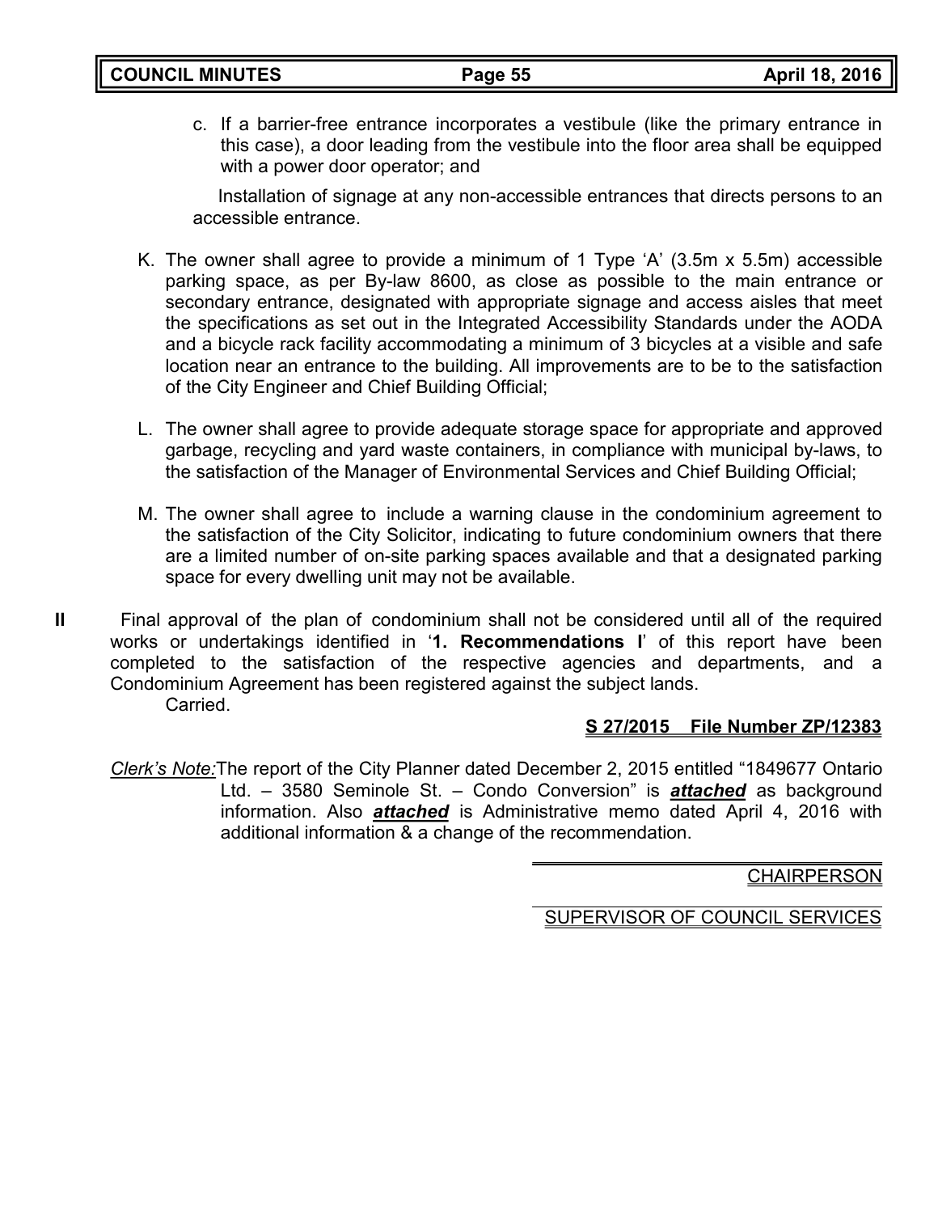c. If a barrier-free entrance incorporates a vestibule (like the primary entrance in this case), a door leading from the vestibule into the floor area shall be equipped with a power door operator; and

Installation of signage at any non-accessible entrances that directs persons to an accessible entrance.

K. The owner shall agree to provide a minimum of 1 Type 'A' (3.5m x 5.5m) accessible parking space, as per By-law 8600, as close as possible to the main entrance or secondary entrance, designated with appropriate signage and access aisles that meet the specifications as set out in the Integrated Accessibility Standards under the AODA and a bicycle rack facility accommodating a minimum of 3 bicycles at a visible and safe location near an entrance to the building. All improvements are to be to the satisfaction of the City Engineer and Chief Building Official;

L. The owner shall agree to provide adequate storage space for appropriate and approved garbage, recycling and yard waste containers, in compliance with municipal by-laws, to the satisfaction of the Manager of Environmental Services and Chief Building Official;

M. The owner shall agree to include a warning clause in the condominium agreement to the satisfaction of the City Solicitor, indicating to future condominium owners that there are a limited number of on-site parking spaces available and that a designated parking space for every dwelling unit may not be available.

**II** Final approval of the plan of condominium shall not be considered until all of the required works or undertakings identified in '**1. Recommendations I**' of this report have been completed to the satisfaction of the respective agencies and departments, and a Condominium Agreement has been registered against the subject lands.

Carried.

**S 27/2015 File Number ZP/12383**

*Clerk's Note:* The report of the City Planner dated December 2, 2015 entitled "1849677 Ontario Ltd. – 3580 Seminole St. – Condo Conversion" is ***attached*** as background information. Also ***attached*** is Administrative memo dated April 4, 2016 with additional information & a change of the recommendation.

CHAIRPERSON

SUPERVISOR OF COUNCIL SERVICES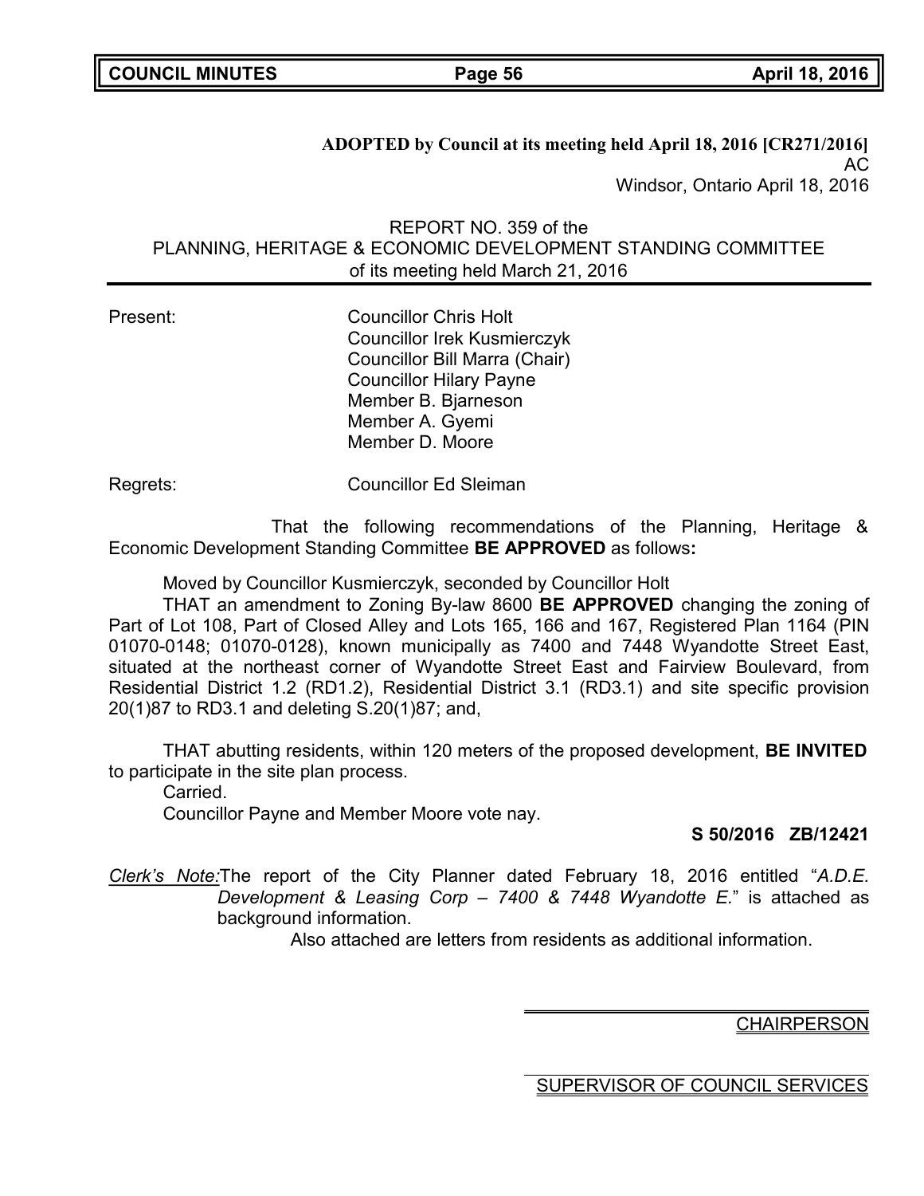**ADOPTED by Council at its meeting held April 18, 2016 [CR271/2016]**
AC
Windsor, Ontario April 18, 2016

REPORT NO. 359 of the
PLANNING, HERITAGE & ECONOMIC DEVELOPMENT STANDING COMMITTEE
of its meeting held March 21, 2016

Present: Councillor Chris Holt
Councillor Irek Kusmierczyk
Councillor Bill Marra (Chair)
Councillor Hilary Payne
Member B. Bjarneson
Member A. Gyemi
Member D. Moore

Regrets: Councillor Ed Sleiman

That the following recommendations of the Planning, Heritage & Economic Development Standing Committee **BE APPROVED** as follows**:**

Moved by Councillor Kusmierczyk, seconded by Councillor Holt

THAT an amendment to Zoning By-law 8600 **BE APPROVED** changing the zoning of Part of Lot 108, Part of Closed Alley and Lots 165, 166 and 167, Registered Plan 1164 (PIN 01070-0148; 01070-0128), known municipally as 7400 and 7448 Wyandotte Street East, situated at the northeast corner of Wyandotte Street East and Fairview Boulevard, from Residential District 1.2 (RD1.2), Residential District 3.1 (RD3.1) and site specific provision 20(1)87 to RD3.1 and deleting S.20(1)87; and,

THAT abutting residents, within 120 meters of the proposed development, **BE INVITED** to participate in the site plan process.

Carried.

Councillor Payne and Member Moore vote nay.

**S 50/2016 ZB/12421**

*Clerk's Note:* The report of the City Planner dated February 18, 2016 entitled "*A.D.E. Development & Leasing Corp – 7400 & 7448 Wyandotte E.*" is attached as background information.

Also attached are letters from residents as additional information.

CHAIRPERSON

SUPERVISOR OF COUNCIL SERVICES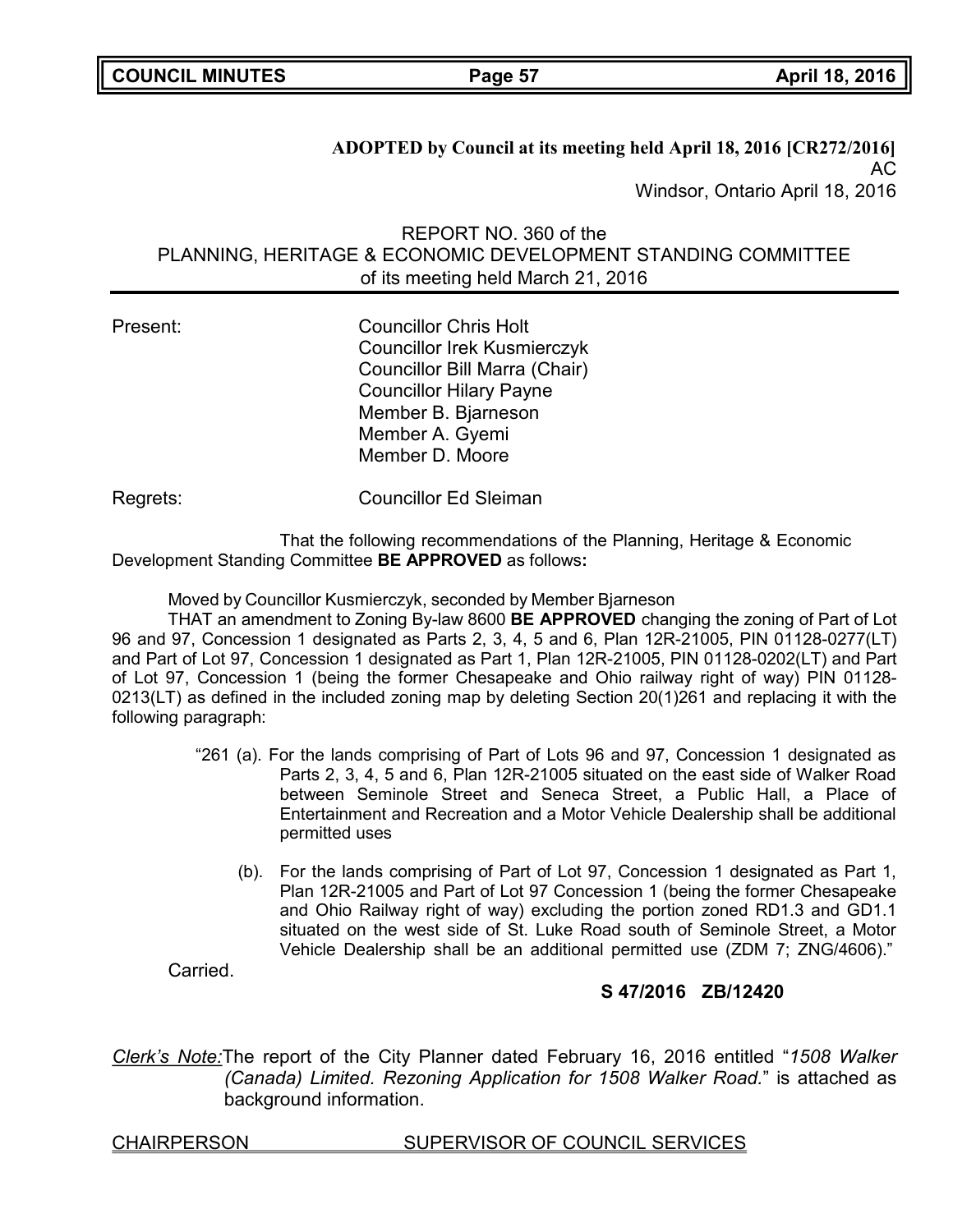**ADOPTED by Council at its meeting held April 18, 2016 [CR272/2016]**
AC
Windsor, Ontario April 18, 2016

REPORT NO. 360 of the
PLANNING, HERITAGE & ECONOMIC DEVELOPMENT STANDING COMMITTEE
of its meeting held March 21, 2016

Present: Councillor Chris Holt
Councillor Irek Kusmierczyk
Councillor Bill Marra (Chair)
Councillor Hilary Payne
Member B. Bjarneson
Member A. Gyemi
Member D. Moore

Regrets: Councillor Ed Sleiman

That the following recommendations of the Planning, Heritage & Economic Development Standing Committee **BE APPROVED** as follows**:**

Moved by Councillor Kusmierczyk, seconded by Member Bjarneson

THAT an amendment to Zoning By-law 8600 **BE APPROVED** changing the zoning of Part of Lot 96 and 97, Concession 1 designated as Parts 2, 3, 4, 5 and 6, Plan 12R-21005, PIN 01128-0277(LT) and Part of Lot 97, Concession 1 designated as Part 1, Plan 12R-21005, PIN 01128-0202(LT) and Part of Lot 97, Concession 1 (being the former Chesapeake and Ohio railway right of way) PIN 01128-0213(LT) as defined in the included zoning map by deleting Section 20(1)261 and replacing it with the following paragraph:

"261 (a). For the lands comprising of Part of Lots 96 and 97, Concession 1 designated as Parts 2, 3, 4, 5 and 6, Plan 12R-21005 situated on the east side of Walker Road between Seminole Street and Seneca Street, a Public Hall, a Place of Entertainment and Recreation and a Motor Vehicle Dealership shall be additional permitted uses

(b). For the lands comprising of Part of Lot 97, Concession 1 designated as Part 1, Plan 12R-21005 and Part of Lot 97 Concession 1 (being the former Chesapeake and Ohio Railway right of way) excluding the portion zoned RD1.3 and GD1.1 situated on the west side of St. Luke Road south of Seminole Street, a Motor Vehicle Dealership shall be an additional permitted use (ZDM 7; ZNG/4606)."

Carried.

**S 47/2016 ZB/12420**

*Clerk's Note:* The report of the City Planner dated February 16, 2016 entitled "*1508 Walker (Canada) Limited. Rezoning Application for 1508 Walker Road.*" is attached as background information.

CHAIRPERSON SUPERVISOR OF COUNCIL SERVICES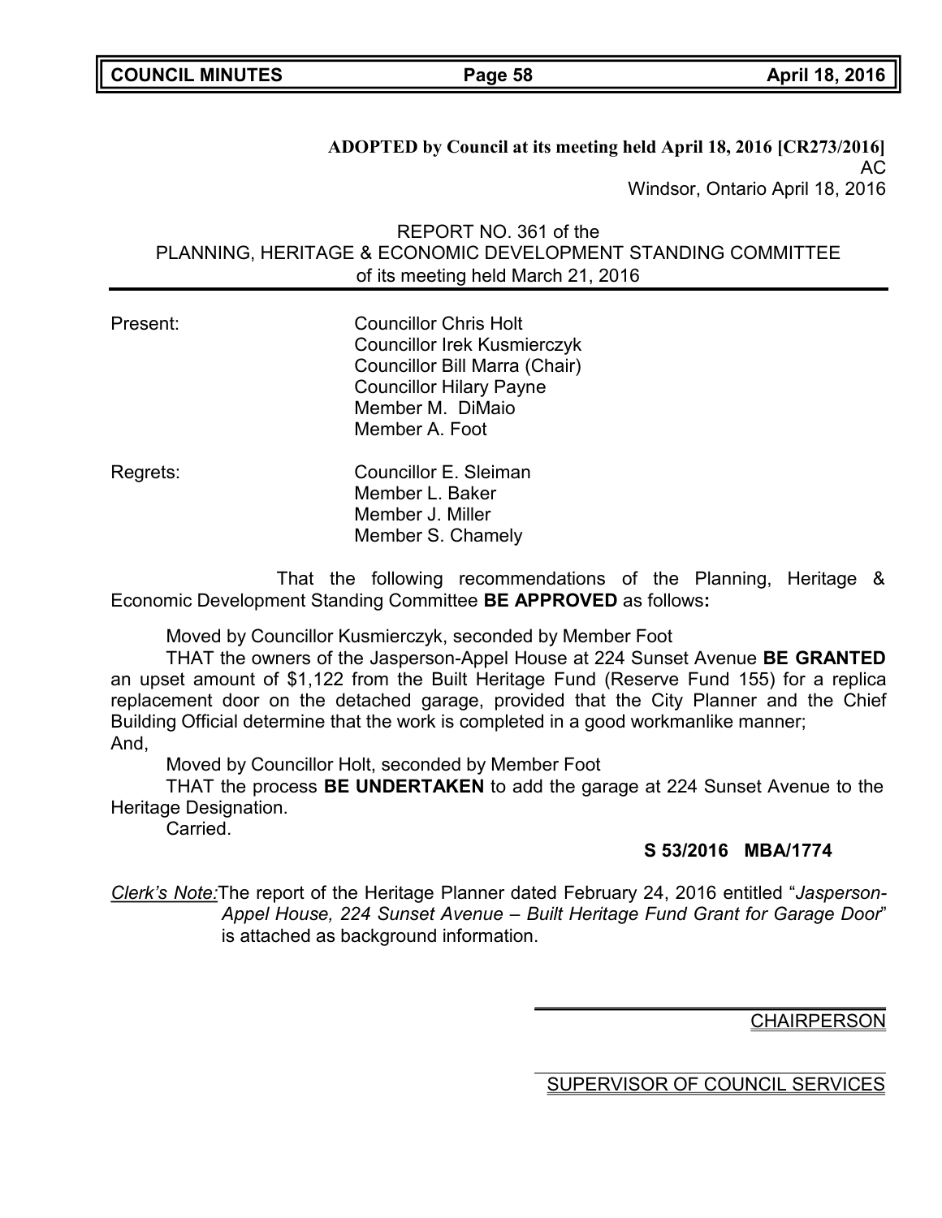**ADOPTED by Council at its meeting held April 18, 2016 [CR273/2016]**
AC
Windsor, Ontario April 18, 2016

REPORT NO. 361 of the
PLANNING, HERITAGE & ECONOMIC DEVELOPMENT STANDING COMMITTEE
of its meeting held March 21, 2016

Present: Councillor Chris Holt
Councillor Irek Kusmierczyk
Councillor Bill Marra (Chair)
Councillor Hilary Payne
Member M. DiMaio
Member A. Foot

Regrets: Councillor E. Sleiman
Member L. Baker
Member J. Miller
Member S. Chamely

That the following recommendations of the Planning, Heritage & Economic Development Standing Committee **BE APPROVED** as follows**:**

Moved by Councillor Kusmierczyk, seconded by Member Foot

THAT the owners of the Jasperson-Appel House at 224 Sunset Avenue **BE GRANTED** an upset amount of $1,122 from the Built Heritage Fund (Reserve Fund 155) for a replica replacement door on the detached garage, provided that the City Planner and the Chief Building Official determine that the work is completed in a good workmanlike manner;
And,

Moved by Councillor Holt, seconded by Member Foot

THAT the process **BE UNDERTAKEN** to add the garage at 224 Sunset Avenue to the Heritage Designation.

Carried.

**S 53/2016 MBA/1774**

*Clerk's Note:* The report of the Heritage Planner dated February 24, 2016 entitled "*Jasperson-Appel House, 224 Sunset Avenue – Built Heritage Fund Grant for Garage Door*" is attached as background information.

CHAIRPERSON

SUPERVISOR OF COUNCIL SERVICES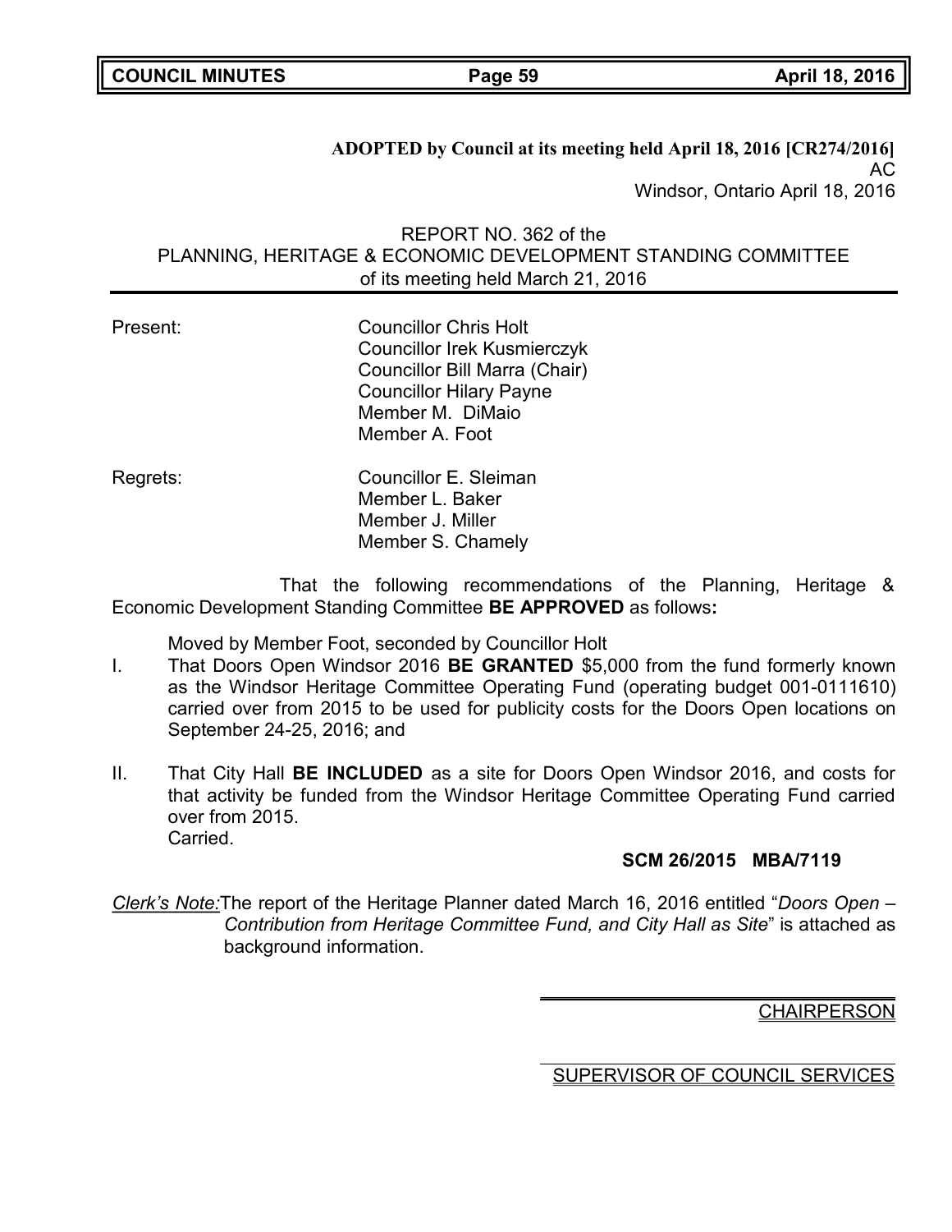**ADOPTED by Council at its meeting held April 18, 2016 [CR274/2016]**
AC
Windsor, Ontario April 18, 2016

REPORT NO. 362 of the
PLANNING, HERITAGE & ECONOMIC DEVELOPMENT STANDING COMMITTEE
of its meeting held March 21, 2016

Present:
Councillor Chris Holt
Councillor Irek Kusmierczyk
Councillor Bill Marra (Chair)
Councillor Hilary Payne
Member M. DiMaio
Member A. Foot

Regrets:
Councillor E. Sleiman
Member L. Baker
Member J. Miller
Member S. Chamely

That the following recommendations of the Planning, Heritage & Economic Development Standing Committee **BE APPROVED** as follows**:**

Moved by Member Foot, seconded by Councillor Holt

I. That Doors Open Windsor 2016 **BE GRANTED** $5,000 from the fund formerly known as the Windsor Heritage Committee Operating Fund (operating budget 001-0111610) carried over from 2015 to be used for publicity costs for the Doors Open locations on September 24-25, 2016; and

II. That City Hall **BE INCLUDED** as a site for Doors Open Windsor 2016, and costs for that activity be funded from the Windsor Heritage Committee Operating Fund carried over from 2015.
Carried.

**SCM 26/2015 MBA/7119**

*Clerk's Note:* The report of the Heritage Planner dated March 16, 2016 entitled "*Doors Open – Contribution from Heritage Committee Fund, and City Hall as Site*" is attached as background information.

CHAIRPERSON

SUPERVISOR OF COUNCIL SERVICES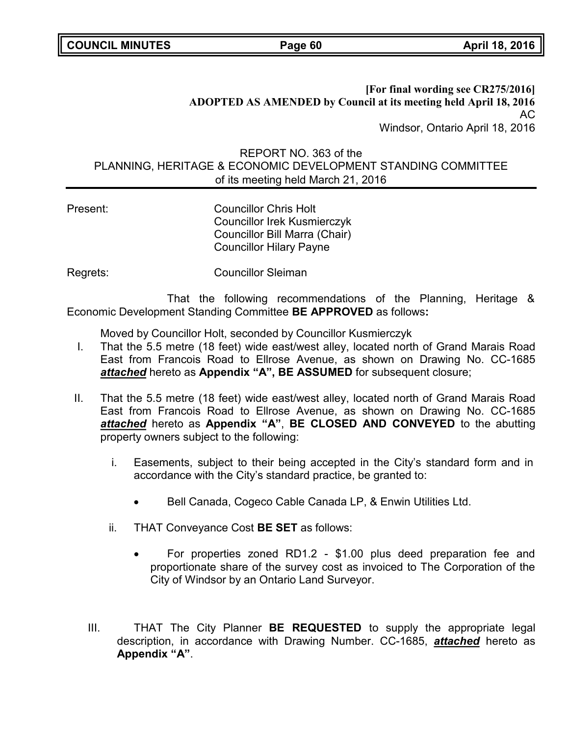**[For final wording see CR275/2016]**
**ADOPTED AS AMENDED by Council at its meeting held April 18, 2016**
AC
Windsor, Ontario April 18, 2016

REPORT NO. 363 of the
PLANNING, HERITAGE & ECONOMIC DEVELOPMENT STANDING COMMITTEE
of its meeting held March 21, 2016

Present: Councillor Chris Holt
Councillor Irek Kusmierczyk
Councillor Bill Marra (Chair)
Councillor Hilary Payne

Regrets: Councillor Sleiman

That the following recommendations of the Planning, Heritage & Economic Development Standing Committee **BE APPROVED** as follows**:**

Moved by Councillor Holt, seconded by Councillor Kusmierczyk

I. That the 5.5 metre (18 feet) wide east/west alley, located north of Grand Marais Road East from Francois Road to Ellrose Avenue, as shown on Drawing No. CC-1685 ***attached*** hereto as **Appendix "A", BE ASSUMED** for subsequent closure;

II. That the 5.5 metre (18 feet) wide east/west alley, located north of Grand Marais Road East from Francois Road to Ellrose Avenue, as shown on Drawing No. CC-1685 ***attached*** hereto as **Appendix "A"**, **BE CLOSED AND CONVEYED** to the abutting property owners subject to the following:

   i. Easements, subject to their being accepted in the City's standard form and in accordance with the City's standard practice, be granted to:

      - Bell Canada, Cogeco Cable Canada LP, & Enwin Utilities Ltd.

   ii. THAT Conveyance Cost **BE SET** as follows:

      - For properties zoned RD1.2 - $1.00 plus deed preparation fee and proportionate share of the survey cost as invoiced to The Corporation of the City of Windsor by an Ontario Land Surveyor.

III. THAT The City Planner **BE REQUESTED** to supply the appropriate legal description, in accordance with Drawing Number. CC-1685, ***attached*** hereto as **Appendix "A"**.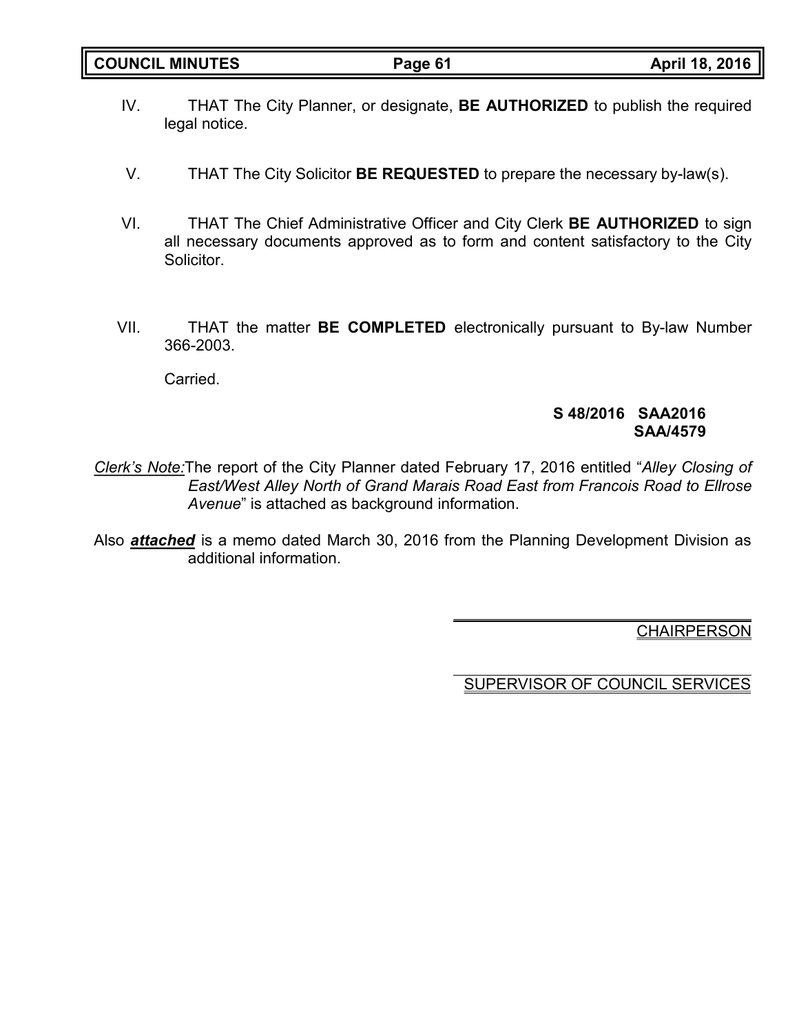IV. THAT The City Planner, or designate, **BE AUTHORIZED** to publish the required legal notice.

V. THAT The City Solicitor **BE REQUESTED** to prepare the necessary by-law(s).

VI. THAT The Chief Administrative Officer and City Clerk **BE AUTHORIZED** to sign all necessary documents approved as to form and content satisfactory to the City Solicitor.

VII. THAT the matter **BE COMPLETED** electronically pursuant to By-law Number 366-2003.

Carried.

**S 48/2016 SAA2016**
**SAA/4579**

*Clerk's Note:* The report of the City Planner dated February 17, 2016 entitled "*Alley Closing of East/West Alley North of Grand Marais Road East from Francois Road to Ellrose Avenue*" is attached as background information.

Also ***attached*** is a memo dated March 30, 2016 from the Planning Development Division as additional information.

CHAIRPERSON

SUPERVISOR OF COUNCIL SERVICES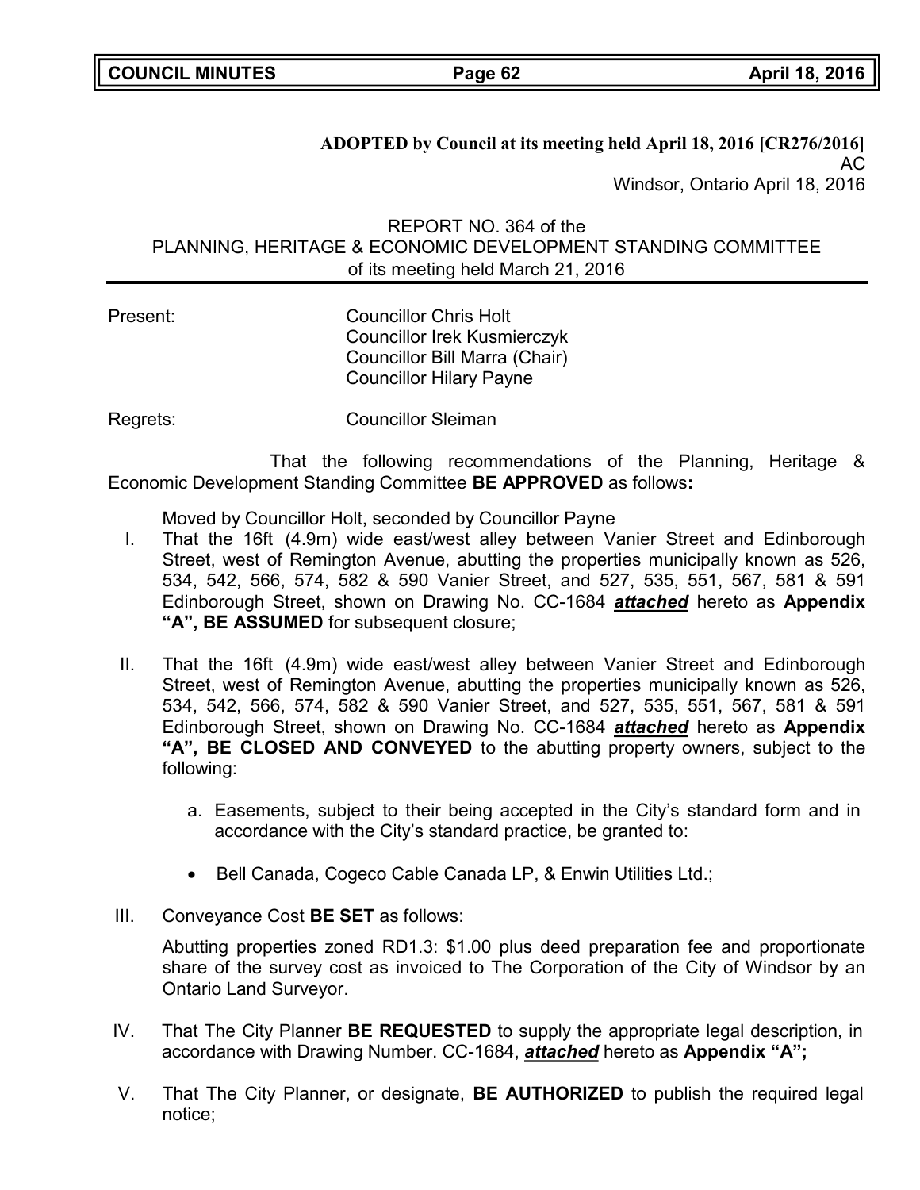**ADOPTED by Council at its meeting held April 18, 2016 [CR276/2016]**
AC
Windsor, Ontario April 18, 2016

REPORT NO. 364 of the
PLANNING, HERITAGE & ECONOMIC DEVELOPMENT STANDING COMMITTEE
of its meeting held March 21, 2016

Present: Councillor Chris Holt
Councillor Irek Kusmierczyk
Councillor Bill Marra (Chair)
Councillor Hilary Payne

Regrets: Councillor Sleiman

That the following recommendations of the Planning, Heritage & Economic Development Standing Committee **BE APPROVED** as follows**:**

Moved by Councillor Holt, seconded by Councillor Payne

I. That the 16ft (4.9m) wide east/west alley between Vanier Street and Edinborough Street, west of Remington Avenue, abutting the properties municipally known as 526, 534, 542, 566, 574, 582 & 590 Vanier Street, and 527, 535, 551, 567, 581 & 591 Edinborough Street, shown on Drawing No. CC-1684 ***attached*** hereto as **Appendix "A", BE ASSUMED** for subsequent closure;

II. That the 16ft (4.9m) wide east/west alley between Vanier Street and Edinborough Street, west of Remington Avenue, abutting the properties municipally known as 526, 534, 542, 566, 574, 582 & 590 Vanier Street, and 527, 535, 551, 567, 581 & 591 Edinborough Street, shown on Drawing No. CC-1684 ***attached*** hereto as **Appendix "A", BE CLOSED AND CONVEYED** to the abutting property owners, subject to the following:

   a. Easements, subject to their being accepted in the City's standard form and in accordance with the City's standard practice, be granted to:

   - Bell Canada, Cogeco Cable Canada LP, & Enwin Utilities Ltd.;

III. Conveyance Cost **BE SET** as follows:

   Abutting properties zoned RD1.3: $1.00 plus deed preparation fee and proportionate share of the survey cost as invoiced to The Corporation of the City of Windsor by an Ontario Land Surveyor.

IV. That The City Planner **BE REQUESTED** to supply the appropriate legal description, in accordance with Drawing Number. CC-1684, ***attached*** hereto as **Appendix "A";**

V. That The City Planner, or designate, **BE AUTHORIZED** to publish the required legal notice;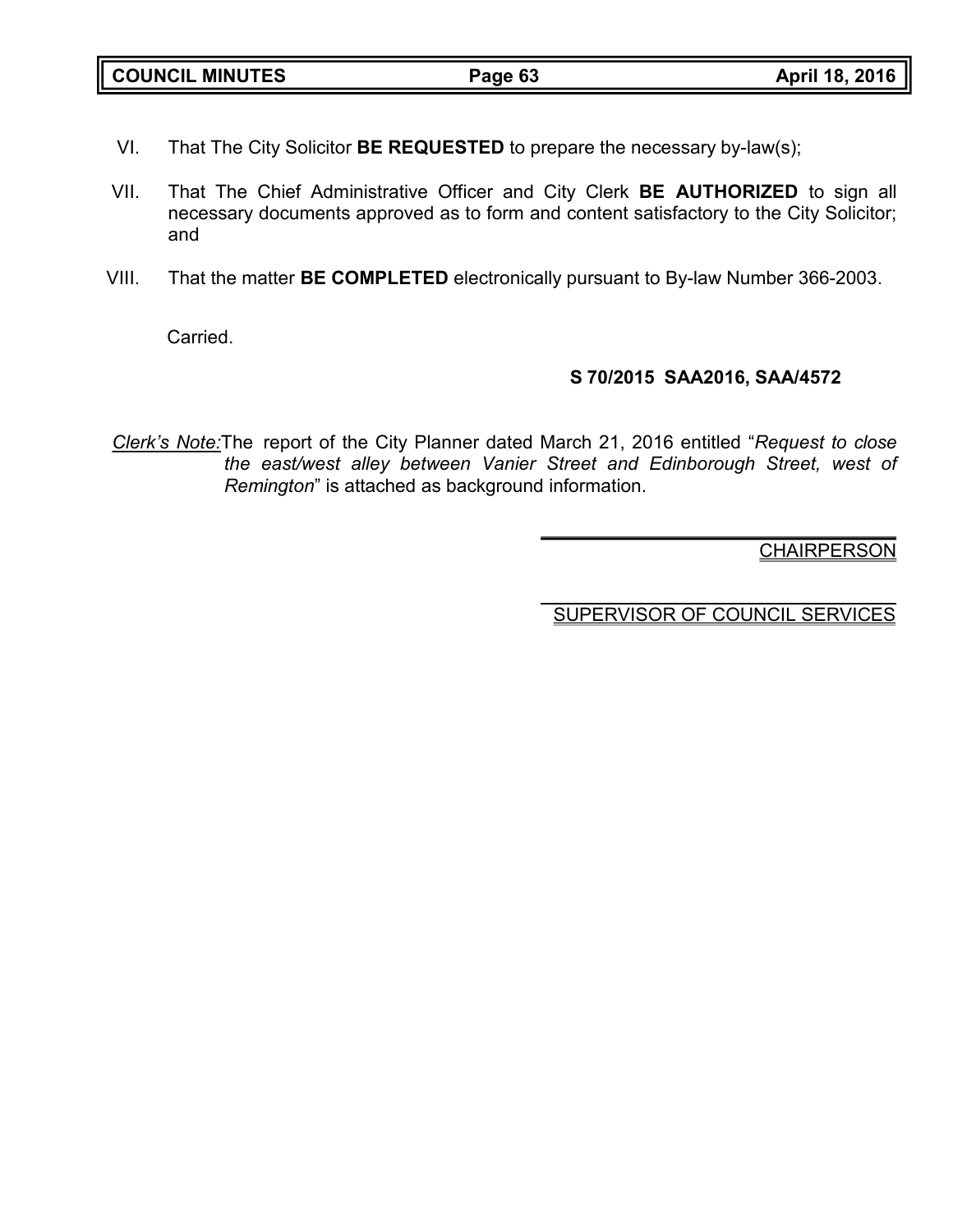VI. That The City Solicitor **BE REQUESTED** to prepare the necessary by-law(s);

VII. That The Chief Administrative Officer and City Clerk **BE AUTHORIZED** to sign all necessary documents approved as to form and content satisfactory to the City Solicitor; and

VIII. That the matter **BE COMPLETED** electronically pursuant to By-law Number 366-2003.

Carried.

**S 70/2015 SAA2016, SAA/4572**

*Clerk's Note:* The report of the City Planner dated March 21, 2016 entitled "*Request to close the east/west alley between Vanier Street and Edinborough Street, west of Remington*" is attached as background information.

CHAIRPERSON

SUPERVISOR OF COUNCIL SERVICES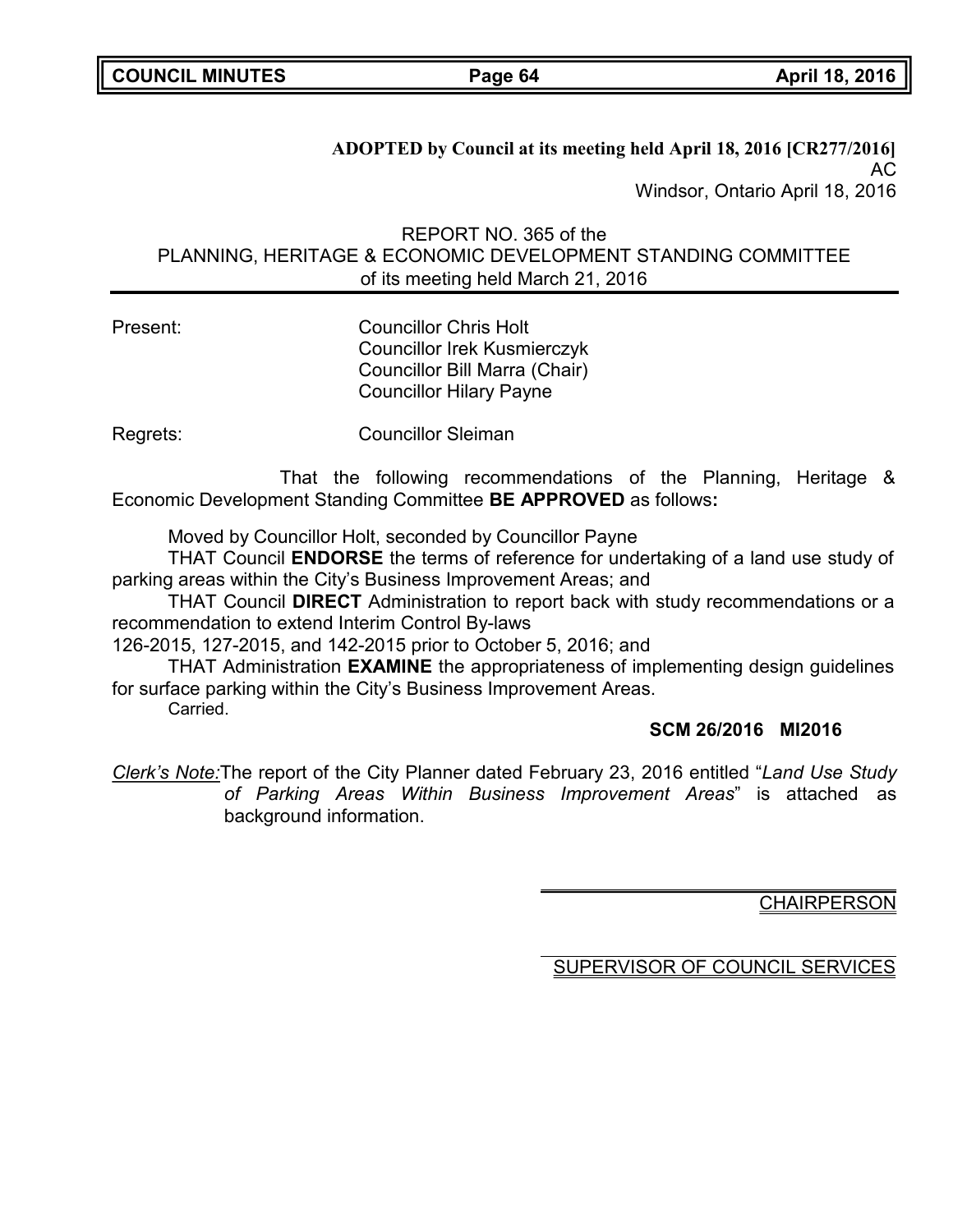**ADOPTED by Council at its meeting held April 18, 2016 [CR277/2016]**
AC
Windsor, Ontario April 18, 2016

REPORT NO. 365 of the
PLANNING, HERITAGE & ECONOMIC DEVELOPMENT STANDING COMMITTEE
of its meeting held March 21, 2016

Present: Councillor Chris Holt
Councillor Irek Kusmierczyk
Councillor Bill Marra (Chair)
Councillor Hilary Payne

Regrets: Councillor Sleiman

That the following recommendations of the Planning, Heritage & Economic Development Standing Committee **BE APPROVED** as follows**:**

Moved by Councillor Holt, seconded by Councillor Payne

THAT Council **ENDORSE** the terms of reference for undertaking of a land use study of parking areas within the City's Business Improvement Areas; and

THAT Council **DIRECT** Administration to report back with study recommendations or a recommendation to extend Interim Control By-laws
126-2015, 127-2015, and 142-2015 prior to October 5, 2016; and

THAT Administration **EXAMINE** the appropriateness of implementing design guidelines for surface parking within the City's Business Improvement Areas.

Carried.

**SCM 26/2016 MI2016**

*Clerk's Note:* The report of the City Planner dated February 23, 2016 entitled "*Land Use Study of Parking Areas Within Business Improvement Areas*" is attached as background information.

CHAIRPERSON

SUPERVISOR OF COUNCIL SERVICES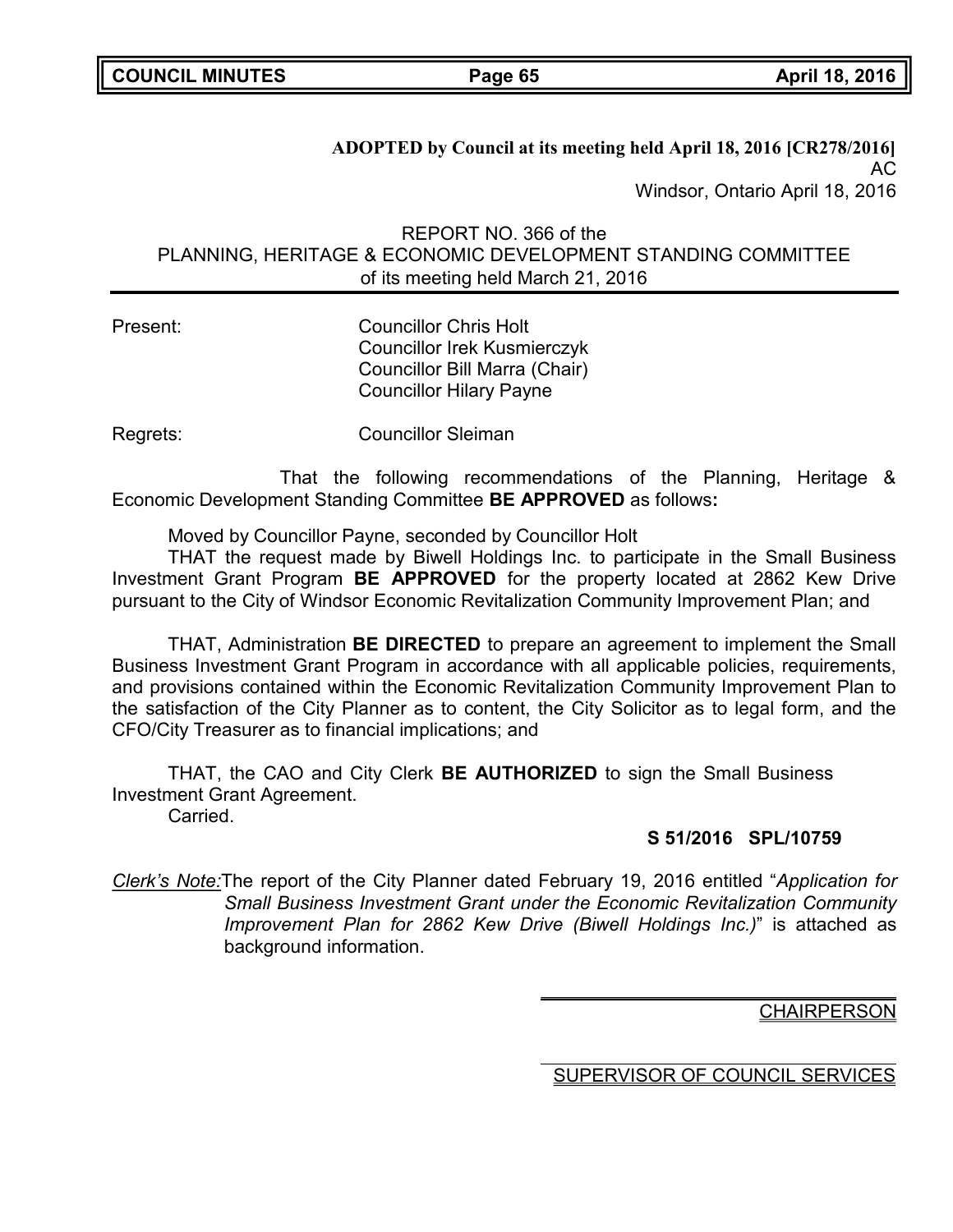**ADOPTED by Council at its meeting held April 18, 2016 [CR278/2016]**

AC

Windsor, Ontario April 18, 2016

REPORT NO. 366 of the
PLANNING, HERITAGE & ECONOMIC DEVELOPMENT STANDING COMMITTEE
of its meeting held March 21, 2016

Present: Councillor Chris Holt
Councillor Irek Kusmierczyk
Councillor Bill Marra (Chair)
Councillor Hilary Payne

Regrets: Councillor Sleiman

That the following recommendations of the Planning, Heritage & Economic Development Standing Committee **BE APPROVED** as follows**:**

Moved by Councillor Payne, seconded by Councillor Holt

THAT the request made by Biwell Holdings Inc. to participate in the Small Business Investment Grant Program **BE APPROVED** for the property located at 2862 Kew Drive pursuant to the City of Windsor Economic Revitalization Community Improvement Plan; and

THAT, Administration **BE DIRECTED** to prepare an agreement to implement the Small Business Investment Grant Program in accordance with all applicable policies, requirements, and provisions contained within the Economic Revitalization Community Improvement Plan to the satisfaction of the City Planner as to content, the City Solicitor as to legal form, and the CFO/City Treasurer as to financial implications; and

THAT, the CAO and City Clerk **BE AUTHORIZED** to sign the Small Business Investment Grant Agreement.

Carried.

**S 51/2016 SPL/10759**

*Clerk's Note:* The report of the City Planner dated February 19, 2016 entitled "*Application for Small Business Investment Grant under the Economic Revitalization Community Improvement Plan for 2862 Kew Drive (Biwell Holdings Inc.)*" is attached as background information.

CHAIRPERSON

SUPERVISOR OF COUNCIL SERVICES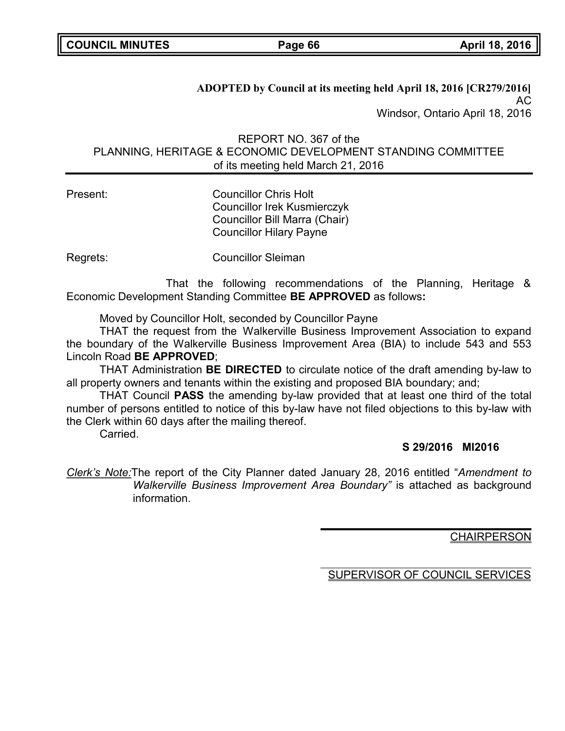**ADOPTED by Council at its meeting held April 18, 2016 [CR279/2016]**
AC
Windsor, Ontario April 18, 2016

REPORT NO. 367 of the
PLANNING, HERITAGE & ECONOMIC DEVELOPMENT STANDING COMMITTEE
of its meeting held March 21, 2016

Present: Councillor Chris Holt
Councillor Irek Kusmierczyk
Councillor Bill Marra (Chair)
Councillor Hilary Payne

Regrets: Councillor Sleiman

That the following recommendations of the Planning, Heritage & Economic Development Standing Committee **BE APPROVED** as follows**:**

Moved by Councillor Holt, seconded by Councillor Payne

THAT the request from the Walkerville Business Improvement Association to expand the boundary of the Walkerville Business Improvement Area (BIA) to include 543 and 553 Lincoln Road **BE APPROVED**;

THAT Administration **BE DIRECTED** to circulate notice of the draft amending by-law to all property owners and tenants within the existing and proposed BIA boundary; and;

THAT Council **PASS** the amending by-law provided that at least one third of the total number of persons entitled to notice of this by-law have not filed objections to this by-law with the Clerk within 60 days after the mailing thereof.

Carried.

**S 29/2016 MI2016**

*Clerk's Note:* The report of the City Planner dated January 28, 2016 entitled "*Amendment to Walkerville Business Improvement Area Boundary"* is attached as background information.

CHAIRPERSON

SUPERVISOR OF COUNCIL SERVICES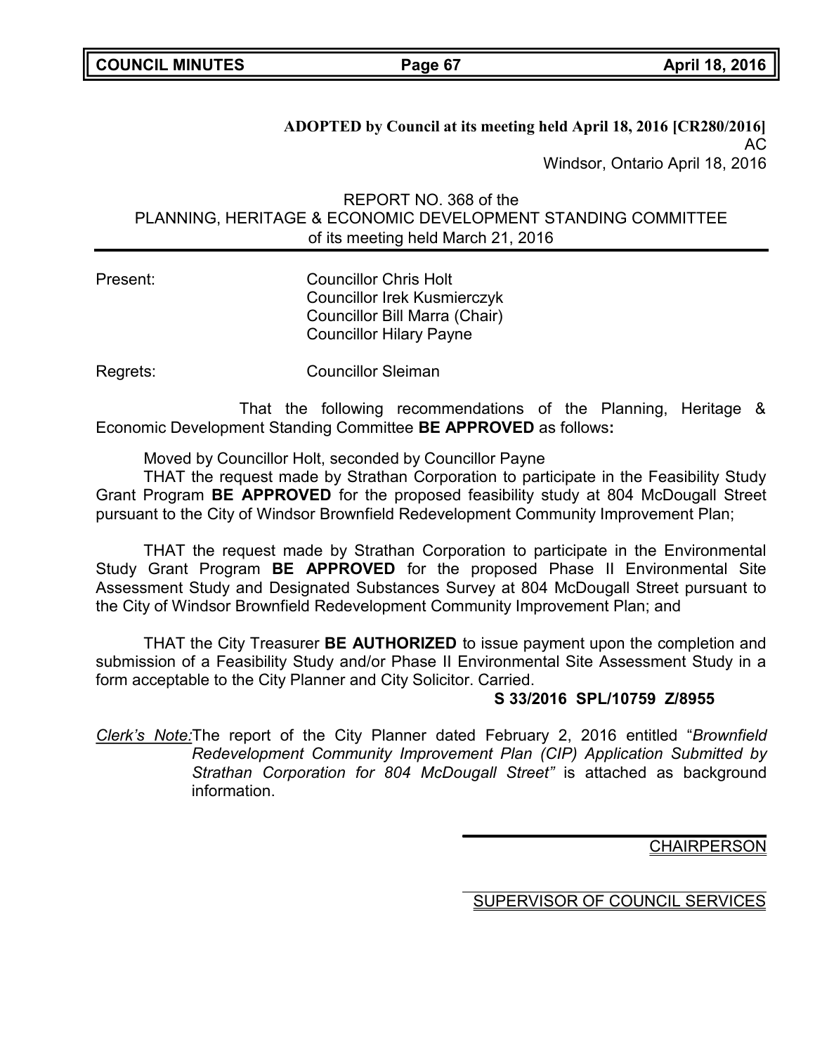**ADOPTED by Council at its meeting held April 18, 2016 [CR280/2016]**
AC
Windsor, Ontario April 18, 2016

REPORT NO. 368 of the
PLANNING, HERITAGE & ECONOMIC DEVELOPMENT STANDING COMMITTEE
of its meeting held March 21, 2016

Present: Councillor Chris Holt
Councillor Irek Kusmierczyk
Councillor Bill Marra (Chair)
Councillor Hilary Payne

Regrets: Councillor Sleiman

That the following recommendations of the Planning, Heritage & Economic Development Standing Committee **BE APPROVED** as follows**:**

Moved by Councillor Holt, seconded by Councillor Payne
THAT the request made by Strathan Corporation to participate in the Feasibility Study Grant Program **BE APPROVED** for the proposed feasibility study at 804 McDougall Street pursuant to the City of Windsor Brownfield Redevelopment Community Improvement Plan;

THAT the request made by Strathan Corporation to participate in the Environmental Study Grant Program **BE APPROVED** for the proposed Phase II Environmental Site Assessment Study and Designated Substances Survey at 804 McDougall Street pursuant to the City of Windsor Brownfield Redevelopment Community Improvement Plan; and

THAT the City Treasurer **BE AUTHORIZED** to issue payment upon the completion and submission of a Feasibility Study and/or Phase II Environmental Site Assessment Study in a form acceptable to the City Planner and City Solicitor. Carried.

**S 33/2016 SPL/10759 Z/8955**

*Clerk's Note:* The report of the City Planner dated February 2, 2016 entitled "*Brownfield Redevelopment Community Improvement Plan (CIP) Application Submitted by Strathan Corporation for 804 McDougall Street"* is attached as background information.

CHAIRPERSON

SUPERVISOR OF COUNCIL SERVICES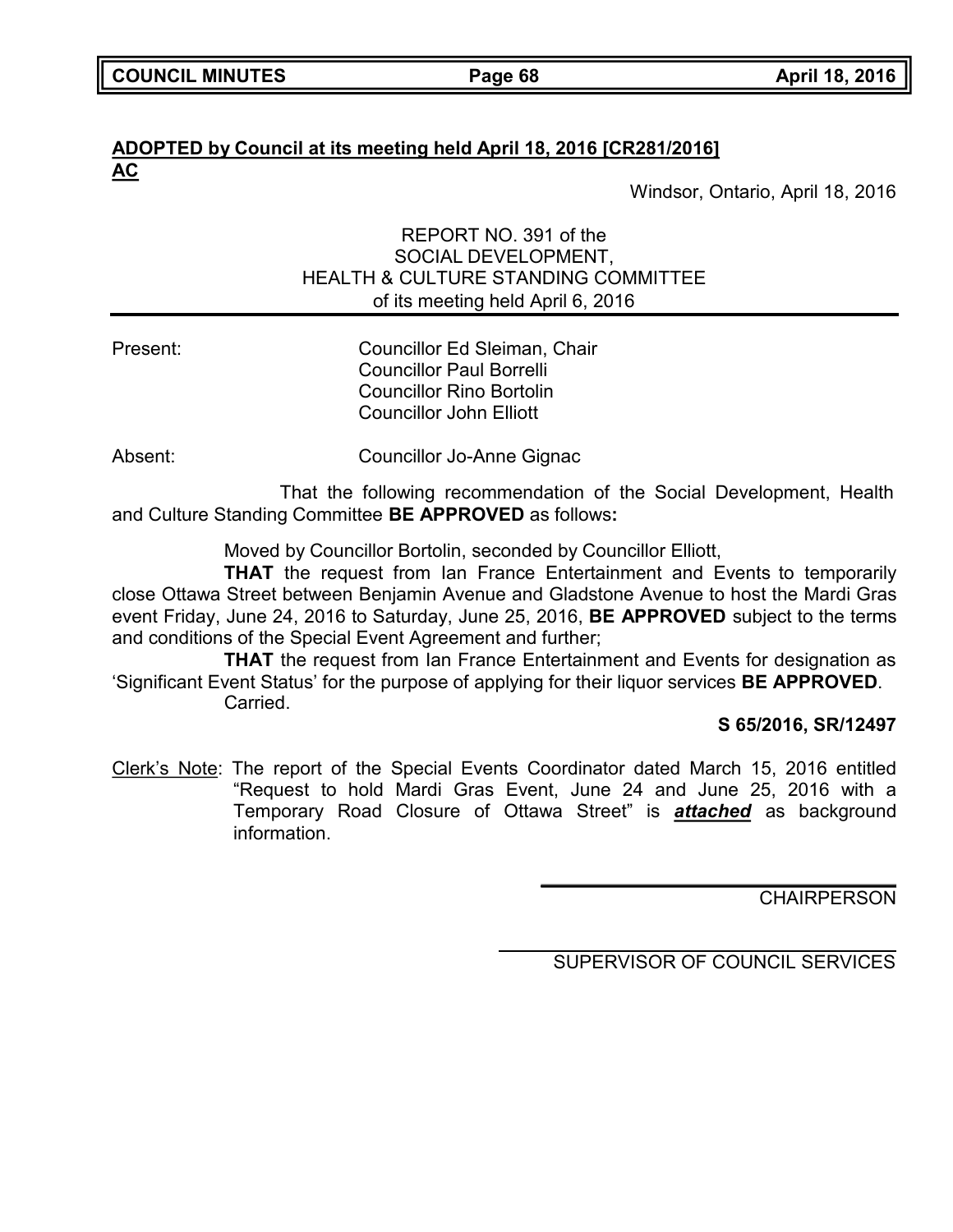**ADOPTED by Council at its meeting held April 18, 2016 [CR281/2016]**
**AC**

Windsor, Ontario, April 18, 2016

REPORT NO. 391 of the
SOCIAL DEVELOPMENT,
HEALTH & CULTURE STANDING COMMITTEE
of its meeting held April 6, 2016

Present: Councillor Ed Sleiman, Chair
Councillor Paul Borrelli
Councillor Rino Bortolin
Councillor John Elliott

Absent: Councillor Jo-Anne Gignac

That the following recommendation of the Social Development, Health and Culture Standing Committee **BE APPROVED** as follows**:**

Moved by Councillor Bortolin, seconded by Councillor Elliott,

**THAT** the request from Ian France Entertainment and Events to temporarily close Ottawa Street between Benjamin Avenue and Gladstone Avenue to host the Mardi Gras event Friday, June 24, 2016 to Saturday, June 25, 2016, **BE APPROVED** subject to the terms and conditions of the Special Event Agreement and further;

**THAT** the request from Ian France Entertainment and Events for designation as 'Significant Event Status' for the purpose of applying for their liquor services **BE APPROVED**.

Carried.

**S 65/2016, SR/12497**

Clerk's Note: The report of the Special Events Coordinator dated March 15, 2016 entitled "Request to hold Mardi Gras Event, June 24 and June 25, 2016 with a Temporary Road Closure of Ottawa Street" is ***attached*** as background information.

CHAIRPERSON

SUPERVISOR OF COUNCIL SERVICES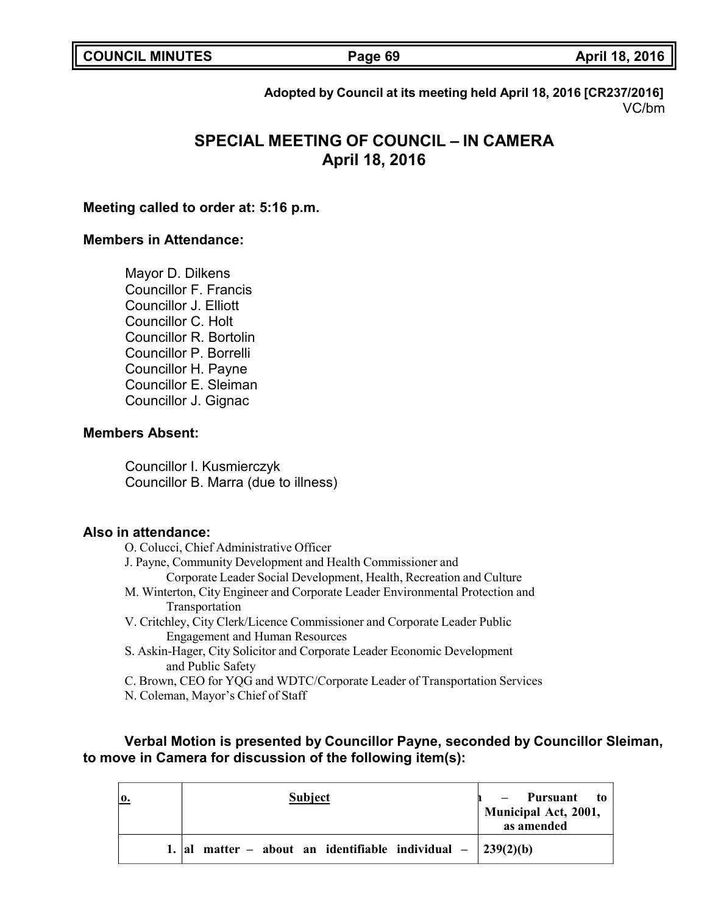**Adopted by Council at its meeting held April 18, 2016 [CR237/2016]**
VC/bm

# SPECIAL MEETING OF COUNCIL – IN CAMERA
## April 18, 2016

**Meeting called to order at: 5:16 p.m.**

**Members in Attendance:**

Mayor D. Dilkens
Councillor F. Francis
Councillor J. Elliott
Councillor C. Holt
Councillor R. Bortolin
Councillor P. Borrelli
Councillor H. Payne
Councillor E. Sleiman
Councillor J. Gignac

**Members Absent:**

Councillor I. Kusmierczyk
Councillor B. Marra (due to illness)

**Also in attendance:**

O. Colucci, Chief Administrative Officer
J. Payne, Community Development and Health Commissioner and Corporate Leader Social Development, Health, Recreation and Culture
M. Winterton, City Engineer and Corporate Leader Environmental Protection and Transportation
V. Critchley, City Clerk/Licence Commissioner and Corporate Leader Public Engagement and Human Resources
S. Askin-Hager, City Solicitor and Corporate Leader Economic Development and Public Safety
C. Brown, CEO for YQG and WDTC/Corporate Leader of Transportation Services
N. Coleman, Mayor's Chief of Staff

**Verbal Motion is presented by Councillor Payne, seconded by Councillor Sleiman, to move in Camera for discussion of the following item(s):**

| o. | Subject | – Pursuant to Municipal Act, 2001, as amended |
| --- | --- | --- |
| 1. | al matter – about an identifiable individual – | 239(2)(b) |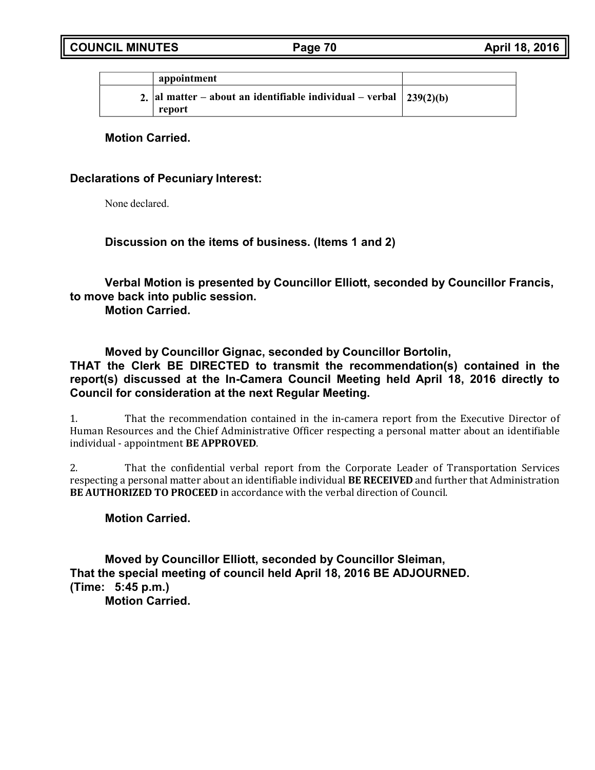| | | |
|---|---|---|
| | appointment | |
| 2. | al matter – about an identifiable individual – verbal report | 239(2)(b) |

**Motion Carried.**

**Declarations of Pecuniary Interest:**

None declared.

**Discussion on the items of business. (Items 1 and 2)**

**Verbal Motion is presented by Councillor Elliott, seconded by Councillor Francis, to move back into public session.**
**Motion Carried.**

**Moved by Councillor Gignac, seconded by Councillor Bortolin,**
**THAT the Clerk BE DIRECTED to transmit the recommendation(s) contained in the report(s) discussed at the In-Camera Council Meeting held April 18, 2016 directly to Council for consideration at the next Regular Meeting.**

1. That the recommendation contained in the in-camera report from the Executive Director of Human Resources and the Chief Administrative Officer respecting a personal matter about an identifiable individual - appointment **BE APPROVED**.

2. That the confidential verbal report from the Corporate Leader of Transportation Services respecting a personal matter about an identifiable individual **BE RECEIVED** and further that Administration **BE AUTHORIZED TO PROCEED** in accordance with the verbal direction of Council.

**Motion Carried.**

**Moved by Councillor Elliott, seconded by Councillor Sleiman,**
**That the special meeting of council held April 18, 2016 BE ADJOURNED.**
**(Time: 5:45 p.m.)**
**Motion Carried.**